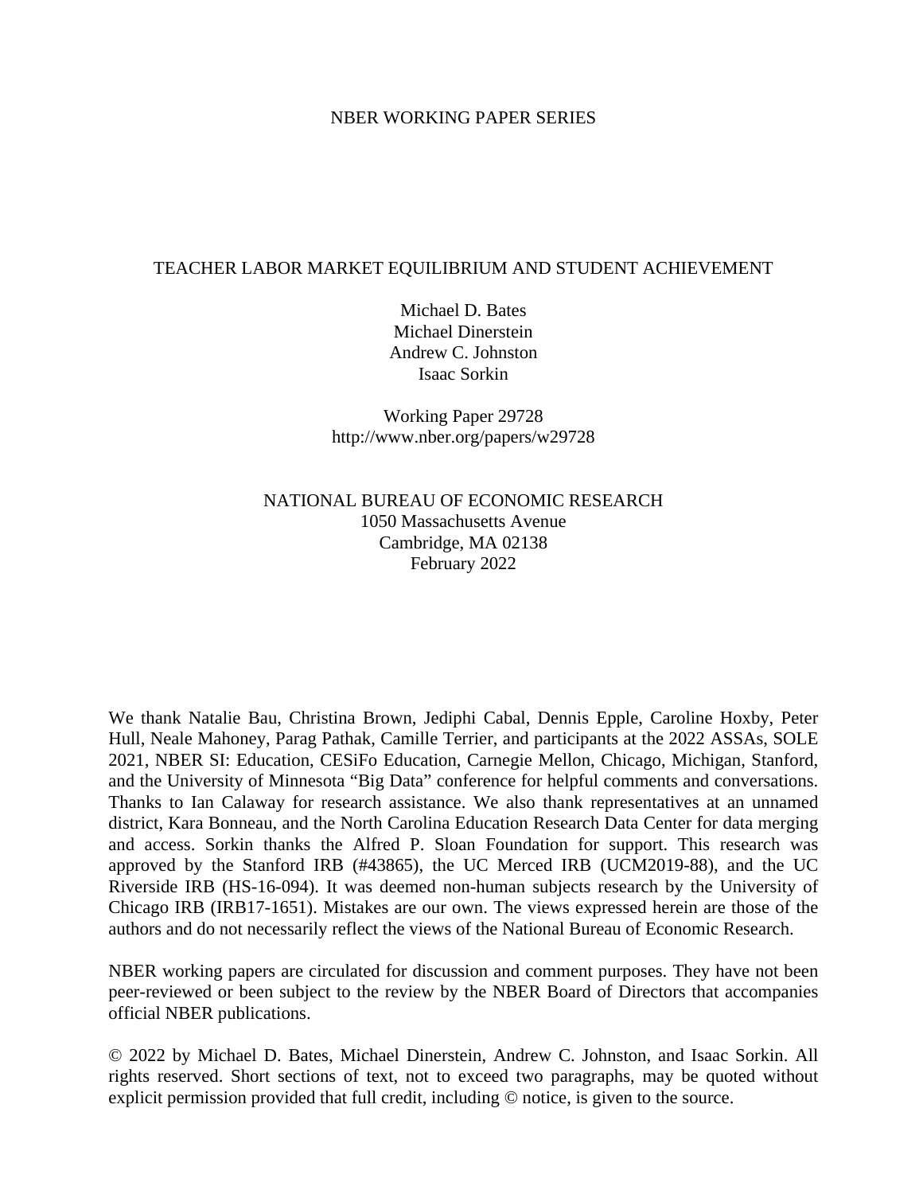NBER WORKING PAPER SERIES

# TEACHER LABOR MARKET EQUILIBRIUM AND STUDENT ACHIEVEMENT

Michael D. Bates
Michael Dinerstein
Andrew C. Johnston
Isaac Sorkin

Working Paper 29728
http://www.nber.org/papers/w29728

NATIONAL BUREAU OF ECONOMIC RESEARCH
1050 Massachusetts Avenue
Cambridge, MA 02138
February 2022

We thank Natalie Bau, Christina Brown, Jediphi Cabal, Dennis Epple, Caroline Hoxby, Peter Hull, Neale Mahoney, Parag Pathak, Camille Terrier, and participants at the 2022 ASSAs, SOLE 2021, NBER SI: Education, CESiFo Education, Carnegie Mellon, Chicago, Michigan, Stanford, and the University of Minnesota "Big Data" conference for helpful comments and conversations. Thanks to Ian Calaway for research assistance. We also thank representatives at an unnamed district, Kara Bonneau, and the North Carolina Education Research Data Center for data merging and access. Sorkin thanks the Alfred P. Sloan Foundation for support. This research was approved by the Stanford IRB (#43865), the UC Merced IRB (UCM2019-88), and the UC Riverside IRB (HS-16-094). It was deemed non-human subjects research by the University of Chicago IRB (IRB17-1651). Mistakes are our own. The views expressed herein are those of the authors and do not necessarily reflect the views of the National Bureau of Economic Research.

NBER working papers are circulated for discussion and comment purposes. They have not been peer-reviewed or been subject to the review by the NBER Board of Directors that accompanies official NBER publications.

© 2022 by Michael D. Bates, Michael Dinerstein, Andrew C. Johnston, and Isaac Sorkin. All rights reserved. Short sections of text, not to exceed two paragraphs, may be quoted without explicit permission provided that full credit, including © notice, is given to the source.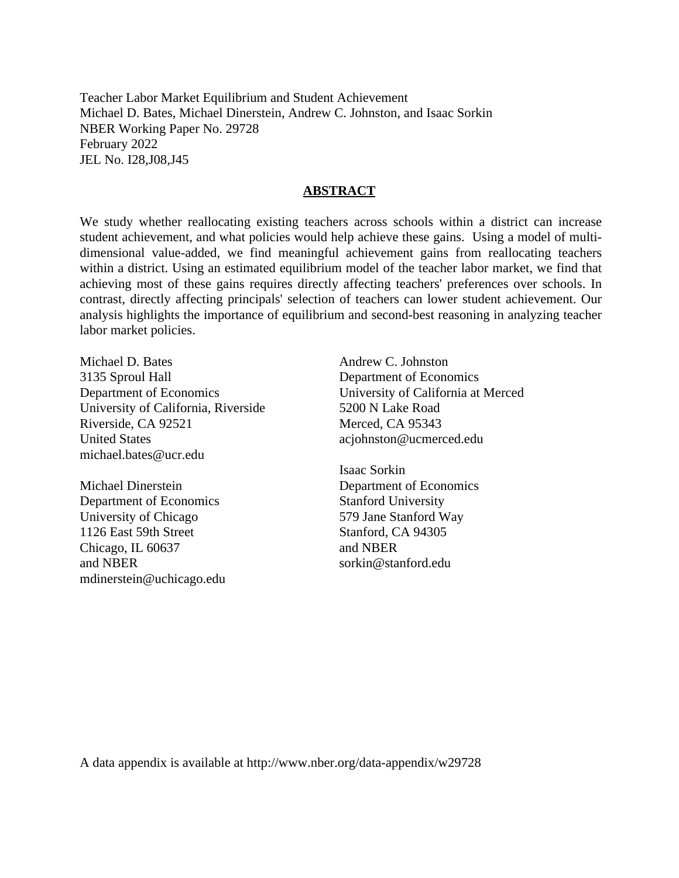Teacher Labor Market Equilibrium and Student Achievement
Michael D. Bates, Michael Dinerstein, Andrew C. Johnston, and Isaac Sorkin
NBER Working Paper No. 29728
February 2022
JEL No. I28,J08,J45

## ABSTRACT

We study whether reallocating existing teachers across schools within a district can increase student achievement, and what policies would help achieve these gains. Using a model of multi-dimensional value-added, we find meaningful achievement gains from reallocating teachers within a district. Using an estimated equilibrium model of the teacher labor market, we find that achieving most of these gains requires directly affecting teachers' preferences over schools. In contrast, directly affecting principals' selection of teachers can lower student achievement. Our analysis highlights the importance of equilibrium and second-best reasoning in analyzing teacher labor market policies.

Michael D. Bates
3135 Sproul Hall
Department of Economics
University of California, Riverside
Riverside, CA 92521
United States
michael.bates@ucr.edu

Michael Dinerstein
Department of Economics
University of Chicago
1126 East 59th Street
Chicago, IL 60637
and NBER
mdinerstein@uchicago.edu

Andrew C. Johnston
Department of Economics
University of California at Merced
5200 N Lake Road
Merced, CA 95343
acjohnston@ucmerced.edu

Isaac Sorkin
Department of Economics
Stanford University
579 Jane Stanford Way
Stanford, CA 94305
and NBER
sorkin@stanford.edu

A data appendix is available at http://www.nber.org/data-appendix/w29728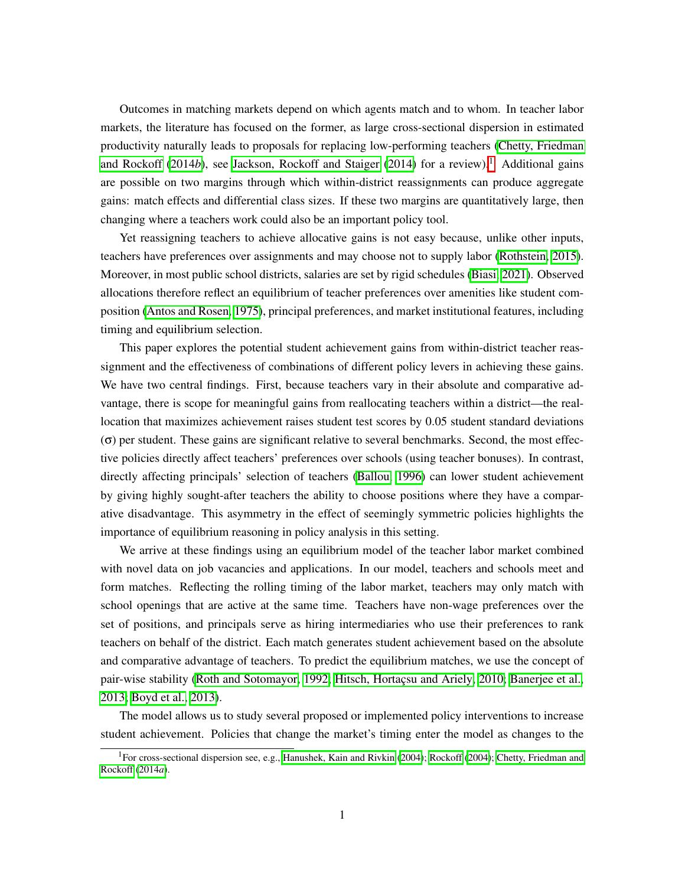Outcomes in matching markets depend on which agents match and to whom. In teacher labor markets, the literature has focused on the former, as large cross-sectional dispersion in estimated productivity naturally leads to proposals for replacing low-performing teachers (Chetty, Friedman and Rockoff (2014*b*), see Jackson, Rockoff and Staiger (2014) for a review).[1] Additional gains are possible on two margins through which within-district reassignments can produce aggregate gains: match effects and differential class sizes. If these two margins are quantitatively large, then changing where a teachers work could also be an important policy tool.

Yet reassigning teachers to achieve allocative gains is not easy because, unlike other inputs, teachers have preferences over assignments and may choose not to supply labor (Rothstein, 2015). Moreover, in most public school districts, salaries are set by rigid schedules (Biasi, 2021). Observed allocations therefore reflect an equilibrium of teacher preferences over amenities like student composition (Antos and Rosen, 1975), principal preferences, and market institutional features, including timing and equilibrium selection.

This paper explores the potential student achievement gains from within-district teacher reassignment and the effectiveness of combinations of different policy levers in achieving these gains. We have two central findings. First, because teachers vary in their absolute and comparative advantage, there is scope for meaningful gains from reallocating teachers within a district—the reallocation that maximizes achievement raises student test scores by 0.05 student standard deviations ($\sigma$) per student. These gains are significant relative to several benchmarks. Second, the most effective policies directly affect teachers' preferences over schools (using teacher bonuses). In contrast, directly affecting principals' selection of teachers (Ballou, 1996) can lower student achievement by giving highly sought-after teachers the ability to choose positions where they have a comparative disadvantage. This asymmetry in the effect of seemingly symmetric policies highlights the importance of equilibrium reasoning in policy analysis in this setting.

We arrive at these findings using an equilibrium model of the teacher labor market combined with novel data on job vacancies and applications. In our model, teachers and schools meet and form matches. Reflecting the rolling timing of the labor market, teachers may only match with school openings that are active at the same time. Teachers have non-wage preferences over the set of positions, and principals serve as hiring intermediaries who use their preferences to rank teachers on behalf of the district. Each match generates student achievement based on the absolute and comparative advantage of teachers. To predict the equilibrium matches, we use the concept of pair-wise stability (Roth and Sotomayor, 1992; Hitsch, Hortaçsu and Ariely, 2010; Banerjee et al., 2013; Boyd et al., 2013).

The model allows us to study several proposed or implemented policy interventions to increase student achievement. Policies that change the market's timing enter the model as changes to the

[1] For cross-sectional dispersion see, e.g., Hanushek, Kain and Rivkin (2004); Rockoff (2004); Chetty, Friedman and Rockoff (2014*a*).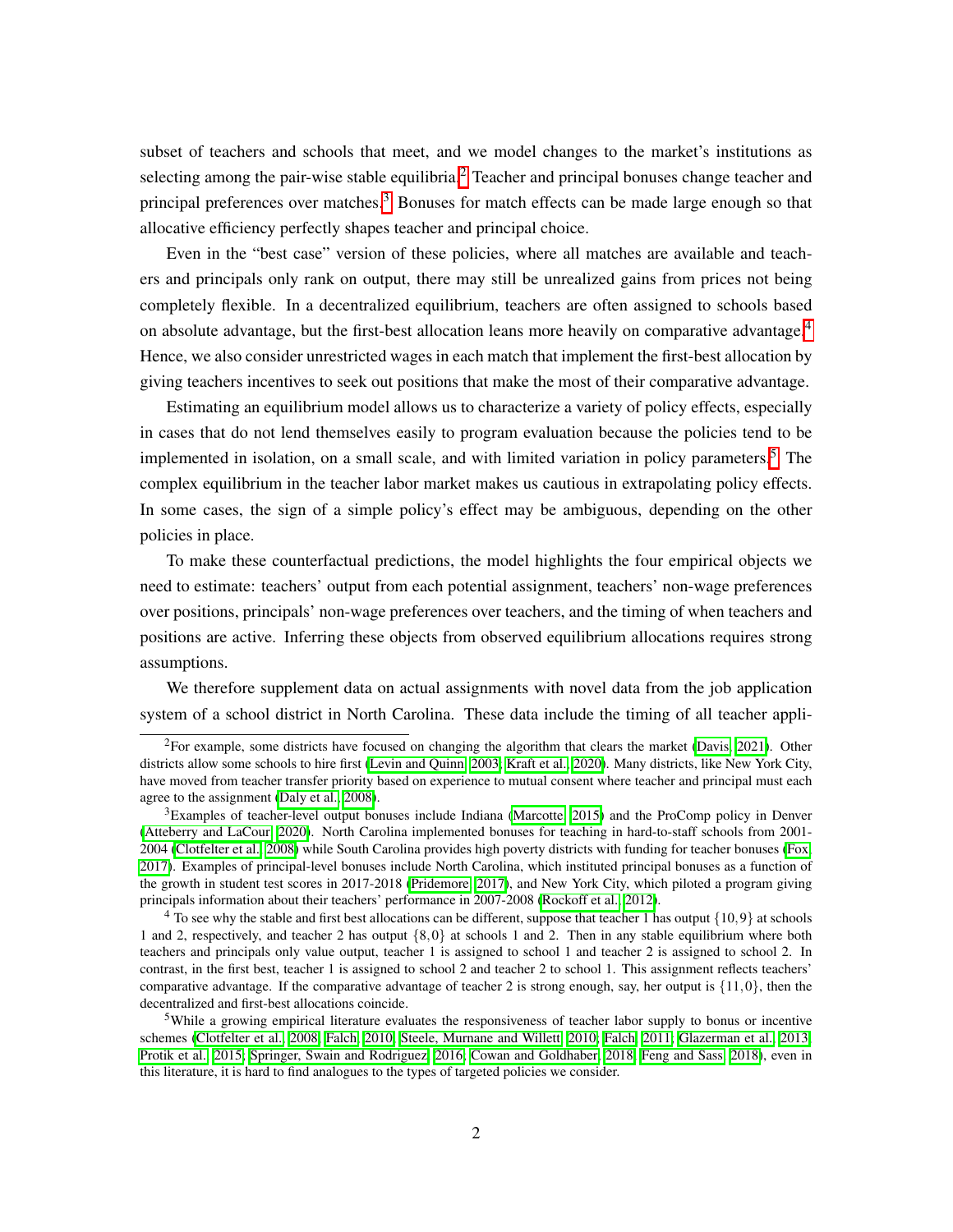subset of teachers and schools that meet, and we model changes to the market's institutions as selecting among the pair-wise stable equilibria.[2] Teacher and principal bonuses change teacher and principal preferences over matches.[3] Bonuses for match effects can be made large enough so that allocative efficiency perfectly shapes teacher and principal choice.

Even in the "best case" version of these policies, where all matches are available and teachers and principals only rank on output, there may still be unrealized gains from prices not being completely flexible. In a decentralized equilibrium, teachers are often assigned to schools based on absolute advantage, but the first-best allocation leans more heavily on comparative advantage.[4] Hence, we also consider unrestricted wages in each match that implement the first-best allocation by giving teachers incentives to seek out positions that make the most of their comparative advantage.

Estimating an equilibrium model allows us to characterize a variety of policy effects, especially in cases that do not lend themselves easily to program evaluation because the policies tend to be implemented in isolation, on a small scale, and with limited variation in policy parameters.[5] The complex equilibrium in the teacher labor market makes us cautious in extrapolating policy effects. In some cases, the sign of a simple policy's effect may be ambiguous, depending on the other policies in place.

To make these counterfactual predictions, the model highlights the four empirical objects we need to estimate: teachers' output from each potential assignment, teachers' non-wage preferences over positions, principals' non-wage preferences over teachers, and the timing of when teachers and positions are active. Inferring these objects from observed equilibrium allocations requires strong assumptions.

We therefore supplement data on actual assignments with novel data from the job application system of a school district in North Carolina. These data include the timing of all teacher appli-

[2] For example, some districts have focused on changing the algorithm that clears the market (Davis, 2021). Other districts allow some schools to hire first (Levin and Quinn, 2003; Kraft et al., 2020). Many districts, like New York City, have moved from teacher transfer priority based on experience to mutual consent where teacher and principal must each agree to the assignment (Daly et al., 2008).

[3] Examples of teacher-level output bonuses include Indiana (Marcotte, 2015) and the ProComp policy in Denver (Atteberry and LaCour, 2020). North Carolina implemented bonuses for teaching in hard-to-staff schools from 2001-2004 (Clotfelter et al., 2008) while South Carolina provides high poverty districts with funding for teacher bonuses (Fox, 2017). Examples of principal-level bonuses include North Carolina, which instituted principal bonuses as a function of the growth in student test scores in 2017-2018 (Pridemore, 2017), and New York City, which piloted a program giving principals information about their teachers' performance in 2007-2008 (Rockoff et al., 2012).

[4] To see why the stable and first best allocations can be different, suppose that teacher 1 has output $\{10,9\}$ at schools 1 and 2, respectively, and teacher 2 has output $\{8,0\}$ at schools 1 and 2. Then in any stable equilibrium where both teachers and principals only value output, teacher 1 is assigned to school 1 and teacher 2 is assigned to school 2. In contrast, in the first best, teacher 1 is assigned to school 2 and teacher 2 to school 1. This assignment reflects teachers' comparative advantage. If the comparative advantage of teacher 2 is strong enough, say, her output is $\{11,0\}$, then the decentralized and first-best allocations coincide.

[5] While a growing empirical literature evaluates the responsiveness of teacher labor supply to bonus or incentive schemes (Clotfelter et al., 2008; Falch, 2010; Steele, Murnane and Willett, 2010; Falch, 2011; Glazerman et al., 2013; Protik et al., 2015; Springer, Swain and Rodriguez, 2016; Cowan and Goldhaber, 2018; Feng and Sass, 2018), even in this literature, it is hard to find analogues to the types of targeted policies we consider.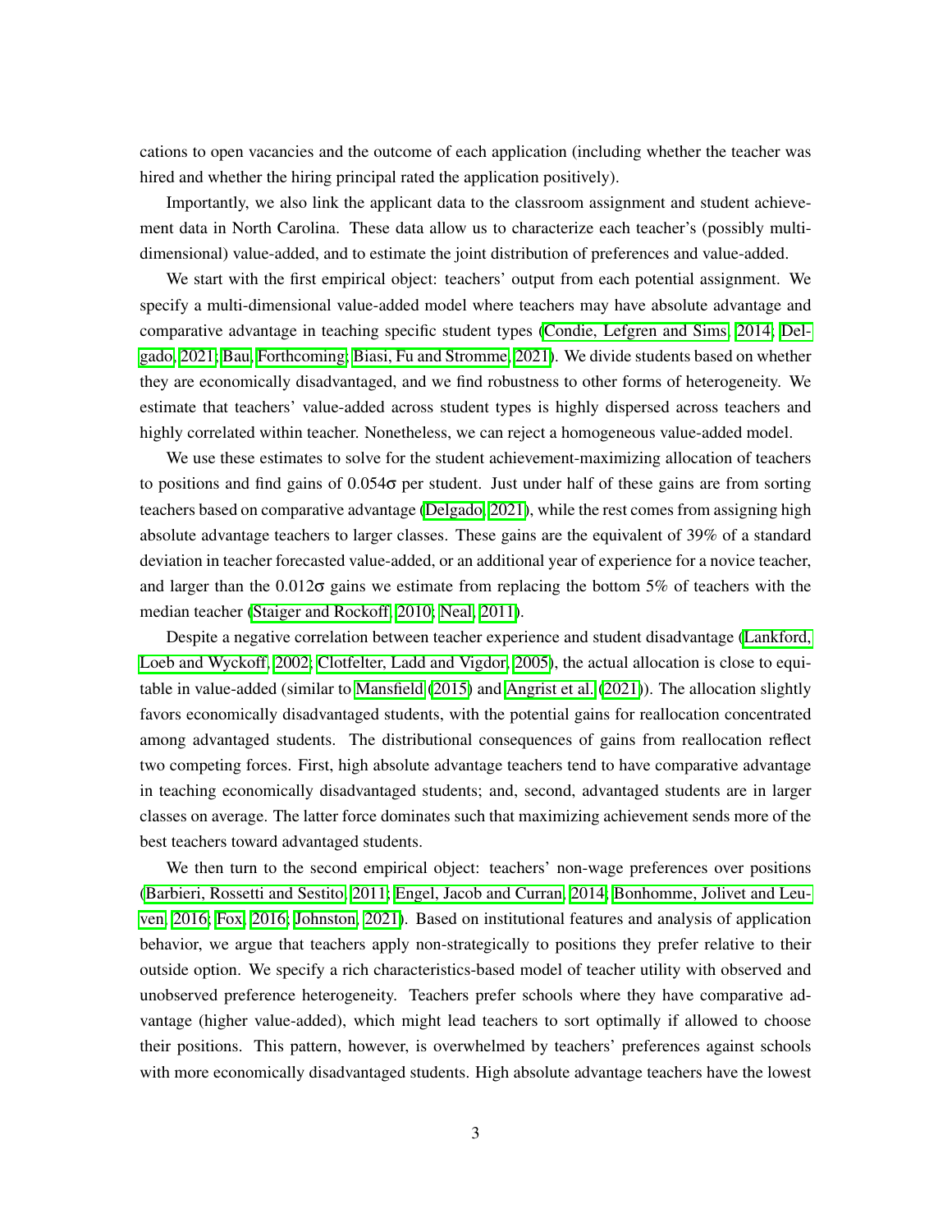cations to open vacancies and the outcome of each application (including whether the teacher was hired and whether the hiring principal rated the application positively).

Importantly, we also link the applicant data to the classroom assignment and student achievement data in North Carolina. These data allow us to characterize each teacher's (possibly multi-dimensional) value-added, and to estimate the joint distribution of preferences and value-added.

We start with the first empirical object: teachers' output from each potential assignment. We specify a multi-dimensional value-added model where teachers may have absolute advantage and comparative advantage in teaching specific student types (Condie, Lefgren and Sims, 2014; Delgado, 2021; Bau, Forthcoming; Biasi, Fu and Stromme, 2021). We divide students based on whether they are economically disadvantaged, and we find robustness to other forms of heterogeneity. We estimate that teachers' value-added across student types is highly dispersed across teachers and highly correlated within teacher. Nonetheless, we can reject a homogeneous value-added model.

We use these estimates to solve for the student achievement-maximizing allocation of teachers to positions and find gains of $0.054\sigma$ per student. Just under half of these gains are from sorting teachers based on comparative advantage (Delgado, 2021), while the rest comes from assigning high absolute advantage teachers to larger classes. These gains are the equivalent of 39% of a standard deviation in teacher forecasted value-added, or an additional year of experience for a novice teacher, and larger than the $0.012\sigma$ gains we estimate from replacing the bottom 5% of teachers with the median teacher (Staiger and Rockoff, 2010; Neal, 2011).

Despite a negative correlation between teacher experience and student disadvantage (Lankford, Loeb and Wyckoff, 2002; Clotfelter, Ladd and Vigdor, 2005), the actual allocation is close to equitable in value-added (similar to Mansfield (2015) and Angrist et al. (2021)). The allocation slightly favors economically disadvantaged students, with the potential gains for reallocation concentrated among advantaged students. The distributional consequences of gains from reallocation reflect two competing forces. First, high absolute advantage teachers tend to have comparative advantage in teaching economically disadvantaged students; and, second, advantaged students are in larger classes on average. The latter force dominates such that maximizing achievement sends more of the best teachers toward advantaged students.

We then turn to the second empirical object: teachers' non-wage preferences over positions (Barbieri, Rossetti and Sestito, 2011; Engel, Jacob and Curran, 2014; Bonhomme, Jolivet and Leuven, 2016; Fox, 2016; Johnston, 2021). Based on institutional features and analysis of application behavior, we argue that teachers apply non-strategically to positions they prefer relative to their outside option. We specify a rich characteristics-based model of teacher utility with observed and unobserved preference heterogeneity. Teachers prefer schools where they have comparative advantage (higher value-added), which might lead teachers to sort optimally if allowed to choose their positions. This pattern, however, is overwhelmed by teachers' preferences against schools with more economically disadvantaged students. High absolute advantage teachers have the lowest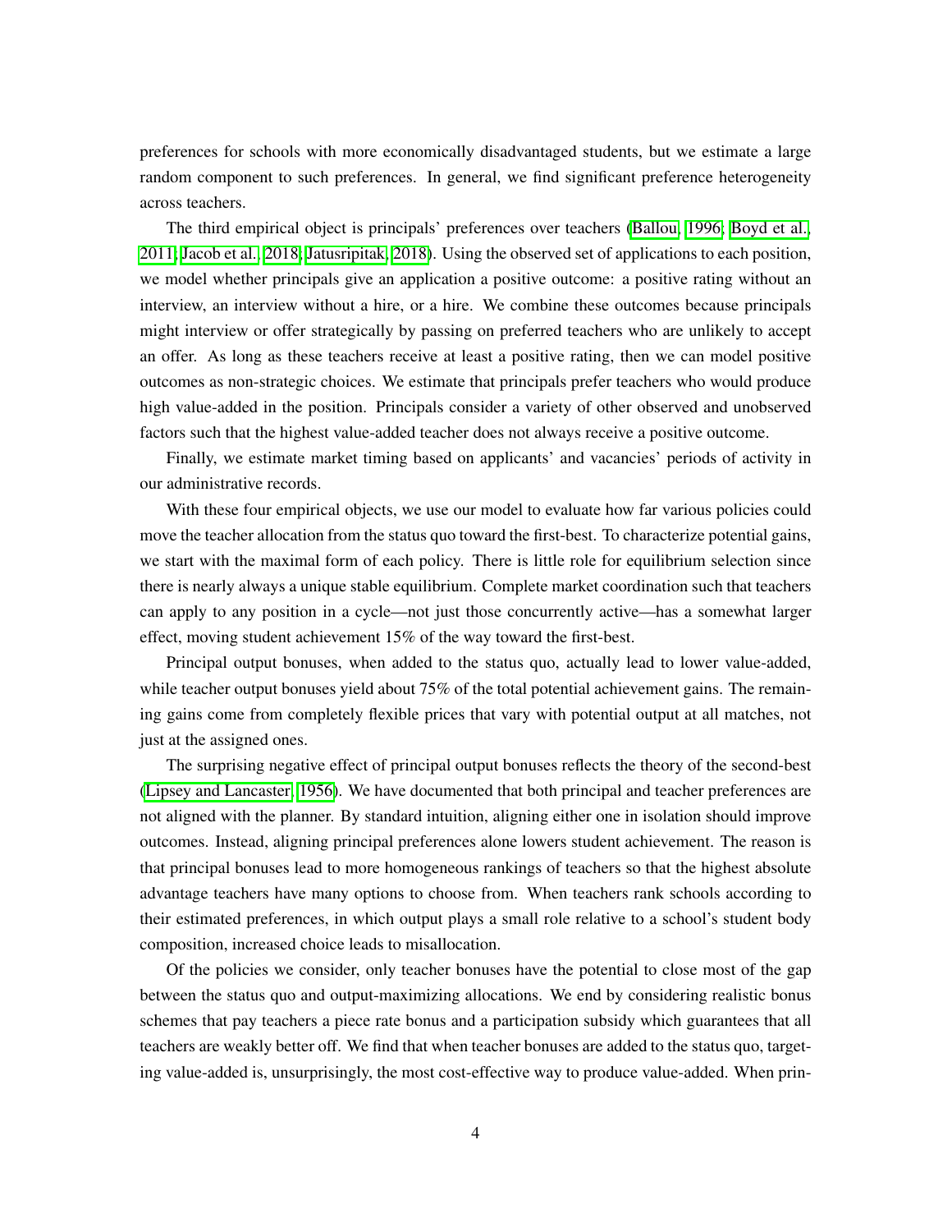preferences for schools with more economically disadvantaged students, but we estimate a large random component to such preferences. In general, we find significant preference heterogeneity across teachers.

The third empirical object is principals' preferences over teachers (Ballou, 1996; Boyd et al., 2011; Jacob et al., 2018; Jatusripitak, 2018). Using the observed set of applications to each position, we model whether principals give an application a positive outcome: a positive rating without an interview, an interview without a hire, or a hire. We combine these outcomes because principals might interview or offer strategically by passing on preferred teachers who are unlikely to accept an offer. As long as these teachers receive at least a positive rating, then we can model positive outcomes as non-strategic choices. We estimate that principals prefer teachers who would produce high value-added in the position. Principals consider a variety of other observed and unobserved factors such that the highest value-added teacher does not always receive a positive outcome.

Finally, we estimate market timing based on applicants' and vacancies' periods of activity in our administrative records.

With these four empirical objects, we use our model to evaluate how far various policies could move the teacher allocation from the status quo toward the first-best. To characterize potential gains, we start with the maximal form of each policy. There is little role for equilibrium selection since there is nearly always a unique stable equilibrium. Complete market coordination such that teachers can apply to any position in a cycle—not just those concurrently active—has a somewhat larger effect, moving student achievement 15% of the way toward the first-best.

Principal output bonuses, when added to the status quo, actually lead to lower value-added, while teacher output bonuses yield about 75% of the total potential achievement gains. The remaining gains come from completely flexible prices that vary with potential output at all matches, not just at the assigned ones.

The surprising negative effect of principal output bonuses reflects the theory of the second-best (Lipsey and Lancaster, 1956). We have documented that both principal and teacher preferences are not aligned with the planner. By standard intuition, aligning either one in isolation should improve outcomes. Instead, aligning principal preferences alone lowers student achievement. The reason is that principal bonuses lead to more homogeneous rankings of teachers so that the highest absolute advantage teachers have many options to choose from. When teachers rank schools according to their estimated preferences, in which output plays a small role relative to a school's student body composition, increased choice leads to misallocation.

Of the policies we consider, only teacher bonuses have the potential to close most of the gap between the status quo and output-maximizing allocations. We end by considering realistic bonus schemes that pay teachers a piece rate bonus and a participation subsidy which guarantees that all teachers are weakly better off. We find that when teacher bonuses are added to the status quo, targeting value-added is, unsurprisingly, the most cost-effective way to produce value-added. When prin-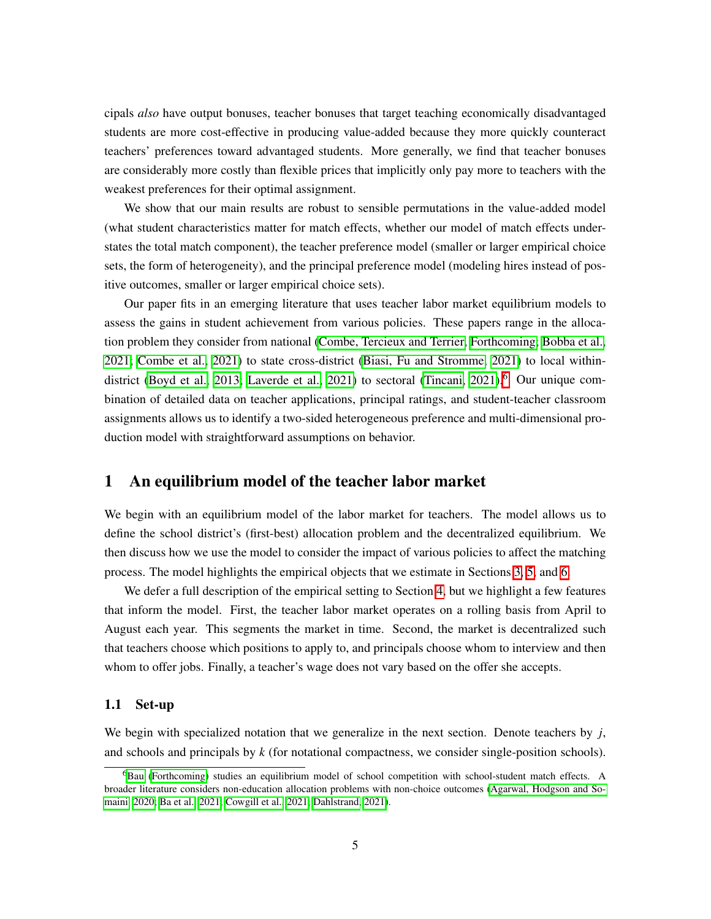cipals *also* have output bonuses, teacher bonuses that target teaching economically disadvantaged students are more cost-effective in producing value-added because they more quickly counteract teachers' preferences toward advantaged students. More generally, we find that teacher bonuses are considerably more costly than flexible prices that implicitly only pay more to teachers with the weakest preferences for their optimal assignment.

We show that our main results are robust to sensible permutations in the value-added model (what student characteristics matter for match effects, whether our model of match effects understates the total match component), the teacher preference model (smaller or larger empirical choice sets, the form of heterogeneity), and the principal preference model (modeling hires instead of positive outcomes, smaller or larger empirical choice sets).

Our paper fits in an emerging literature that uses teacher labor market equilibrium models to assess the gains in student achievement from various policies. These papers range in the allocation problem they consider from national (Combe, Tercieux and Terrier, Forthcoming; Bobba et al., 2021; Combe et al., 2021) to state cross-district (Biasi, Fu and Stromme, 2021) to local within-district (Boyd et al., 2013; Laverde et al., 2021) to sectoral (Tincani, 2021).[6] Our unique combination of detailed data on teacher applications, principal ratings, and student-teacher classroom assignments allows us to identify a two-sided heterogeneous preference and multi-dimensional production model with straightforward assumptions on behavior.

# 1 An equilibrium model of the teacher labor market

We begin with an equilibrium model of the labor market for teachers. The model allows us to define the school district's (first-best) allocation problem and the decentralized equilibrium. We then discuss how we use the model to consider the impact of various policies to affect the matching process. The model highlights the empirical objects that we estimate in Sections 3, 5, and 6.

We defer a full description of the empirical setting to Section 4, but we highlight a few features that inform the model. First, the teacher labor market operates on a rolling basis from April to August each year. This segments the market in time. Second, the market is decentralized such that teachers choose which positions to apply to, and principals choose whom to interview and then whom to offer jobs. Finally, a teacher's wage does not vary based on the offer she accepts.

## 1.1 Set-up

We begin with specialized notation that we generalize in the next section. Denote teachers by $j$, and schools and principals by $k$ (for notational compactness, we consider single-position schools).

[6] Bau (Forthcoming) studies an equilibrium model of school competition with school-student match effects. A broader literature considers non-education allocation problems with non-choice outcomes (Agarwal, Hodgson and Somaini, 2020; Ba et al., 2021; Cowgill et al., 2021; Dahlstrand, 2021).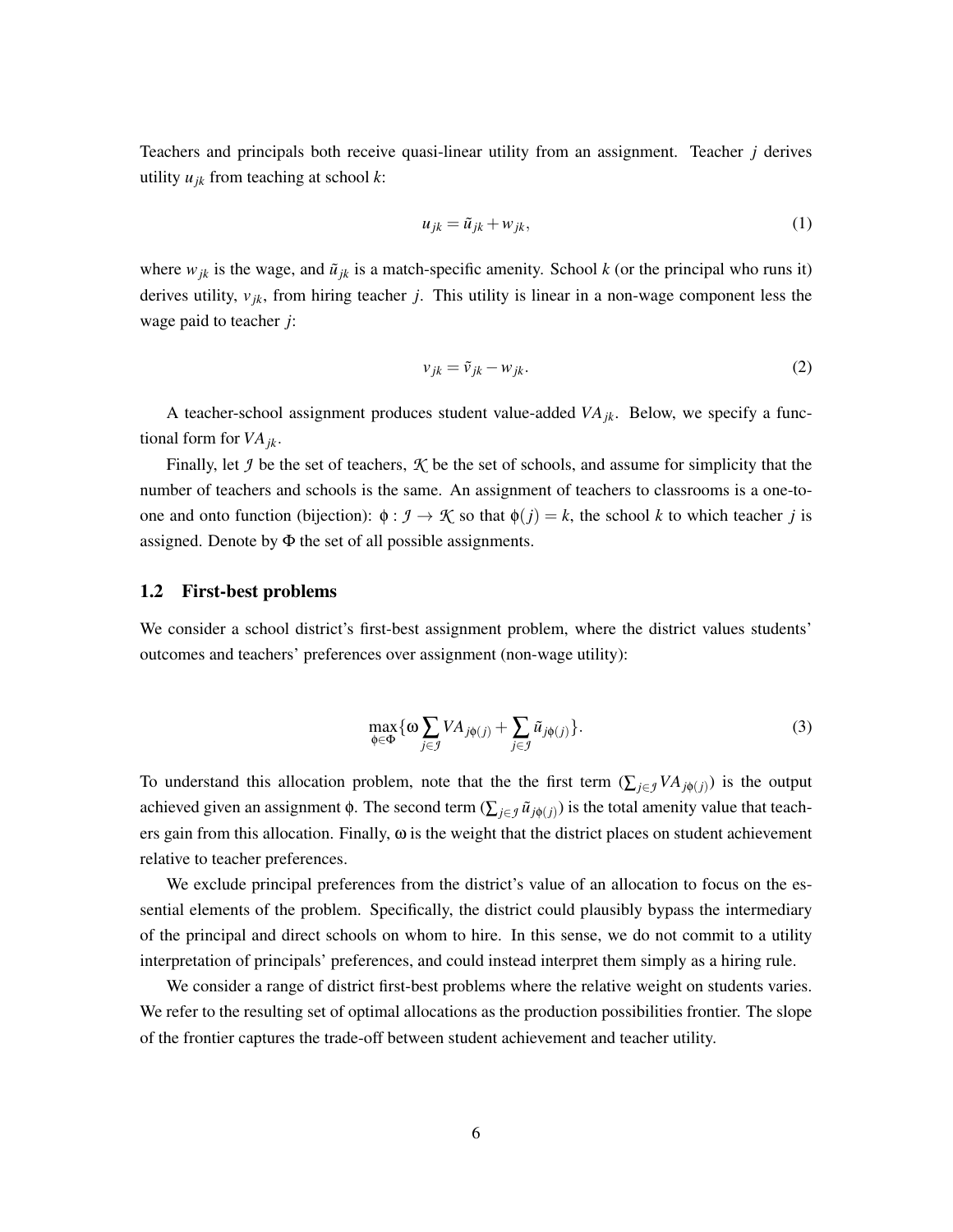Teachers and principals both receive quasi-linear utility from an assignment. Teacher $j$ derives utility $u_{jk}$ from teaching at school $k$:

$$u_{jk} = \tilde{u}_{jk} + w_{jk}, \tag{1}$$

where $w_{jk}$ is the wage, and $\tilde{u}_{jk}$ is a match-specific amenity. School $k$ (or the principal who runs it) derives utility, $v_{jk}$, from hiring teacher $j$. This utility is linear in a non-wage component less the wage paid to teacher $j$:

$$v_{jk} = \tilde{v}_{jk} - w_{jk}. \tag{2}$$

A teacher-school assignment produces student value-added $VA_{jk}$. Below, we specify a functional form for $VA_{jk}$.

Finally, let $\mathcal{J}$ be the set of teachers, $\mathcal{K}$ be the set of schools, and assume for simplicity that the number of teachers and schools is the same. An assignment of teachers to classrooms is a one-to-one and onto function (bijection): $\phi : \mathcal{J} \to \mathcal{K}$ so that $\phi(j) = k$, the school $k$ to which teacher $j$ is assigned. Denote by $\Phi$ the set of all possible assignments.

### 1.2 First-best problems

We consider a school district's first-best assignment problem, where the district values students' outcomes and teachers' preferences over assignment (non-wage utility):

$$\max_{\phi \in \Phi} \{\omega \sum_{j \in \mathcal{J}} VA_{j\phi(j)} + \sum_{j \in \mathcal{J}} \tilde{u}_{j\phi(j)}\}. \tag{3}$$

To understand this allocation problem, note that the the first term ($\sum_{j \in \mathcal{J}} VA_{j\phi(j)}$) is the output achieved given an assignment $\phi$. The second term ($\sum_{j \in \mathcal{J}} \tilde{u}_{j\phi(j)}$) is the total amenity value that teachers gain from this allocation. Finally, $\omega$ is the weight that the district places on student achievement relative to teacher preferences.

We exclude principal preferences from the district's value of an allocation to focus on the essential elements of the problem. Specifically, the district could plausibly bypass the intermediary of the principal and direct schools on whom to hire. In this sense, we do not commit to a utility interpretation of principals' preferences, and could instead interpret them simply as a hiring rule.

We consider a range of district first-best problems where the relative weight on students varies. We refer to the resulting set of optimal allocations as the production possibilities frontier. The slope of the frontier captures the trade-off between student achievement and teacher utility.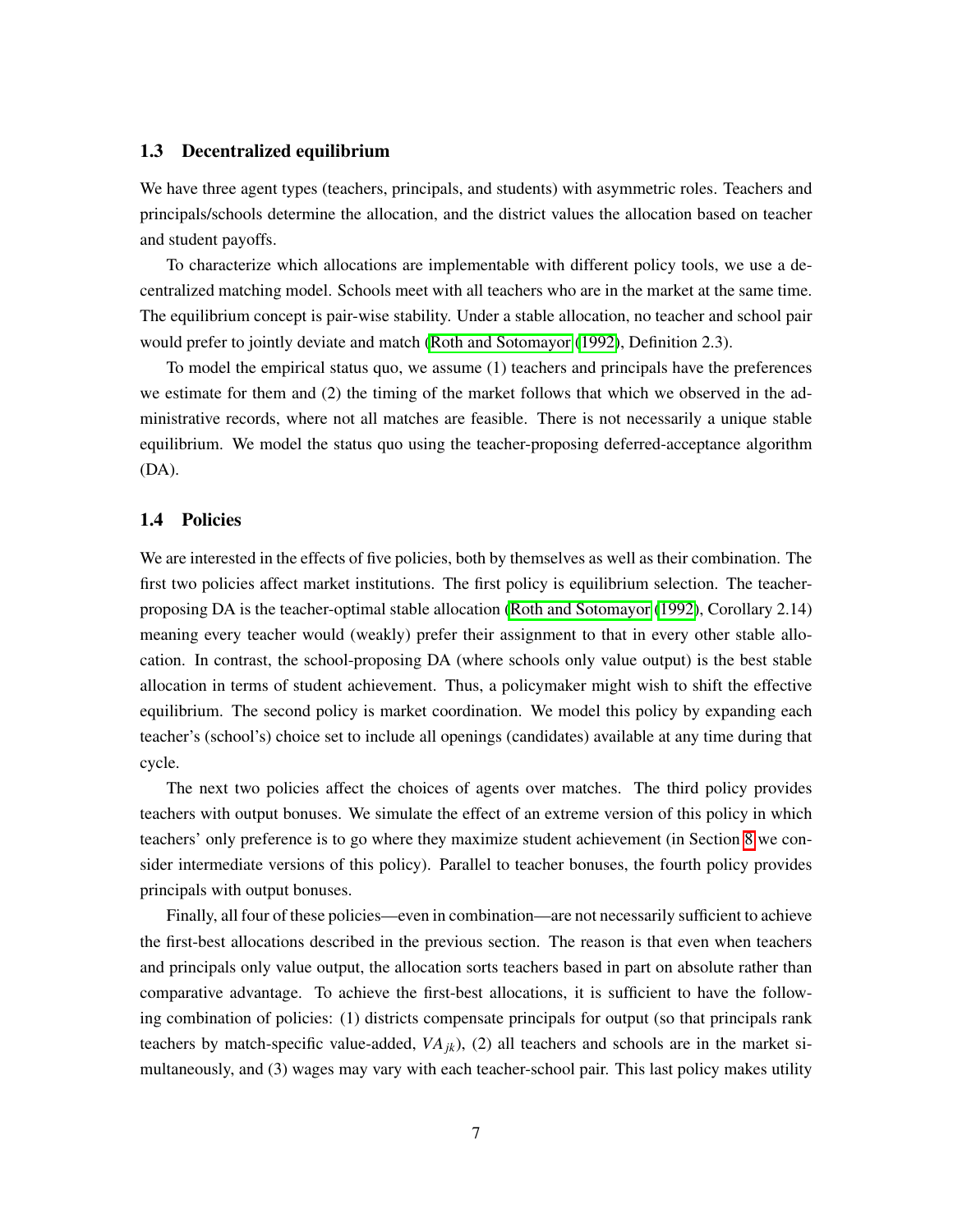### 1.3 Decentralized equilibrium

We have three agent types (teachers, principals, and students) with asymmetric roles. Teachers and principals/schools determine the allocation, and the district values the allocation based on teacher and student payoffs.

To characterize which allocations are implementable with different policy tools, we use a decentralized matching model. Schools meet with all teachers who are in the market at the same time. The equilibrium concept is pair-wise stability. Under a stable allocation, no teacher and school pair would prefer to jointly deviate and match (Roth and Sotomayor (1992), Definition 2.3).

To model the empirical status quo, we assume (1) teachers and principals have the preferences we estimate for them and (2) the timing of the market follows that which we observed in the administrative records, where not all matches are feasible. There is not necessarily a unique stable equilibrium. We model the status quo using the teacher-proposing deferred-acceptance algorithm (DA).

### 1.4 Policies

We are interested in the effects of five policies, both by themselves as well as their combination. The first two policies affect market institutions. The first policy is equilibrium selection. The teacher-proposing DA is the teacher-optimal stable allocation (Roth and Sotomayor (1992), Corollary 2.14) meaning every teacher would (weakly) prefer their assignment to that in every other stable allocation. In contrast, the school-proposing DA (where schools only value output) is the best stable allocation in terms of student achievement. Thus, a policymaker might wish to shift the effective equilibrium. The second policy is market coordination. We model this policy by expanding each teacher's (school's) choice set to include all openings (candidates) available at any time during that cycle.

The next two policies affect the choices of agents over matches. The third policy provides teachers with output bonuses. We simulate the effect of an extreme version of this policy in which teachers' only preference is to go where they maximize student achievement (in Section 8 we consider intermediate versions of this policy). Parallel to teacher bonuses, the fourth policy provides principals with output bonuses.

Finally, all four of these policies—even in combination—are not necessarily sufficient to achieve the first-best allocations described in the previous section. The reason is that even when teachers and principals only value output, the allocation sorts teachers based in part on absolute rather than comparative advantage. To achieve the first-best allocations, it is sufficient to have the following combination of policies: (1) districts compensate principals for output (so that principals rank teachers by match-specific value-added, $VA_{jk}$), (2) all teachers and schools are in the market simultaneously, and (3) wages may vary with each teacher-school pair. This last policy makes utility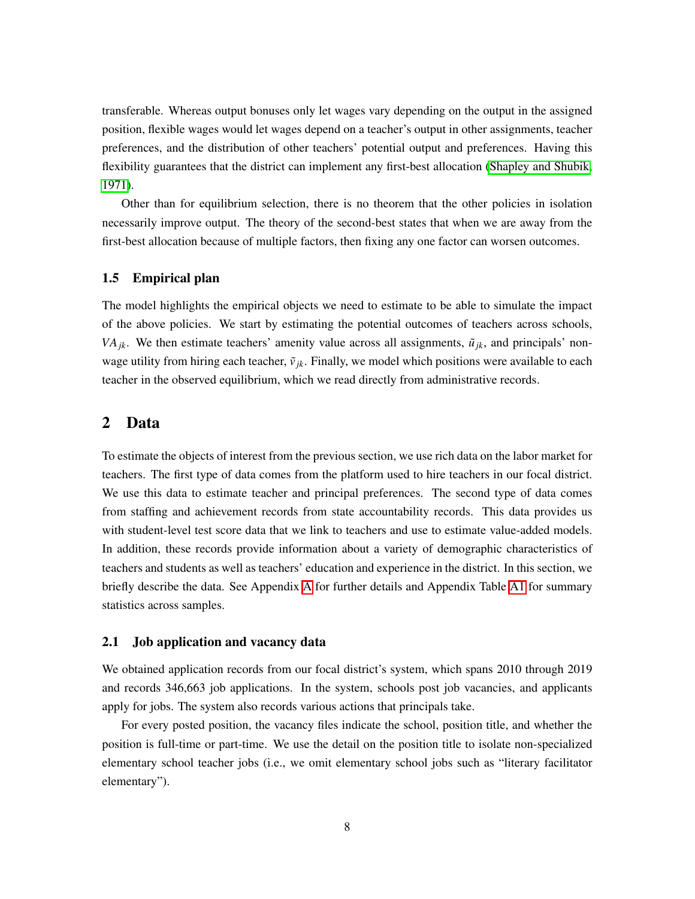transferable. Whereas output bonuses only let wages vary depending on the output in the assigned position, flexible wages would let wages depend on a teacher's output in other assignments, teacher preferences, and the distribution of other teachers' potential output and preferences. Having this flexibility guarantees that the district can implement any first-best allocation (Shapley and Shubik, 1971).

Other than for equilibrium selection, there is no theorem that the other policies in isolation necessarily improve output. The theory of the second-best states that when we are away from the first-best allocation because of multiple factors, then fixing any one factor can worsen outcomes.

### 1.5 Empirical plan

The model highlights the empirical objects we need to estimate to be able to simulate the impact of the above policies. We start by estimating the potential outcomes of teachers across schools, $VA_{jk}$. We then estimate teachers' amenity value across all assignments, $\tilde{u}_{jk}$, and principals' non-wage utility from hiring each teacher, $\tilde{v}_{jk}$. Finally, we model which positions were available to each teacher in the observed equilibrium, which we read directly from administrative records.

## 2 Data

To estimate the objects of interest from the previous section, we use rich data on the labor market for teachers. The first type of data comes from the platform used to hire teachers in our focal district. We use this data to estimate teacher and principal preferences. The second type of data comes from staffing and achievement records from state accountability records. This data provides us with student-level test score data that we link to teachers and use to estimate value-added models. In addition, these records provide information about a variety of demographic characteristics of teachers and students as well as teachers' education and experience in the district. In this section, we briefly describe the data. See Appendix A for further details and Appendix Table A1 for summary statistics across samples.

### 2.1 Job application and vacancy data

We obtained application records from our focal district's system, which spans 2010 through 2019 and records 346,663 job applications. In the system, schools post job vacancies, and applicants apply for jobs. The system also records various actions that principals take.

For every posted position, the vacancy files indicate the school, position title, and whether the position is full-time or part-time. We use the detail on the position title to isolate non-specialized elementary school teacher jobs (i.e., we omit elementary school jobs such as "literary facilitator elementary").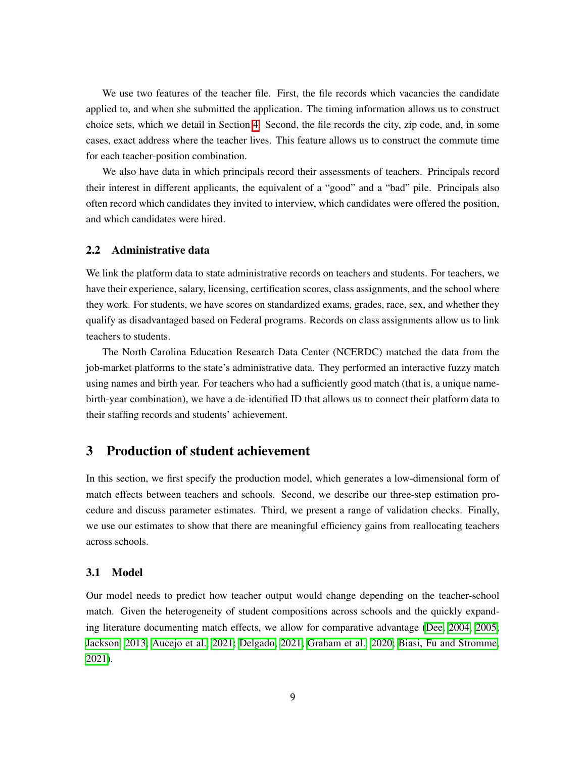We use two features of the teacher file. First, the file records which vacancies the candidate applied to, and when she submitted the application. The timing information allows us to construct choice sets, which we detail in Section 4. Second, the file records the city, zip code, and, in some cases, exact address where the teacher lives. This feature allows us to construct the commute time for each teacher-position combination.

We also have data in which principals record their assessments of teachers. Principals record their interest in different applicants, the equivalent of a "good" and a "bad" pile. Principals also often record which candidates they invited to interview, which candidates were offered the position, and which candidates were hired.

### 2.2 Administrative data

We link the platform data to state administrative records on teachers and students. For teachers, we have their experience, salary, licensing, certification scores, class assignments, and the school where they work. For students, we have scores on standardized exams, grades, race, sex, and whether they qualify as disadvantaged based on Federal programs. Records on class assignments allow us to link teachers to students.

The North Carolina Education Research Data Center (NCERDC) matched the data from the job-market platforms to the state's administrative data. They performed an interactive fuzzy match using names and birth year. For teachers who had a sufficiently good match (that is, a unique name-birth-year combination), we have a de-identified ID that allows us to connect their platform data to their staffing records and students' achievement.

## 3 Production of student achievement

In this section, we first specify the production model, which generates a low-dimensional form of match effects between teachers and schools. Second, we describe our three-step estimation procedure and discuss parameter estimates. Third, we present a range of validation checks. Finally, we use our estimates to show that there are meaningful efficiency gains from reallocating teachers across schools.

### 3.1 Model

Our model needs to predict how teacher output would change depending on the teacher-school match. Given the heterogeneity of student compositions across schools and the quickly expanding literature documenting match effects, we allow for comparative advantage (Dee, 2004, 2005; Jackson, 2013; Aucejo et al., 2021; Delgado, 2021; Graham et al., 2020; Biasi, Fu and Stromme, 2021).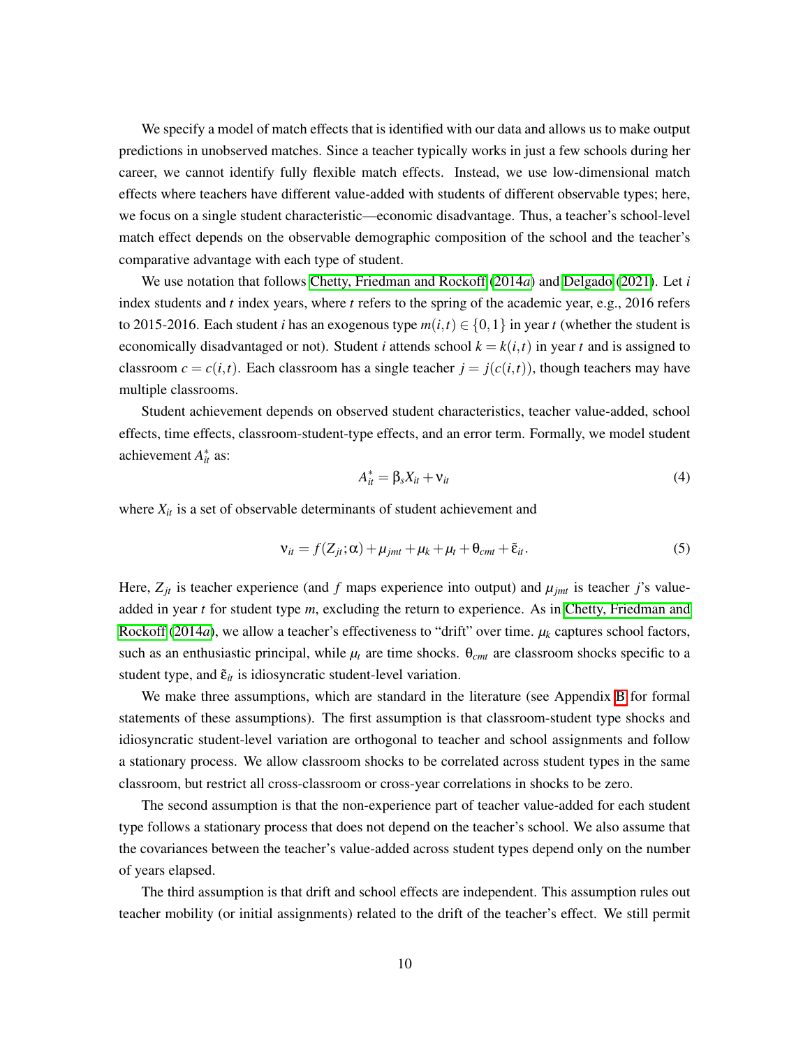We specify a model of match effects that is identified with our data and allows us to make output predictions in unobserved matches. Since a teacher typically works in just a few schools during her career, we cannot identify fully flexible match effects. Instead, we use low-dimensional match effects where teachers have different value-added with students of different observable types; here, we focus on a single student characteristic—economic disadvantage. Thus, a teacher's school-level match effect depends on the observable demographic composition of the school and the teacher's comparative advantage with each type of student.

We use notation that follows Chetty, Friedman and Rockoff (2014*a*) and Delgado (2021). Let $i$ index students and $t$ index years, where $t$ refers to the spring of the academic year, e.g., 2016 refers to 2015-2016. Each student $i$ has an exogenous type $m(i,t) \in \{0,1\}$ in year $t$ (whether the student is economically disadvantaged or not). Student $i$ attends school $k = k(i,t)$ in year $t$ and is assigned to classroom $c = c(i,t)$. Each classroom has a single teacher $j = j(c(i,t))$, though teachers may have multiple classrooms.

Student achievement depends on observed student characteristics, teacher value-added, school effects, time effects, classroom-student-type effects, and an error term. Formally, we model student achievement $A^*_{it}$ as:

$$A^*_{it} = \beta_s X_{it} + \nu_{it} \tag{4}$$

where $X_{it}$ is a set of observable determinants of student achievement and

$$\nu_{it} = f(Z_{jt};\alpha) + \mu_{jmt} + \mu_k + \mu_t + \theta_{cmt} + \tilde{\varepsilon}_{it}. \tag{5}$$

Here, $Z_{jt}$ is teacher experience (and $f$ maps experience into output) and $\mu_{jmt}$ is teacher $j$'s value-added in year $t$ for student type $m$, excluding the return to experience. As in Chetty, Friedman and Rockoff (2014*a*), we allow a teacher's effectiveness to "drift" over time. $\mu_k$ captures school factors, such as an enthusiastic principal, while $\mu_t$ are time shocks. $\theta_{cmt}$ are classroom shocks specific to a student type, and $\tilde{\varepsilon}_{it}$ is idiosyncratic student-level variation.

We make three assumptions, which are standard in the literature (see Appendix B for formal statements of these assumptions). The first assumption is that classroom-student type shocks and idiosyncratic student-level variation are orthogonal to teacher and school assignments and follow a stationary process. We allow classroom shocks to be correlated across student types in the same classroom, but restrict all cross-classroom or cross-year correlations in shocks to be zero.

The second assumption is that the non-experience part of teacher value-added for each student type follows a stationary process that does not depend on the teacher's school. We also assume that the covariances between the teacher's value-added across student types depend only on the number of years elapsed.

The third assumption is that drift and school effects are independent. This assumption rules out teacher mobility (or initial assignments) related to the drift of the teacher's effect. We still permit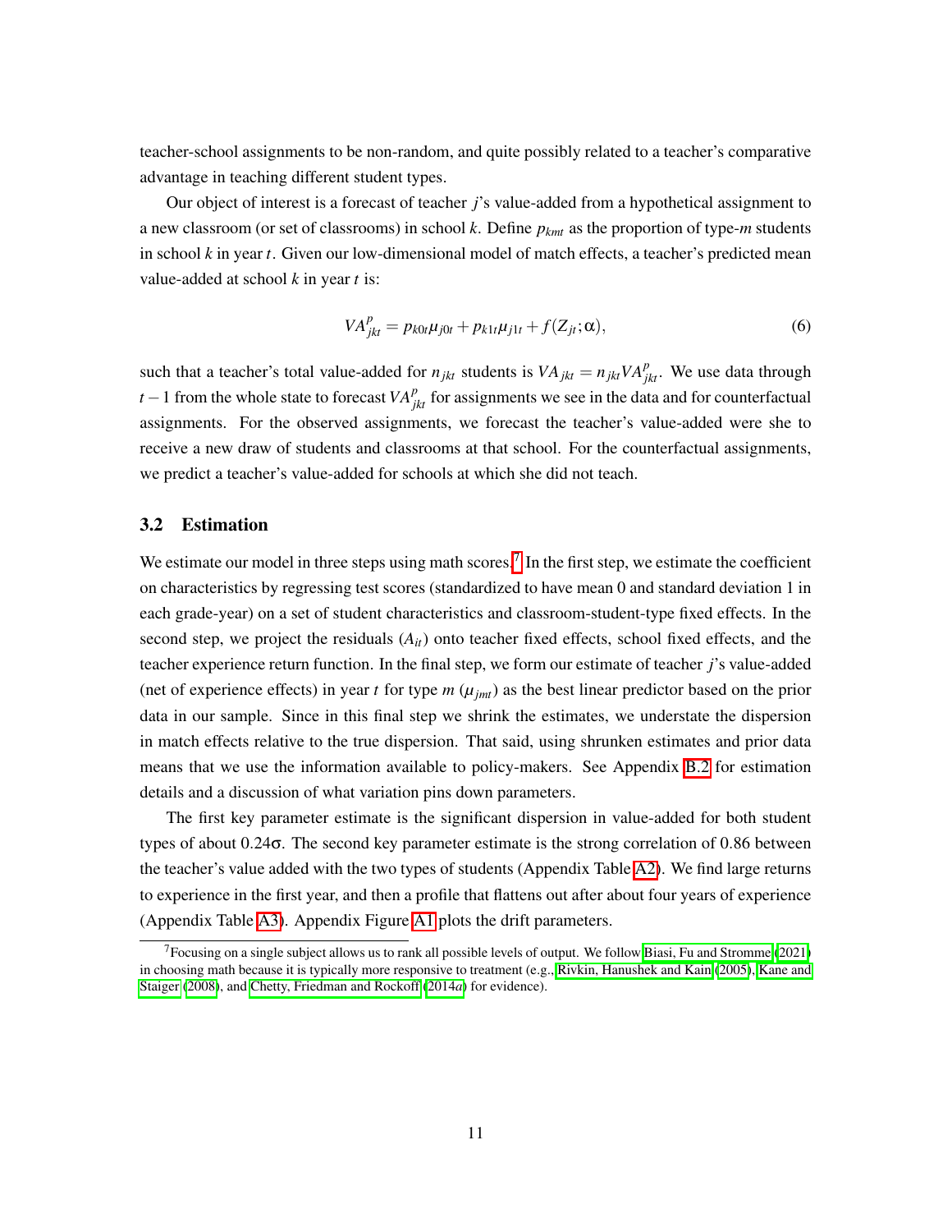teacher-school assignments to be non-random, and quite possibly related to a teacher's comparative advantage in teaching different student types.

Our object of interest is a forecast of teacher $j$'s value-added from a hypothetical assignment to a new classroom (or set of classrooms) in school $k$. Define $p_{kmt}$ as the proportion of type-$m$ students in school $k$ in year $t$. Given our low-dimensional model of match effects, a teacher's predicted mean value-added at school $k$ in year $t$ is:

$$VA^{p}_{jkt} = p_{k0t}\mu_{j0t} + p_{k1t}\mu_{j1t} + f(Z_{jt};\alpha), \tag{6}$$

such that a teacher's total value-added for $n_{jkt}$ students is $VA_{jkt} = n_{jkt}VA^{p}_{jkt}$. We use data through $t-1$ from the whole state to forecast $VA^{p}_{jkt}$ for assignments we see in the data and for counterfactual assignments. For the observed assignments, we forecast the teacher's value-added were she to receive a new draw of students and classrooms at that school. For the counterfactual assignments, we predict a teacher's value-added for schools at which she did not teach.

## 3.2 Estimation

We estimate our model in three steps using math scores.[7] In the first step, we estimate the coefficient on characteristics by regressing test scores (standardized to have mean 0 and standard deviation 1 in each grade-year) on a set of student characteristics and classroom-student-type fixed effects. In the second step, we project the residuals ($A_{it}$) onto teacher fixed effects, school fixed effects, and the teacher experience return function. In the final step, we form our estimate of teacher $j$'s value-added (net of experience effects) in year $t$ for type $m$ ($\mu_{jmt}$) as the best linear predictor based on the prior data in our sample. Since in this final step we shrink the estimates, we understate the dispersion in match effects relative to the true dispersion. That said, using shrunken estimates and prior data means that we use the information available to policy-makers. See Appendix B.2 for estimation details and a discussion of what variation pins down parameters.

The first key parameter estimate is the significant dispersion in value-added for both student types of about $0.24\sigma$. The second key parameter estimate is the strong correlation of 0.86 between the teacher's value added with the two types of students (Appendix Table A2). We find large returns to experience in the first year, and then a profile that flattens out after about four years of experience (Appendix Table A3). Appendix Figure A1 plots the drift parameters.

[7] Focusing on a single subject allows us to rank all possible levels of output. We follow Biasi, Fu and Stromme (2021) in choosing math because it is typically more responsive to treatment (e.g., Rivkin, Hanushek and Kain (2005), Kane and Staiger (2008), and Chetty, Friedman and Rockoff (2014*a*) for evidence).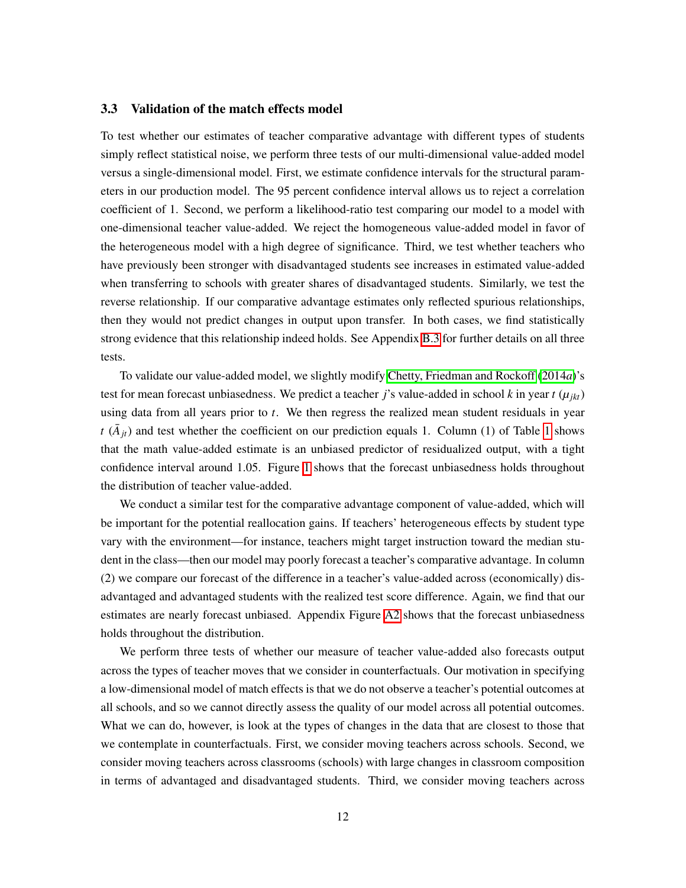### 3.3 Validation of the match effects model

To test whether our estimates of teacher comparative advantage with different types of students simply reflect statistical noise, we perform three tests of our multi-dimensional value-added model versus a single-dimensional model. First, we estimate confidence intervals for the structural parameters in our production model. The 95 percent confidence interval allows us to reject a correlation coefficient of 1. Second, we perform a likelihood-ratio test comparing our model to a model with one-dimensional teacher value-added. We reject the homogeneous value-added model in favor of the heterogeneous model with a high degree of significance. Third, we test whether teachers who have previously been stronger with disadvantaged students see increases in estimated value-added when transferring to schools with greater shares of disadvantaged students. Similarly, we test the reverse relationship. If our comparative advantage estimates only reflected spurious relationships, then they would not predict changes in output upon transfer. In both cases, we find statistically strong evidence that this relationship indeed holds. See Appendix B.3 for further details on all three tests.

To validate our value-added model, we slightly modify Chetty, Friedman and Rockoff (2014*a*)'s test for mean forecast unbiasedness. We predict a teacher $j$'s value-added in school $k$ in year $t$ ($\mu_{jkt}$) using data from all years prior to $t$. We then regress the realized mean student residuals in year $t$ ($\bar{A}_{jt}$) and test whether the coefficient on our prediction equals 1. Column (1) of Table 1 shows that the math value-added estimate is an unbiased predictor of residualized output, with a tight confidence interval around 1.05. Figure 1 shows that the forecast unbiasedness holds throughout the distribution of teacher value-added.

We conduct a similar test for the comparative advantage component of value-added, which will be important for the potential reallocation gains. If teachers' heterogeneous effects by student type vary with the environment—for instance, teachers might target instruction toward the median student in the class—then our model may poorly forecast a teacher's comparative advantage. In column (2) we compare our forecast of the difference in a teacher's value-added across (economically) disadvantaged and advantaged students with the realized test score difference. Again, we find that our estimates are nearly forecast unbiased. Appendix Figure A2 shows that the forecast unbiasedness holds throughout the distribution.

We perform three tests of whether our measure of teacher value-added also forecasts output across the types of teacher moves that we consider in counterfactuals. Our motivation in specifying a low-dimensional model of match effects is that we do not observe a teacher's potential outcomes at all schools, and so we cannot directly assess the quality of our model across all potential outcomes. What we can do, however, is look at the types of changes in the data that are closest to those that we contemplate in counterfactuals. First, we consider moving teachers across schools. Second, we consider moving teachers across classrooms (schools) with large changes in classroom composition in terms of advantaged and disadvantaged students. Third, we consider moving teachers across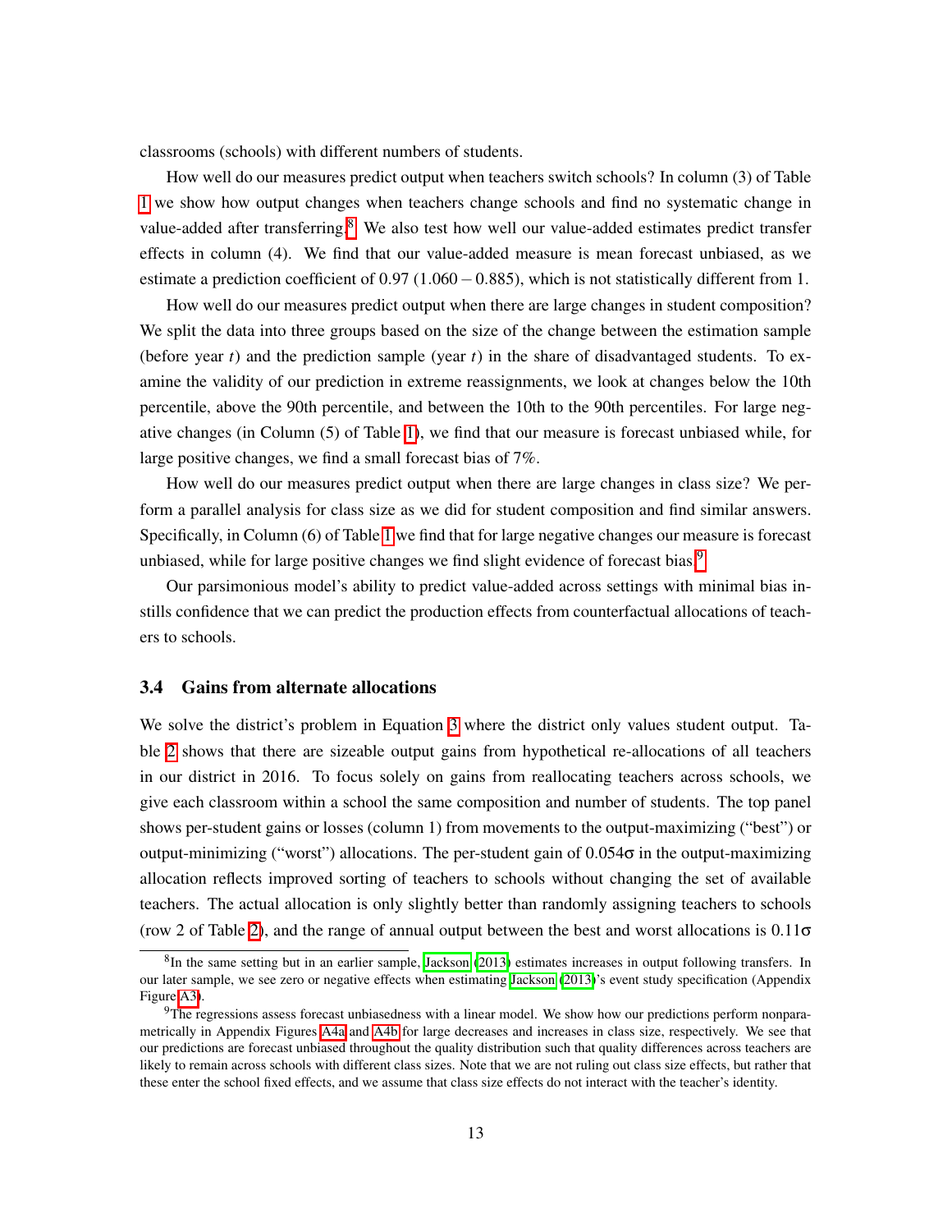classrooms (schools) with different numbers of students.

How well do our measures predict output when teachers switch schools? In column (3) of Table 1 we show how output changes when teachers change schools and find no systematic change in value-added after transferring.[8] We also test how well our value-added estimates predict transfer effects in column (4). We find that our value-added measure is mean forecast unbiased, as we estimate a prediction coefficient of 0.97 ($1.060 - 0.885$), which is not statistically different from 1.

How well do our measures predict output when there are large changes in student composition? We split the data into three groups based on the size of the change between the estimation sample (before year $t$) and the prediction sample (year $t$) in the share of disadvantaged students. To examine the validity of our prediction in extreme reassignments, we look at changes below the 10th percentile, above the 90th percentile, and between the 10th to the 90th percentiles. For large negative changes (in Column (5) of Table 1), we find that our measure is forecast unbiased while, for large positive changes, we find a small forecast bias of 7%.

How well do our measures predict output when there are large changes in class size? We perform a parallel analysis for class size as we did for student composition and find similar answers. Specifically, in Column (6) of Table 1 we find that for large negative changes our measure is forecast unbiased, while for large positive changes we find slight evidence of forecast bias.[9]

Our parsimonious model's ability to predict value-added across settings with minimal bias instills confidence that we can predict the production effects from counterfactual allocations of teachers to schools.

### 3.4 Gains from alternate allocations

We solve the district's problem in Equation 3 where the district only values student output. Table 2 shows that there are sizeable output gains from hypothetical re-allocations of all teachers in our district in 2016. To focus solely on gains from reallocating teachers across schools, we give each classroom within a school the same composition and number of students. The top panel shows per-student gains or losses (column 1) from movements to the output-maximizing ("best") or output-minimizing ("worst") allocations. The per-student gain of $0.054\sigma$ in the output-maximizing allocation reflects improved sorting of teachers to schools without changing the set of available teachers. The actual allocation is only slightly better than randomly assigning teachers to schools (row 2 of Table 2), and the range of annual output between the best and worst allocations is $0.11\sigma$

[8] In the same setting but in an earlier sample, Jackson (2013) estimates increases in output following transfers. In our later sample, we see zero or negative effects when estimating Jackson (2013)'s event study specification (Appendix Figure A3).

[9] The regressions assess forecast unbiasedness with a linear model. We show how our predictions perform nonparametrically in Appendix Figures A4a and A4b for large decreases and increases in class size, respectively. We see that our predictions are forecast unbiased throughout the quality distribution such that quality differences across teachers are likely to remain across schools with different class sizes. Note that we are not ruling out class size effects, but rather that these enter the school fixed effects, and we assume that class size effects do not interact with the teacher's identity.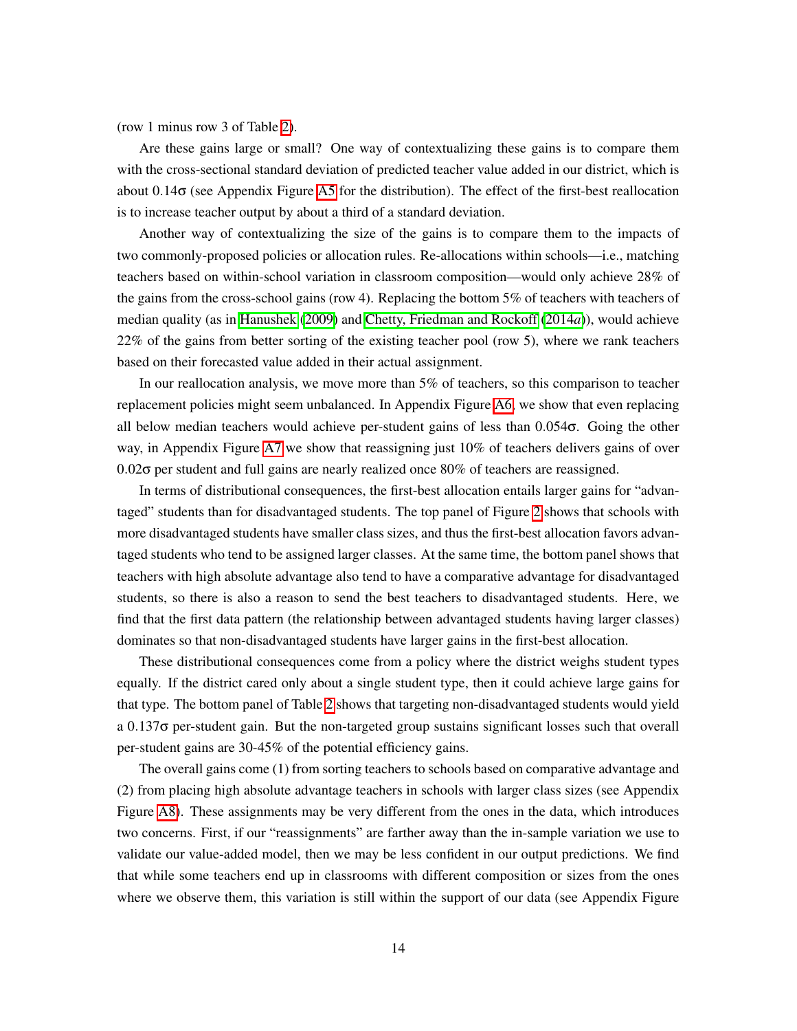(row 1 minus row 3 of Table 2).

Are these gains large or small? One way of contextualizing these gains is to compare them with the cross-sectional standard deviation of predicted teacher value added in our district, which is about $0.14\sigma$ (see Appendix Figure A5 for the distribution). The effect of the first-best reallocation is to increase teacher output by about a third of a standard deviation.

Another way of contextualizing the size of the gains is to compare them to the impacts of two commonly-proposed policies or allocation rules. Re-allocations within schools—i.e., matching teachers based on within-school variation in classroom composition—would only achieve 28% of the gains from the cross-school gains (row 4). Replacing the bottom 5% of teachers with teachers of median quality (as in Hanushek (2009) and Chetty, Friedman and Rockoff (2014*a*)), would achieve 22% of the gains from better sorting of the existing teacher pool (row 5), where we rank teachers based on their forecasted value added in their actual assignment.

In our reallocation analysis, we move more than 5% of teachers, so this comparison to teacher replacement policies might seem unbalanced. In Appendix Figure A6, we show that even replacing all below median teachers would achieve per-student gains of less than $0.054\sigma$. Going the other way, in Appendix Figure A7 we show that reassigning just 10% of teachers delivers gains of over $0.02\sigma$ per student and full gains are nearly realized once 80% of teachers are reassigned.

In terms of distributional consequences, the first-best allocation entails larger gains for "advantaged" students than for disadvantaged students. The top panel of Figure 2 shows that schools with more disadvantaged students have smaller class sizes, and thus the first-best allocation favors advantaged students who tend to be assigned larger classes. At the same time, the bottom panel shows that teachers with high absolute advantage also tend to have a comparative advantage for disadvantaged students, so there is also a reason to send the best teachers to disadvantaged students. Here, we find that the first data pattern (the relationship between advantaged students having larger classes) dominates so that non-disadvantaged students have larger gains in the first-best allocation.

These distributional consequences come from a policy where the district weighs student types equally. If the district cared only about a single student type, then it could achieve large gains for that type. The bottom panel of Table 2 shows that targeting non-disadvantaged students would yield a $0.137\sigma$ per-student gain. But the non-targeted group sustains significant losses such that overall per-student gains are 30-45% of the potential efficiency gains.

The overall gains come (1) from sorting teachers to schools based on comparative advantage and (2) from placing high absolute advantage teachers in schools with larger class sizes (see Appendix Figure A8). These assignments may be very different from the ones in the data, which introduces two concerns. First, if our "reassignments" are farther away than the in-sample variation we use to validate our value-added model, then we may be less confident in our output predictions. We find that while some teachers end up in classrooms with different composition or sizes from the ones where we observe them, this variation is still within the support of our data (see Appendix Figure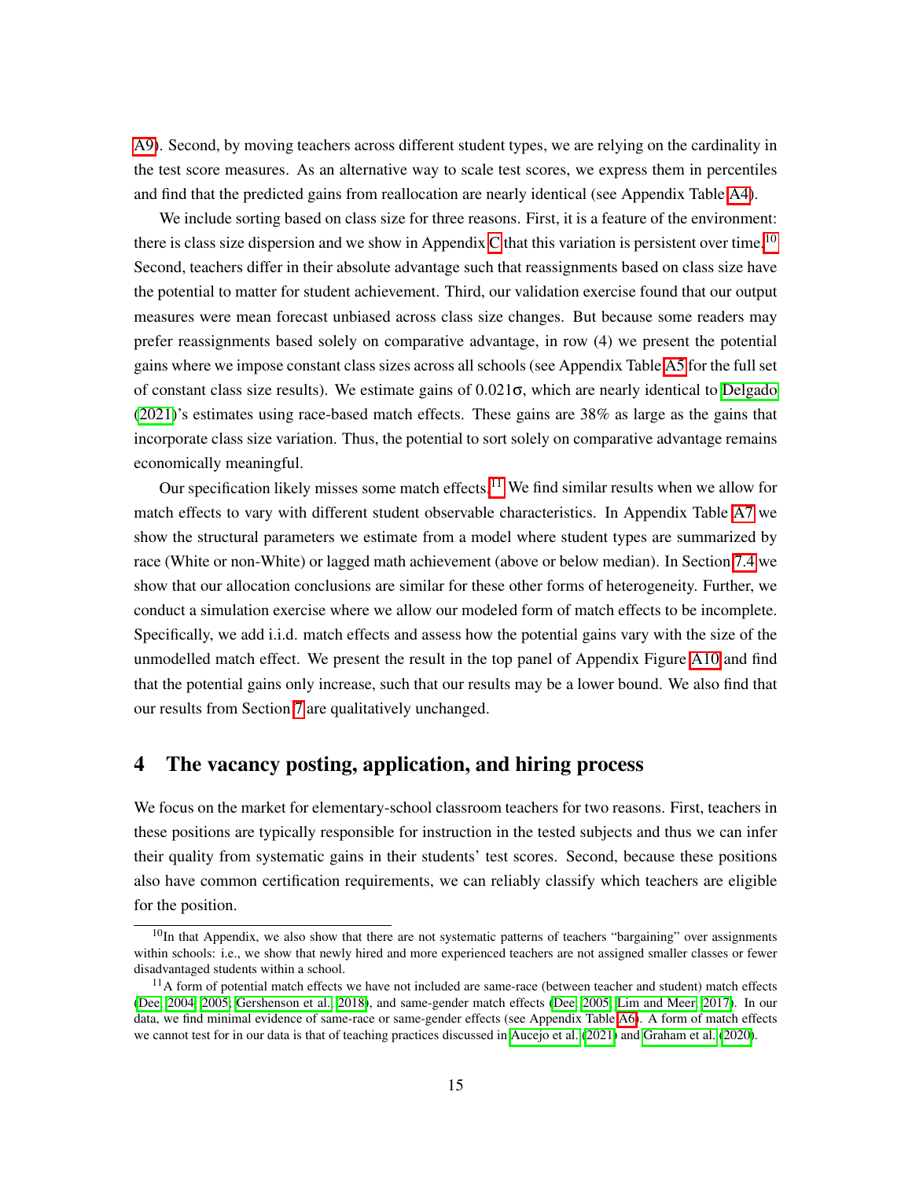A9). Second, by moving teachers across different student types, we are relying on the cardinality in the test score measures. As an alternative way to scale test scores, we express them in percentiles and find that the predicted gains from reallocation are nearly identical (see Appendix Table A4).

We include sorting based on class size for three reasons. First, it is a feature of the environment: there is class size dispersion and we show in Appendix C that this variation is persistent over time.[10] Second, teachers differ in their absolute advantage such that reassignments based on class size have the potential to matter for student achievement. Third, our validation exercise found that our output measures were mean forecast unbiased across class size changes. But because some readers may prefer reassignments based solely on comparative advantage, in row (4) we present the potential gains where we impose constant class sizes across all schools (see Appendix Table A5 for the full set of constant class size results). We estimate gains of $0.021\sigma$, which are nearly identical to Delgado (2021)'s estimates using race-based match effects. These gains are 38% as large as the gains that incorporate class size variation. Thus, the potential to sort solely on comparative advantage remains economically meaningful.

Our specification likely misses some match effects.[11] We find similar results when we allow for match effects to vary with different student observable characteristics. In Appendix Table A7 we show the structural parameters we estimate from a model where student types are summarized by race (White or non-White) or lagged math achievement (above or below median). In Section 7.4 we show that our allocation conclusions are similar for these other forms of heterogeneity. Further, we conduct a simulation exercise where we allow our modeled form of match effects to be incomplete. Specifically, we add i.i.d. match effects and assess how the potential gains vary with the size of the unmodelled match effect. We present the result in the top panel of Appendix Figure A10 and find that the potential gains only increase, such that our results may be a lower bound. We also find that our results from Section 7 are qualitatively unchanged.

# 4 The vacancy posting, application, and hiring process

We focus on the market for elementary-school classroom teachers for two reasons. First, teachers in these positions are typically responsible for instruction in the tested subjects and thus we can infer their quality from systematic gains in their students' test scores. Second, because these positions also have common certification requirements, we can reliably classify which teachers are eligible for the position.

[10] In that Appendix, we also show that there are not systematic patterns of teachers "bargaining" over assignments within schools: i.e., we show that newly hired and more experienced teachers are not assigned smaller classes or fewer disadvantaged students within a school.

[11] A form of potential match effects we have not included are same-race (between teacher and student) match effects (Dee, 2004, 2005; Gershenson et al., 2018), and same-gender match effects (Dee, 2005; Lim and Meer, 2017). In our data, we find minimal evidence of same-race or same-gender effects (see Appendix Table A6). A form of match effects we cannot test for in our data is that of teaching practices discussed in Aucejo et al. (2021) and Graham et al. (2020).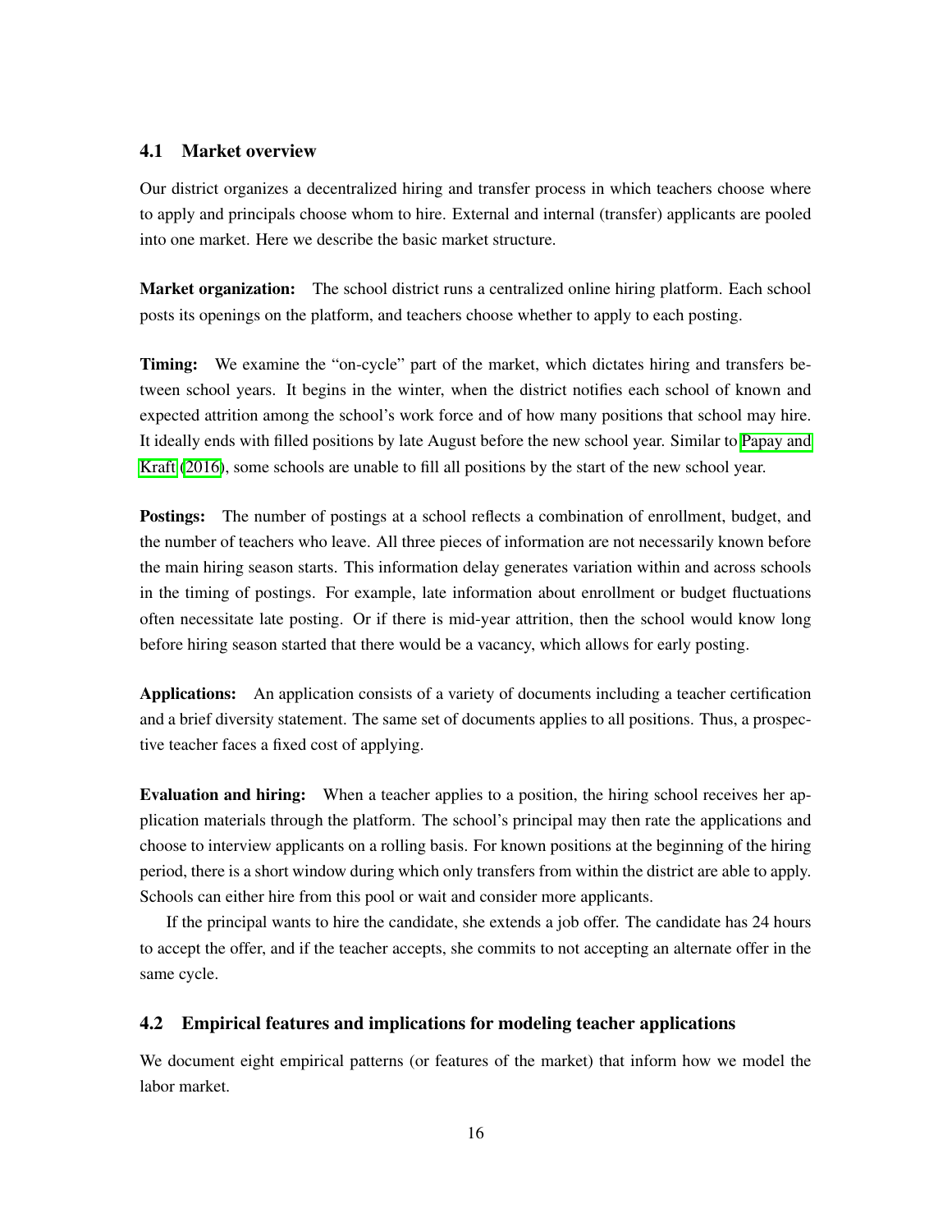### 4.1 Market overview

Our district organizes a decentralized hiring and transfer process in which teachers choose where to apply and principals choose whom to hire. External and internal (transfer) applicants are pooled into one market. Here we describe the basic market structure.

**Market organization:** The school district runs a centralized online hiring platform. Each school posts its openings on the platform, and teachers choose whether to apply to each posting.

**Timing:** We examine the "on-cycle" part of the market, which dictates hiring and transfers between school years. It begins in the winter, when the district notifies each school of known and expected attrition among the school's work force and of how many positions that school may hire. It ideally ends with filled positions by late August before the new school year. Similar to Papay and Kraft (2016), some schools are unable to fill all positions by the start of the new school year.

**Postings:** The number of postings at a school reflects a combination of enrollment, budget, and the number of teachers who leave. All three pieces of information are not necessarily known before the main hiring season starts. This information delay generates variation within and across schools in the timing of postings. For example, late information about enrollment or budget fluctuations often necessitate late posting. Or if there is mid-year attrition, then the school would know long before hiring season started that there would be a vacancy, which allows for early posting.

**Applications:** An application consists of a variety of documents including a teacher certification and a brief diversity statement. The same set of documents applies to all positions. Thus, a prospective teacher faces a fixed cost of applying.

**Evaluation and hiring:** When a teacher applies to a position, the hiring school receives her application materials through the platform. The school's principal may then rate the applications and choose to interview applicants on a rolling basis. For known positions at the beginning of the hiring period, there is a short window during which only transfers from within the district are able to apply. Schools can either hire from this pool or wait and consider more applicants.

If the principal wants to hire the candidate, she extends a job offer. The candidate has 24 hours to accept the offer, and if the teacher accepts, she commits to not accepting an alternate offer in the same cycle.

### 4.2 Empirical features and implications for modeling teacher applications

We document eight empirical patterns (or features of the market) that inform how we model the labor market.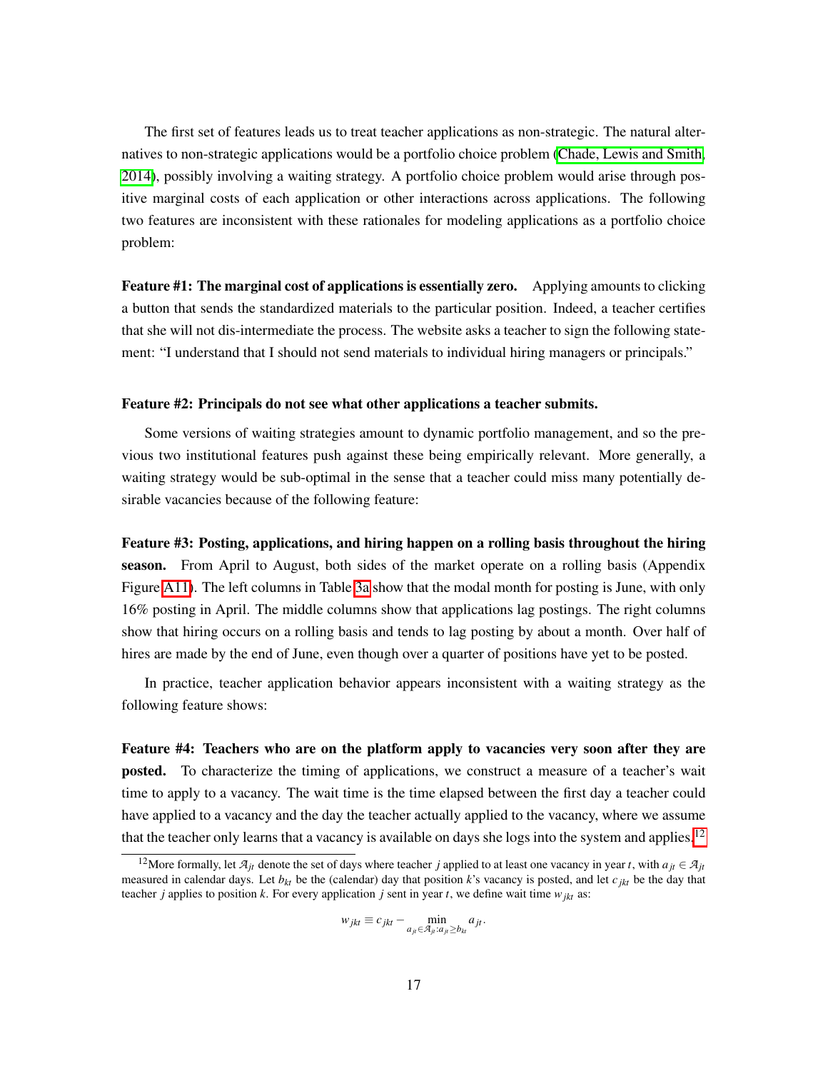The first set of features leads us to treat teacher applications as non-strategic. The natural alternatives to non-strategic applications would be a portfolio choice problem (Chade, Lewis and Smith, 2014), possibly involving a waiting strategy. A portfolio choice problem would arise through positive marginal costs of each application or other interactions across applications. The following two features are inconsistent with these rationales for modeling applications as a portfolio choice problem:

**Feature #1: The marginal cost of applications is essentially zero.** Applying amounts to clicking a button that sends the standardized materials to the particular position. Indeed, a teacher certifies that she will not dis-intermediate the process. The website asks a teacher to sign the following statement: "I understand that I should not send materials to individual hiring managers or principals."

**Feature #2: Principals do not see what other applications a teacher submits.**

Some versions of waiting strategies amount to dynamic portfolio management, and so the previous two institutional features push against these being empirically relevant. More generally, a waiting strategy would be sub-optimal in the sense that a teacher could miss many potentially desirable vacancies because of the following feature:

**Feature #3: Posting, applications, and hiring happen on a rolling basis throughout the hiring season.** From April to August, both sides of the market operate on a rolling basis (Appendix Figure A11). The left columns in Table 3a show that the modal month for posting is June, with only 16% posting in April. The middle columns show that applications lag postings. The right columns show that hiring occurs on a rolling basis and tends to lag posting by about a month. Over half of hires are made by the end of June, even though over a quarter of positions have yet to be posted.

In practice, teacher application behavior appears inconsistent with a waiting strategy as the following feature shows:

**Feature #4: Teachers who are on the platform apply to vacancies very soon after they are posted.** To characterize the timing of applications, we construct a measure of a teacher's wait time to apply to a vacancy. The wait time is the time elapsed between the first day a teacher could have applied to a vacancy and the day the teacher actually applied to the vacancy, where we assume that the teacher only learns that a vacancy is available on days she logs into the system and applies.[12]

[12] More formally, let $\mathcal{A}_{jt}$ denote the set of days where teacher $j$ applied to at least one vacancy in year $t$, with $a_{jt} \in \mathcal{A}_{jt}$ measured in calendar days. Let $b_{kt}$ be the (calendar) day that position $k$'s vacancy is posted, and let $c_{jkt}$ be the day that teacher $j$ applies to position $k$. For every application $j$ sent in year $t$, we define wait time $w_{jkt}$ as:

$$w_{jkt} \equiv c_{jkt} - \min_{a_{jt} \in \mathcal{A}_{jt} : a_{jt} \geq b_{kt}} a_{jt}.$$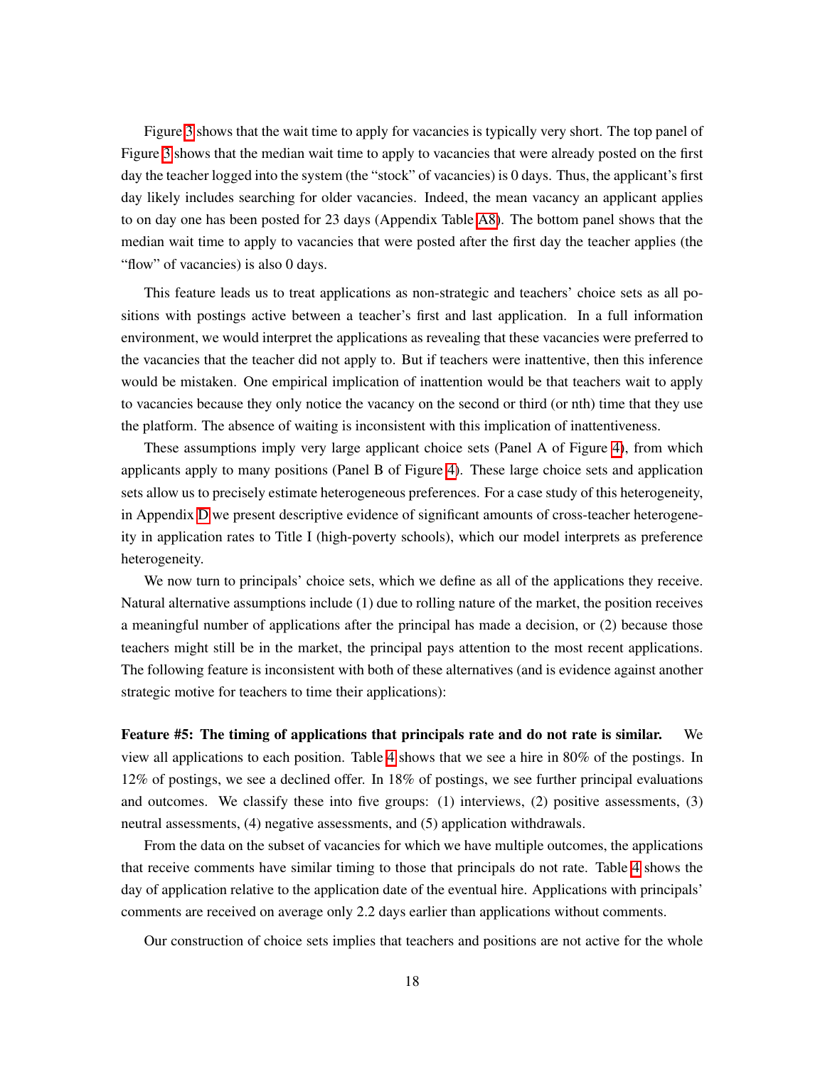Figure 3 shows that the wait time to apply for vacancies is typically very short. The top panel of Figure 3 shows that the median wait time to apply to vacancies that were already posted on the first day the teacher logged into the system (the "stock" of vacancies) is 0 days. Thus, the applicant's first day likely includes searching for older vacancies. Indeed, the mean vacancy an applicant applies to on day one has been posted for 23 days (Appendix Table A8). The bottom panel shows that the median wait time to apply to vacancies that were posted after the first day the teacher applies (the "flow" of vacancies) is also 0 days.

This feature leads us to treat applications as non-strategic and teachers' choice sets as all positions with postings active between a teacher's first and last application. In a full information environment, we would interpret the applications as revealing that these vacancies were preferred to the vacancies that the teacher did not apply to. But if teachers were inattentive, then this inference would be mistaken. One empirical implication of inattention would be that teachers wait to apply to vacancies because they only notice the vacancy on the second or third (or nth) time that they use the platform. The absence of waiting is inconsistent with this implication of inattentiveness.

These assumptions imply very large applicant choice sets (Panel A of Figure 4), from which applicants apply to many positions (Panel B of Figure 4). These large choice sets and application sets allow us to precisely estimate heterogeneous preferences. For a case study of this heterogeneity, in Appendix D we present descriptive evidence of significant amounts of cross-teacher heterogeneity in application rates to Title I (high-poverty schools), which our model interprets as preference heterogeneity.

We now turn to principals' choice sets, which we define as all of the applications they receive. Natural alternative assumptions include (1) due to rolling nature of the market, the position receives a meaningful number of applications after the principal has made a decision, or (2) because those teachers might still be in the market, the principal pays attention to the most recent applications. The following feature is inconsistent with both of these alternatives (and is evidence against another strategic motive for teachers to time their applications):

**Feature #5: The timing of applications that principals rate and do not rate is similar.** We view all applications to each position. Table 4 shows that we see a hire in 80% of the postings. In 12% of postings, we see a declined offer. In 18% of postings, we see further principal evaluations and outcomes. We classify these into five groups: (1) interviews, (2) positive assessments, (3) neutral assessments, (4) negative assessments, and (5) application withdrawals.

From the data on the subset of vacancies for which we have multiple outcomes, the applications that receive comments have similar timing to those that principals do not rate. Table 4 shows the day of application relative to the application date of the eventual hire. Applications with principals' comments are received on average only 2.2 days earlier than applications without comments.

Our construction of choice sets implies that teachers and positions are not active for the whole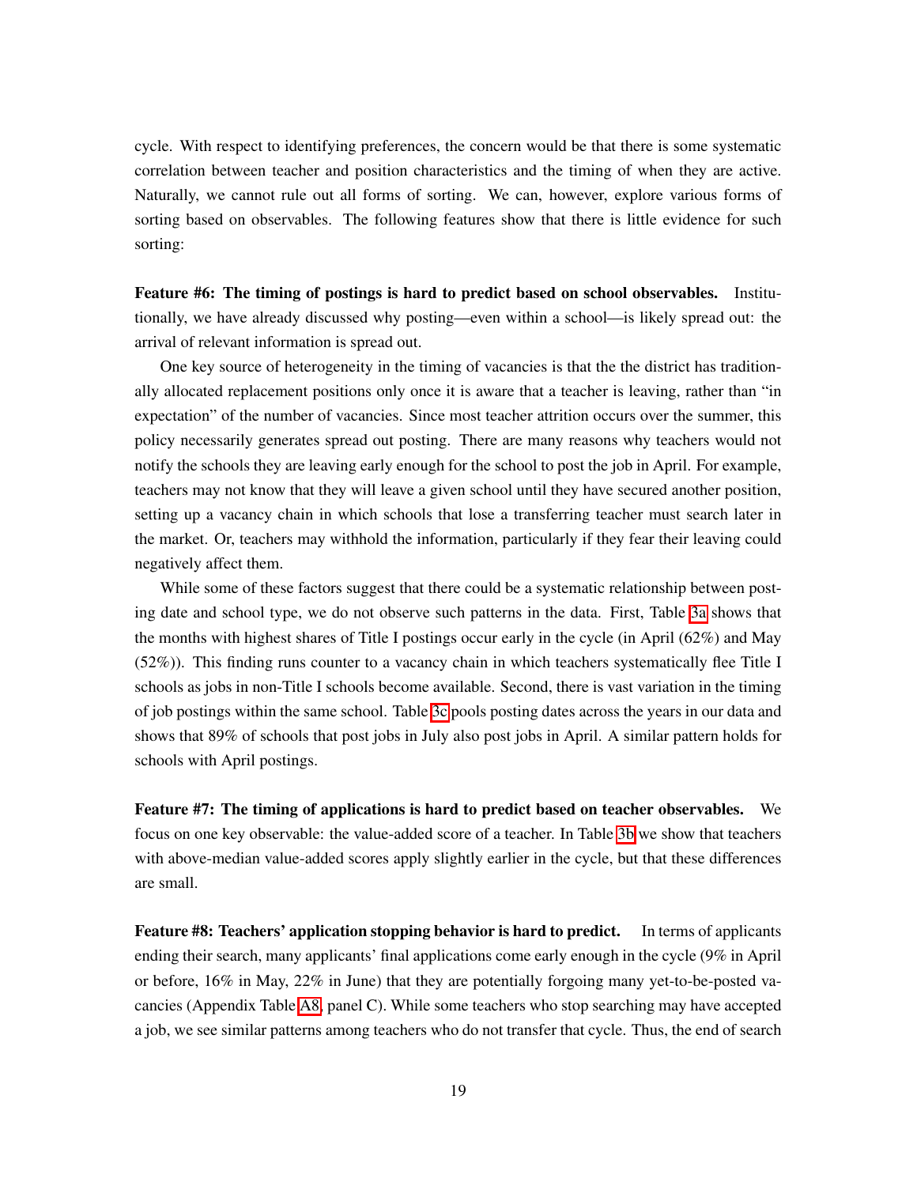cycle. With respect to identifying preferences, the concern would be that there is some systematic correlation between teacher and position characteristics and the timing of when they are active. Naturally, we cannot rule out all forms of sorting. We can, however, explore various forms of sorting based on observables. The following features show that there is little evidence for such sorting:

**Feature #6: The timing of postings is hard to predict based on school observables.** Institutionally, we have already discussed why posting—even within a school—is likely spread out: the arrival of relevant information is spread out.

One key source of heterogeneity in the timing of vacancies is that the the district has traditionally allocated replacement positions only once it is aware that a teacher is leaving, rather than "in expectation" of the number of vacancies. Since most teacher attrition occurs over the summer, this policy necessarily generates spread out posting. There are many reasons why teachers would not notify the schools they are leaving early enough for the school to post the job in April. For example, teachers may not know that they will leave a given school until they have secured another position, setting up a vacancy chain in which schools that lose a transferring teacher must search later in the market. Or, teachers may withhold the information, particularly if they fear their leaving could negatively affect them.

While some of these factors suggest that there could be a systematic relationship between posting date and school type, we do not observe such patterns in the data. First, Table 3a shows that the months with highest shares of Title I postings occur early in the cycle (in April (62%) and May (52%)). This finding runs counter to a vacancy chain in which teachers systematically flee Title I schools as jobs in non-Title I schools become available. Second, there is vast variation in the timing of job postings within the same school. Table 3c pools posting dates across the years in our data and shows that 89% of schools that post jobs in July also post jobs in April. A similar pattern holds for schools with April postings.

**Feature #7: The timing of applications is hard to predict based on teacher observables.** We focus on one key observable: the value-added score of a teacher. In Table 3b we show that teachers with above-median value-added scores apply slightly earlier in the cycle, but that these differences are small.

**Feature #8: Teachers' application stopping behavior is hard to predict.** In terms of applicants ending their search, many applicants' final applications come early enough in the cycle (9% in April or before, 16% in May, 22% in June) that they are potentially forgoing many yet-to-be-posted vacancies (Appendix Table A8, panel C). While some teachers who stop searching may have accepted a job, we see similar patterns among teachers who do not transfer that cycle. Thus, the end of search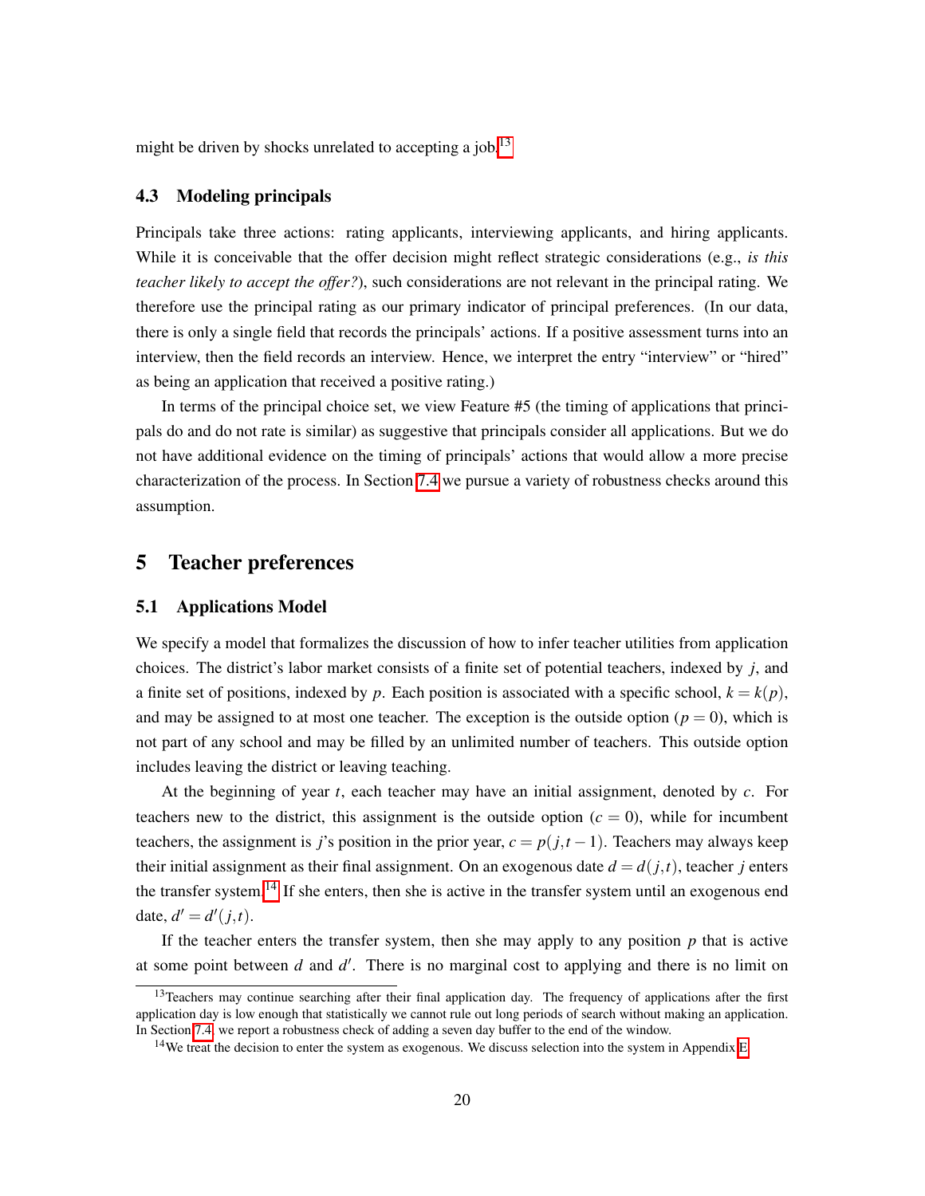might be driven by shocks unrelated to accepting a job.[13]

### 4.3 Modeling principals

Principals take three actions: rating applicants, interviewing applicants, and hiring applicants. While it is conceivable that the offer decision might reflect strategic considerations (e.g., *is this teacher likely to accept the offer?*), such considerations are not relevant in the principal rating. We therefore use the principal rating as our primary indicator of principal preferences. (In our data, there is only a single field that records the principals' actions. If a positive assessment turns into an interview, then the field records an interview. Hence, we interpret the entry "interview" or "hired" as being an application that received a positive rating.)

In terms of the principal choice set, we view Feature #5 (the timing of applications that principals do and do not rate is similar) as suggestive that principals consider all applications. But we do not have additional evidence on the timing of principals' actions that would allow a more precise characterization of the process. In Section 7.4 we pursue a variety of robustness checks around this assumption.

## 5 Teacher preferences

### 5.1 Applications Model

We specify a model that formalizes the discussion of how to infer teacher utilities from application choices. The district's labor market consists of a finite set of potential teachers, indexed by $j$, and a finite set of positions, indexed by $p$. Each position is associated with a specific school, $k = k(p)$, and may be assigned to at most one teacher. The exception is the outside option ($p = 0$), which is not part of any school and may be filled by an unlimited number of teachers. This outside option includes leaving the district or leaving teaching.

At the beginning of year $t$, each teacher may have an initial assignment, denoted by $c$. For teachers new to the district, this assignment is the outside option ($c = 0$), while for incumbent teachers, the assignment is $j$'s position in the prior year, $c = p(j, t-1)$. Teachers may always keep their initial assignment as their final assignment. On an exogenous date $d = d(j,t)$, teacher $j$ enters the transfer system.[14] If she enters, then she is active in the transfer system until an exogenous end date, $d' = d'(j,t)$.

If the teacher enters the transfer system, then she may apply to any position $p$ that is active at some point between $d$ and $d'$. There is no marginal cost to applying and there is no limit on

---

[13] Teachers may continue searching after their final application day. The frequency of applications after the first application day is low enough that statistically we cannot rule out long periods of search without making an application. In Section 7.4, we report a robustness check of adding a seven day buffer to the end of the window.

[14] We treat the decision to enter the system as exogenous. We discuss selection into the system in Appendix E.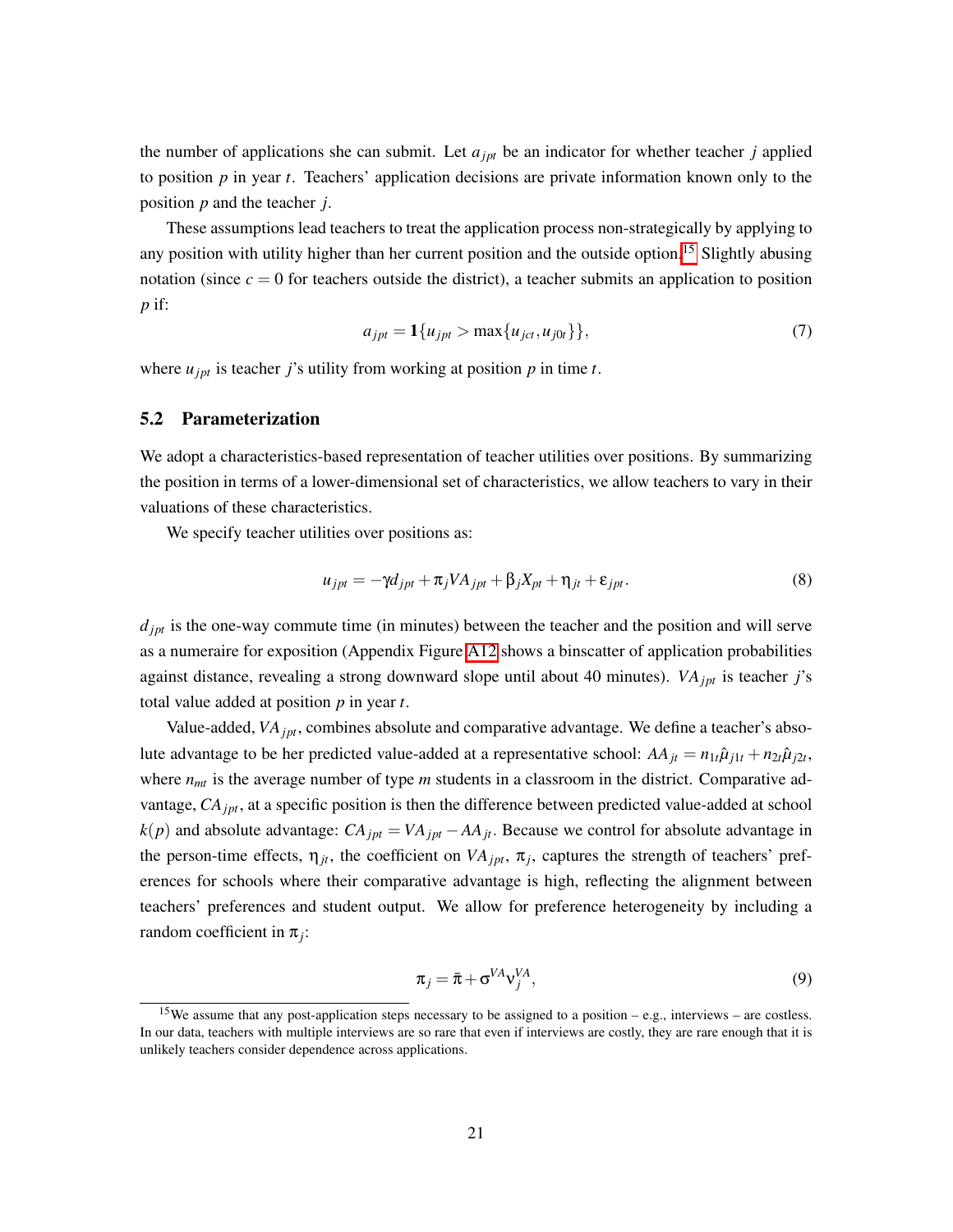the number of applications she can submit. Let $a_{jpt}$ be an indicator for whether teacher $j$ applied to position $p$ in year $t$. Teachers' application decisions are private information known only to the position $p$ and the teacher $j$.

These assumptions lead teachers to treat the application process non-strategically by applying to any position with utility higher than her current position and the outside option.[15] Slightly abusing notation (since $c = 0$ for teachers outside the district), a teacher submits an application to position $p$ if:

$$a_{jpt} = \mathbf{1}\{u_{jpt} > \max\{u_{jct}, u_{j0t}\}\}, \tag{7}$$

where $u_{jpt}$ is teacher $j$'s utility from working at position $p$ in time $t$.

## 5.2 Parameterization

We adopt a characteristics-based representation of teacher utilities over positions. By summarizing the position in terms of a lower-dimensional set of characteristics, we allow teachers to vary in their valuations of these characteristics.

We specify teacher utilities over positions as:

$$u_{jpt} = -\gamma d_{jpt} + \pi_j VA_{jpt} + \beta_j X_{pt} + \eta_{jt} + \varepsilon_{jpt}. \tag{8}$$

$d_{jpt}$ is the one-way commute time (in minutes) between the teacher and the position and will serve as a numeraire for exposition (Appendix Figure A12 shows a binscatter of application probabilities against distance, revealing a strong downward slope until about 40 minutes). $VA_{jpt}$ is teacher $j$'s total value added at position $p$ in year $t$.

Value-added, $VA_{jpt}$, combines absolute and comparative advantage. We define a teacher's absolute advantage to be her predicted value-added at a representative school: $AA_{jt} = n_{1t}\hat{\mu}_{j1t} + n_{2t}\hat{\mu}_{j2t}$, where $n_{mt}$ is the average number of type $m$ students in a classroom in the district. Comparative advantage, $CA_{jpt}$, at a specific position is then the difference between predicted value-added at school $k(p)$ and absolute advantage: $CA_{jpt} = VA_{jpt} - AA_{jt}$. Because we control for absolute advantage in the person-time effects, $\eta_{jt}$, the coefficient on $VA_{jpt}$, $\pi_j$, captures the strength of teachers' preferences for schools where their comparative advantage is high, reflecting the alignment between teachers' preferences and student output. We allow for preference heterogeneity by including a random coefficient in $\pi_j$:

$$\pi_j = \bar{\pi} + \sigma^{VA} \nu_j^{VA}, \tag{9}$$

[15] We assume that any post-application steps necessary to be assigned to a position – e.g., interviews – are costless. In our data, teachers with multiple interviews are so rare that even if interviews are costly, they are rare enough that it is unlikely teachers consider dependence across applications.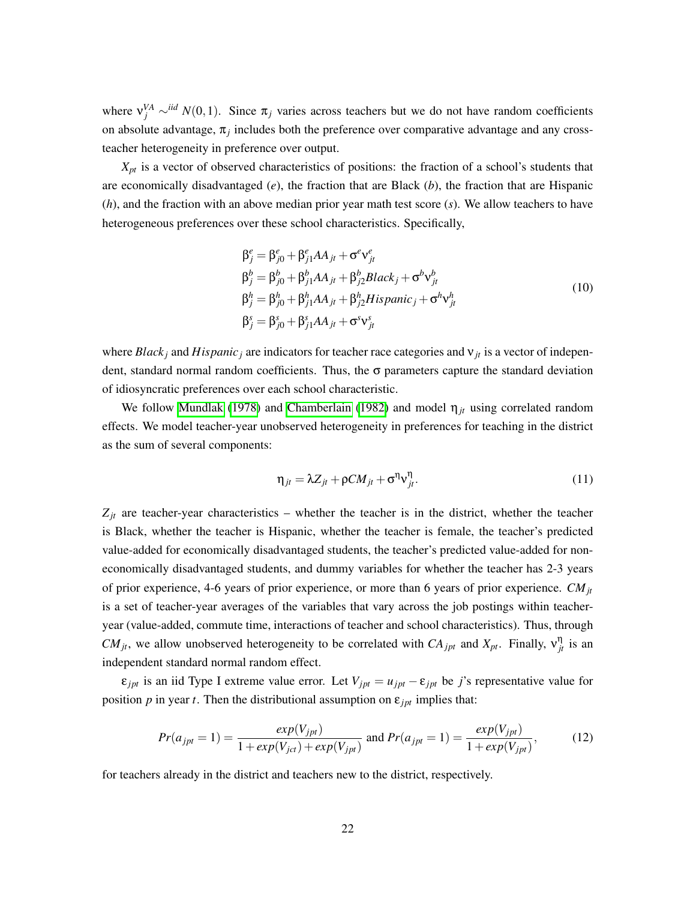where $\nu_j^{VA} \sim^{iid} N(0,1)$. Since $\pi_j$ varies across teachers but we do not have random coefficients on absolute advantage, $\pi_j$ includes both the preference over comparative advantage and any cross-teacher heterogeneity in preference over output.

$X_{pt}$ is a vector of observed characteristics of positions: the fraction of a school's students that are economically disadvantaged ($e$), the fraction that are Black ($b$), the fraction that are Hispanic ($h$), and the fraction with an above median prior year math test score ($s$). We allow teachers to have heterogeneous preferences over these school characteristics. Specifically,

$$
\begin{aligned}
\beta_j^e &= \beta_{j0}^e + \beta_{j1}^e AA_{jt} + \sigma^e \nu_{jt}^e \\
\beta_j^b &= \beta_{j0}^b + \beta_{j1}^b AA_{jt} + \beta_{j2}^b Black_j + \sigma^b \nu_{jt}^b \\
\beta_j^h &= \beta_{j0}^h + \beta_{j1}^h AA_{jt} + \beta_{j2}^h Hispanic_j + \sigma^h \nu_{jt}^h \\
\beta_j^s &= \beta_{j0}^s + \beta_{j1}^s AA_{jt} + \sigma^s \nu_{jt}^s
\end{aligned}
\tag{10}
$$

where $Black_j$ and $Hispanic_j$ are indicators for teacher race categories and $\nu_{jt}$ is a vector of independent, standard normal random coefficients. Thus, the $\sigma$ parameters capture the standard deviation of idiosyncratic preferences over each school characteristic.

We follow Mundlak (1978) and Chamberlain (1982) and model $\eta_{jt}$ using correlated random effects. We model teacher-year unobserved heterogeneity in preferences for teaching in the district as the sum of several components:

$$
\eta_{jt} = \lambda Z_{jt} + \rho CM_{jt} + \sigma^\eta \nu_{jt}^\eta. \tag{11}
$$

$Z_{jt}$ are teacher-year characteristics – whether the teacher is in the district, whether the teacher is Black, whether the teacher is Hispanic, whether the teacher is female, the teacher's predicted value-added for economically disadvantaged students, the teacher's predicted value-added for non-economically disadvantaged students, and dummy variables for whether the teacher has 2-3 years of prior experience, 4-6 years of prior experience, or more than 6 years of prior experience. $CM_{jt}$ is a set of teacher-year averages of the variables that vary across the job postings within teacher-year (value-added, commute time, interactions of teacher and school characteristics). Thus, through $CM_{jt}$, we allow unobserved heterogeneity to be correlated with $CA_{jpt}$ and $X_{pt}$. Finally, $\nu_{jt}^\eta$ is an independent standard normal random effect.

$\varepsilon_{jpt}$ is an iid Type I extreme value error. Let $V_{jpt} = u_{jpt} - \varepsilon_{jpt}$ be $j$'s representative value for position $p$ in year $t$. Then the distributional assumption on $\varepsilon_{jpt}$ implies that:

$$
Pr(a_{jpt} = 1) = \frac{exp(V_{jpt})}{1 + exp(V_{jct}) + exp(V_{jpt})} \text{ and } Pr(a_{jpt} = 1) = \frac{exp(V_{jpt})}{1 + exp(V_{jpt})}, \tag{12}
$$

for teachers already in the district and teachers new to the district, respectively.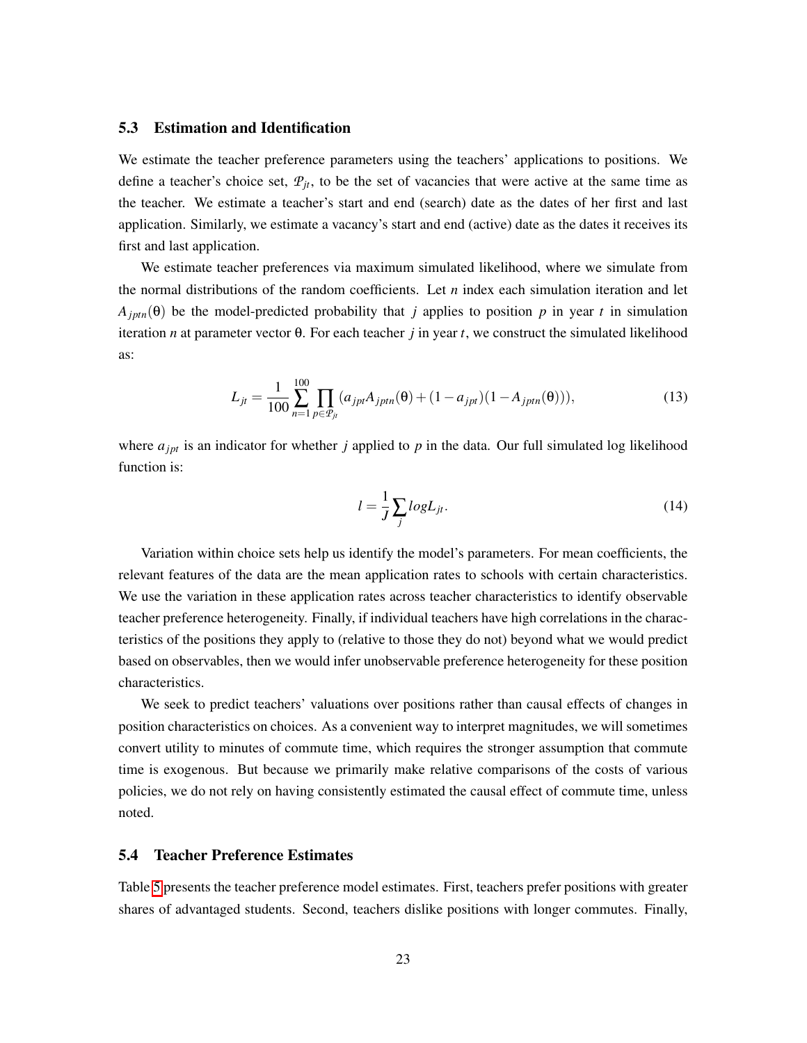### 5.3 Estimation and Identification

We estimate the teacher preference parameters using the teachers' applications to positions. We define a teacher's choice set, $\mathcal{P}_{jt}$, to be the set of vacancies that were active at the same time as the teacher. We estimate a teacher's start and end (search) date as the dates of her first and last application. Similarly, we estimate a vacancy's start and end (active) date as the dates it receives its first and last application.

We estimate teacher preferences via maximum simulated likelihood, where we simulate from the normal distributions of the random coefficients. Let $n$ index each simulation iteration and let $A_{jptn}(\theta)$ be the model-predicted probability that $j$ applies to position $p$ in year $t$ in simulation iteration $n$ at parameter vector $\theta$. For each teacher $j$ in year $t$, we construct the simulated likelihood as:

$$L_{jt} = \frac{1}{100} \sum_{n=1}^{100} \prod_{p \in \mathcal{P}_{jt}} (a_{jpt} A_{jptn}(\theta) + (1 - a_{jpt})(1 - A_{jptn}(\theta))), \tag{13}$$

where $a_{jpt}$ is an indicator for whether $j$ applied to $p$ in the data. Our full simulated log likelihood function is:

$$l = \frac{1}{J} \sum_{j} log L_{jt}. \tag{14}$$

Variation within choice sets help us identify the model's parameters. For mean coefficients, the relevant features of the data are the mean application rates to schools with certain characteristics. We use the variation in these application rates across teacher characteristics to identify observable teacher preference heterogeneity. Finally, if individual teachers have high correlations in the characteristics of the positions they apply to (relative to those they do not) beyond what we would predict based on observables, then we would infer unobservable preference heterogeneity for these position characteristics.

We seek to predict teachers' valuations over positions rather than causal effects of changes in position characteristics on choices. As a convenient way to interpret magnitudes, we will sometimes convert utility to minutes of commute time, which requires the stronger assumption that commute time is exogenous. But because we primarily make relative comparisons of the costs of various policies, we do not rely on having consistently estimated the causal effect of commute time, unless noted.

### 5.4 Teacher Preference Estimates

Table 5 presents the teacher preference model estimates. First, teachers prefer positions with greater shares of advantaged students. Second, teachers dislike positions with longer commutes. Finally,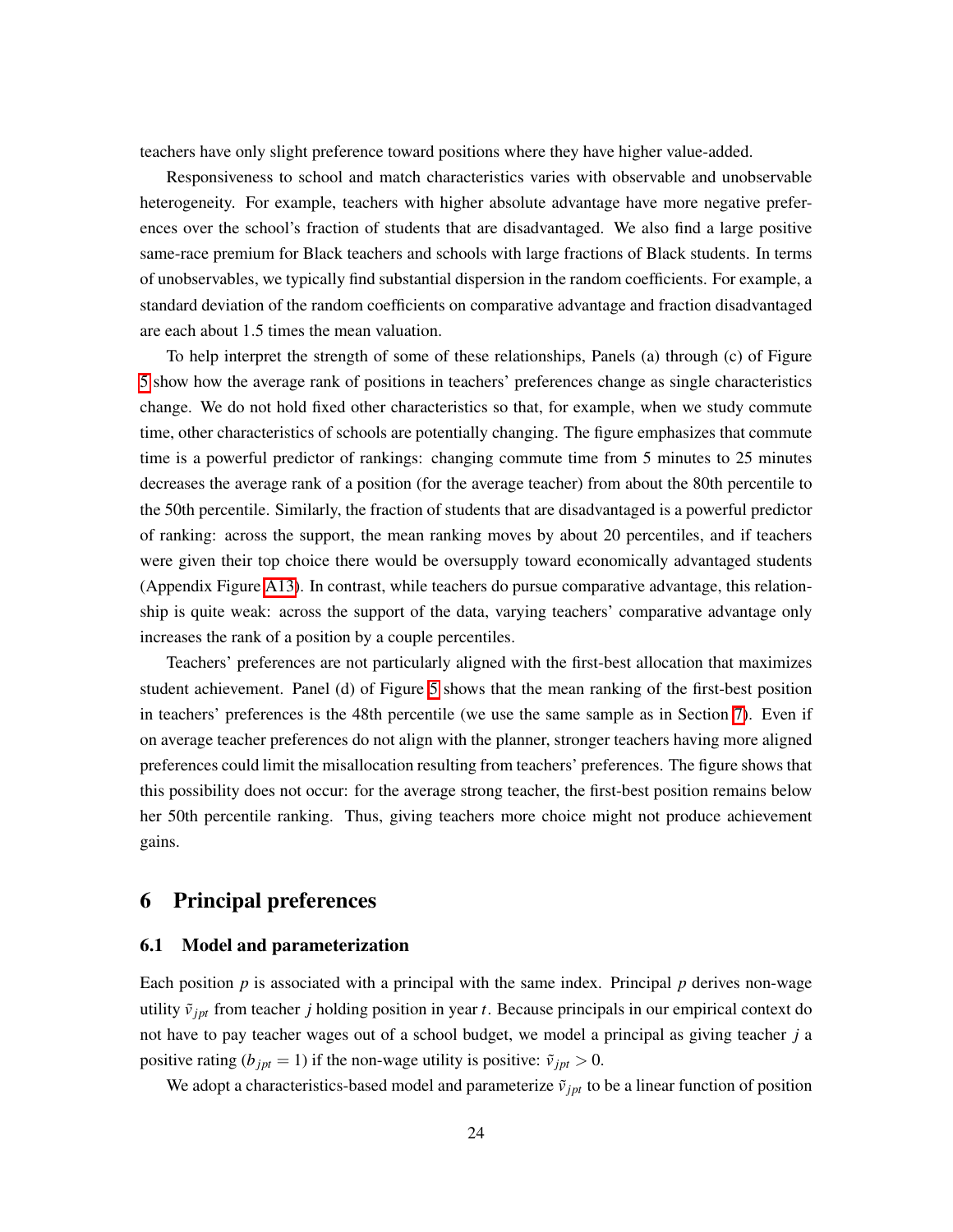teachers have only slight preference toward positions where they have higher value-added.

Responsiveness to school and match characteristics varies with observable and unobservable heterogeneity. For example, teachers with higher absolute advantage have more negative preferences over the school's fraction of students that are disadvantaged. We also find a large positive same-race premium for Black teachers and schools with large fractions of Black students. In terms of unobservables, we typically find substantial dispersion in the random coefficients. For example, a standard deviation of the random coefficients on comparative advantage and fraction disadvantaged are each about 1.5 times the mean valuation.

To help interpret the strength of some of these relationships, Panels (a) through (c) of Figure 5 show how the average rank of positions in teachers' preferences change as single characteristics change. We do not hold fixed other characteristics so that, for example, when we study commute time, other characteristics of schools are potentially changing. The figure emphasizes that commute time is a powerful predictor of rankings: changing commute time from 5 minutes to 25 minutes decreases the average rank of a position (for the average teacher) from about the 80th percentile to the 50th percentile. Similarly, the fraction of students that are disadvantaged is a powerful predictor of ranking: across the support, the mean ranking moves by about 20 percentiles, and if teachers were given their top choice there would be oversupply toward economically advantaged students (Appendix Figure A13). In contrast, while teachers do pursue comparative advantage, this relationship is quite weak: across the support of the data, varying teachers' comparative advantage only increases the rank of a position by a couple percentiles.

Teachers' preferences are not particularly aligned with the first-best allocation that maximizes student achievement. Panel (d) of Figure 5 shows that the mean ranking of the first-best position in teachers' preferences is the 48th percentile (we use the same sample as in Section 7). Even if on average teacher preferences do not align with the planner, stronger teachers having more aligned preferences could limit the misallocation resulting from teachers' preferences. The figure shows that this possibility does not occur: for the average strong teacher, the first-best position remains below her 50th percentile ranking. Thus, giving teachers more choice might not produce achievement gains.

# 6 Principal preferences

## 6.1 Model and parameterization

Each position $p$ is associated with a principal with the same index. Principal $p$ derives non-wage utility $\tilde{v}_{jpt}$ from teacher $j$ holding position in year $t$. Because principals in our empirical context do not have to pay teacher wages out of a school budget, we model a principal as giving teacher $j$ a positive rating ($b_{jpt} = 1$) if the non-wage utility is positive: $\tilde{v}_{jpt} > 0$.

We adopt a characteristics-based model and parameterize $\tilde{v}_{jpt}$ to be a linear function of position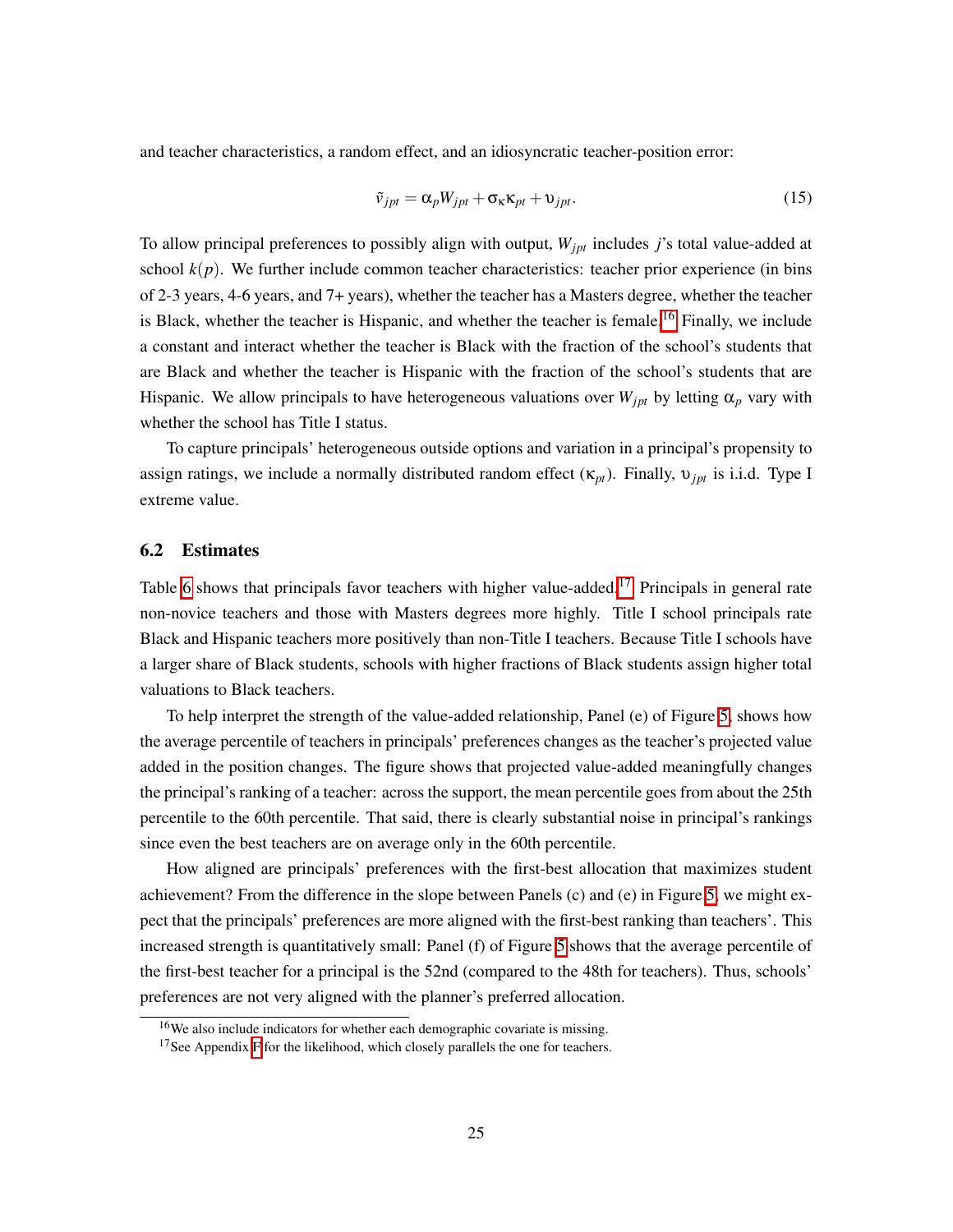and teacher characteristics, a random effect, and an idiosyncratic teacher-position error:

$$\tilde{v}_{jpt} = \alpha_p W_{jpt} + \sigma_\kappa \kappa_{pt} + \upsilon_{jpt}. \tag{15}$$

To allow principal preferences to possibly align with output, $W_{jpt}$ includes $j$'s total value-added at school $k(p)$. We further include common teacher characteristics: teacher prior experience (in bins of 2-3 years, 4-6 years, and 7+ years), whether the teacher has a Masters degree, whether the teacher is Black, whether the teacher is Hispanic, and whether the teacher is female.[16] Finally, we include a constant and interact whether the teacher is Black with the fraction of the school's students that are Black and whether the teacher is Hispanic with the fraction of the school's students that are Hispanic. We allow principals to have heterogeneous valuations over $W_{jpt}$ by letting $\alpha_p$ vary with whether the school has Title I status.

To capture principals' heterogeneous outside options and variation in a principal's propensity to assign ratings, we include a normally distributed random effect ($\kappa_{pt}$). Finally, $\upsilon_{jpt}$ is i.i.d. Type I extreme value.

## 6.2 Estimates

Table 6 shows that principals favor teachers with higher value-added.[17] Principals in general rate non-novice teachers and those with Masters degrees more highly. Title I school principals rate Black and Hispanic teachers more positively than non-Title I teachers. Because Title I schools have a larger share of Black students, schools with higher fractions of Black students assign higher total valuations to Black teachers.

To help interpret the strength of the value-added relationship, Panel (e) of Figure 5, shows how the average percentile of teachers in principals' preferences changes as the teacher's projected value added in the position changes. The figure shows that projected value-added meaningfully changes the principal's ranking of a teacher: across the support, the mean percentile goes from about the 25th percentile to the 60th percentile. That said, there is clearly substantial noise in principal's rankings since even the best teachers are on average only in the 60th percentile.

How aligned are principals' preferences with the first-best allocation that maximizes student achievement? From the difference in the slope between Panels (c) and (e) in Figure 5, we might expect that the principals' preferences are more aligned with the first-best ranking than teachers'. This increased strength is quantitatively small: Panel (f) of Figure 5 shows that the average percentile of the first-best teacher for a principal is the 52nd (compared to the 48th for teachers). Thus, schools' preferences are not very aligned with the planner's preferred allocation.

---

[16] We also include indicators for whether each demographic covariate is missing.

[17] See Appendix F for the likelihood, which closely parallels the one for teachers.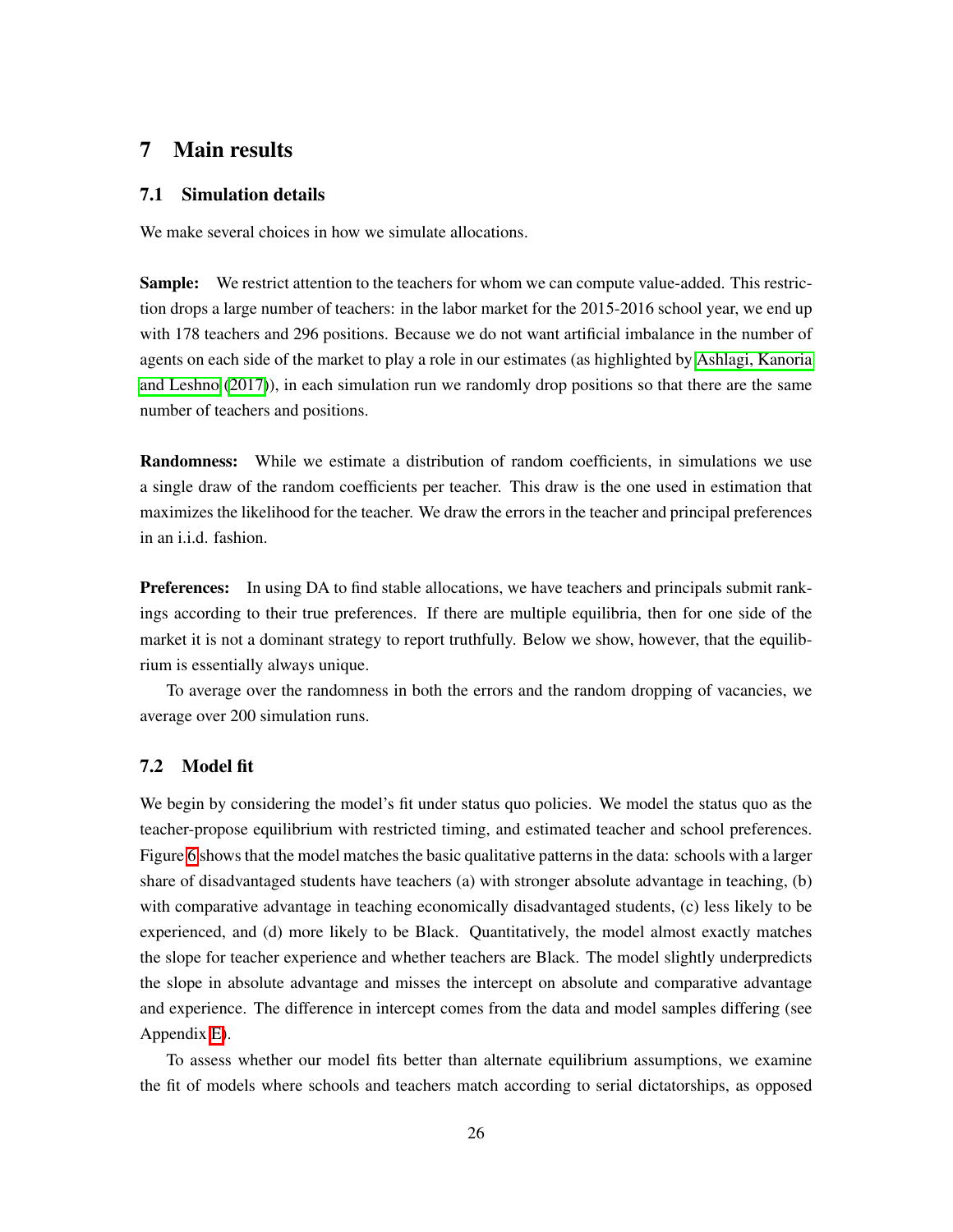# 7 Main results

## 7.1 Simulation details

We make several choices in how we simulate allocations.

**Sample:** We restrict attention to the teachers for whom we can compute value-added. This restriction drops a large number of teachers: in the labor market for the 2015-2016 school year, we end up with 178 teachers and 296 positions. Because we do not want artificial imbalance in the number of agents on each side of the market to play a role in our estimates (as highlighted by Ashlagi, Kanoria and Leshno (2017)), in each simulation run we randomly drop positions so that there are the same number of teachers and positions.

**Randomness:** While we estimate a distribution of random coefficients, in simulations we use a single draw of the random coefficients per teacher. This draw is the one used in estimation that maximizes the likelihood for the teacher. We draw the errors in the teacher and principal preferences in an i.i.d. fashion.

**Preferences:** In using DA to find stable allocations, we have teachers and principals submit rankings according to their true preferences. If there are multiple equilibria, then for one side of the market it is not a dominant strategy to report truthfully. Below we show, however, that the equilibrium is essentially always unique.

To average over the randomness in both the errors and the random dropping of vacancies, we average over 200 simulation runs.

## 7.2 Model fit

We begin by considering the model's fit under status quo policies. We model the status quo as the teacher-propose equilibrium with restricted timing, and estimated teacher and school preferences. Figure 6 shows that the model matches the basic qualitative patterns in the data: schools with a larger share of disadvantaged students have teachers (a) with stronger absolute advantage in teaching, (b) with comparative advantage in teaching economically disadvantaged students, (c) less likely to be experienced, and (d) more likely to be Black. Quantitatively, the model almost exactly matches the slope for teacher experience and whether teachers are Black. The model slightly underpredicts the slope in absolute advantage and misses the intercept on absolute and comparative advantage and experience. The difference in intercept comes from the data and model samples differing (see Appendix E).

To assess whether our model fits better than alternate equilibrium assumptions, we examine the fit of models where schools and teachers match according to serial dictatorships, as opposed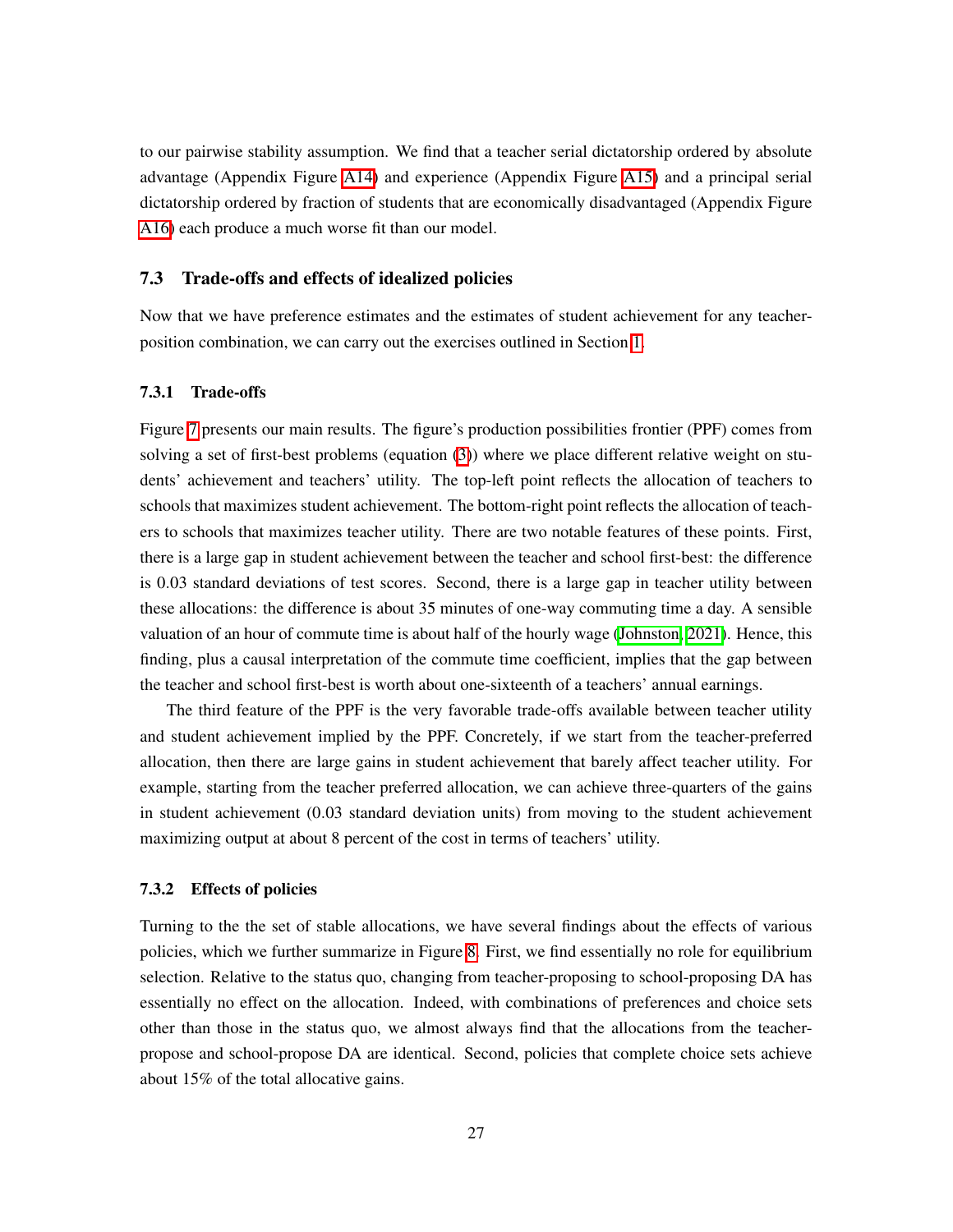to our pairwise stability assumption. We find that a teacher serial dictatorship ordered by absolute advantage (Appendix Figure A14) and experience (Appendix Figure A15) and a principal serial dictatorship ordered by fraction of students that are economically disadvantaged (Appendix Figure A16) each produce a much worse fit than our model.

### 7.3 Trade-offs and effects of idealized policies

Now that we have preference estimates and the estimates of student achievement for any teacher-position combination, we can carry out the exercises outlined in Section 1.

#### 7.3.1 Trade-offs

Figure 7 presents our main results. The figure's production possibilities frontier (PPF) comes from solving a set of first-best problems (equation (3)) where we place different relative weight on students' achievement and teachers' utility. The top-left point reflects the allocation of teachers to schools that maximizes student achievement. The bottom-right point reflects the allocation of teachers to schools that maximizes teacher utility. There are two notable features of these points. First, there is a large gap in student achievement between the teacher and school first-best: the difference is 0.03 standard deviations of test scores. Second, there is a large gap in teacher utility between these allocations: the difference is about 35 minutes of one-way commuting time a day. A sensible valuation of an hour of commute time is about half of the hourly wage (Johnston, 2021). Hence, this finding, plus a causal interpretation of the commute time coefficient, implies that the gap between the teacher and school first-best is worth about one-sixteenth of a teachers' annual earnings.

The third feature of the PPF is the very favorable trade-offs available between teacher utility and student achievement implied by the PPF. Concretely, if we start from the teacher-preferred allocation, then there are large gains in student achievement that barely affect teacher utility. For example, starting from the teacher preferred allocation, we can achieve three-quarters of the gains in student achievement (0.03 standard deviation units) from moving to the student achievement maximizing output at about 8 percent of the cost in terms of teachers' utility.

#### 7.3.2 Effects of policies

Turning to the the set of stable allocations, we have several findings about the effects of various policies, which we further summarize in Figure 8. First, we find essentially no role for equilibrium selection. Relative to the status quo, changing from teacher-proposing to school-proposing DA has essentially no effect on the allocation. Indeed, with combinations of preferences and choice sets other than those in the status quo, we almost always find that the allocations from the teacher-propose and school-propose DA are identical. Second, policies that complete choice sets achieve about 15% of the total allocative gains.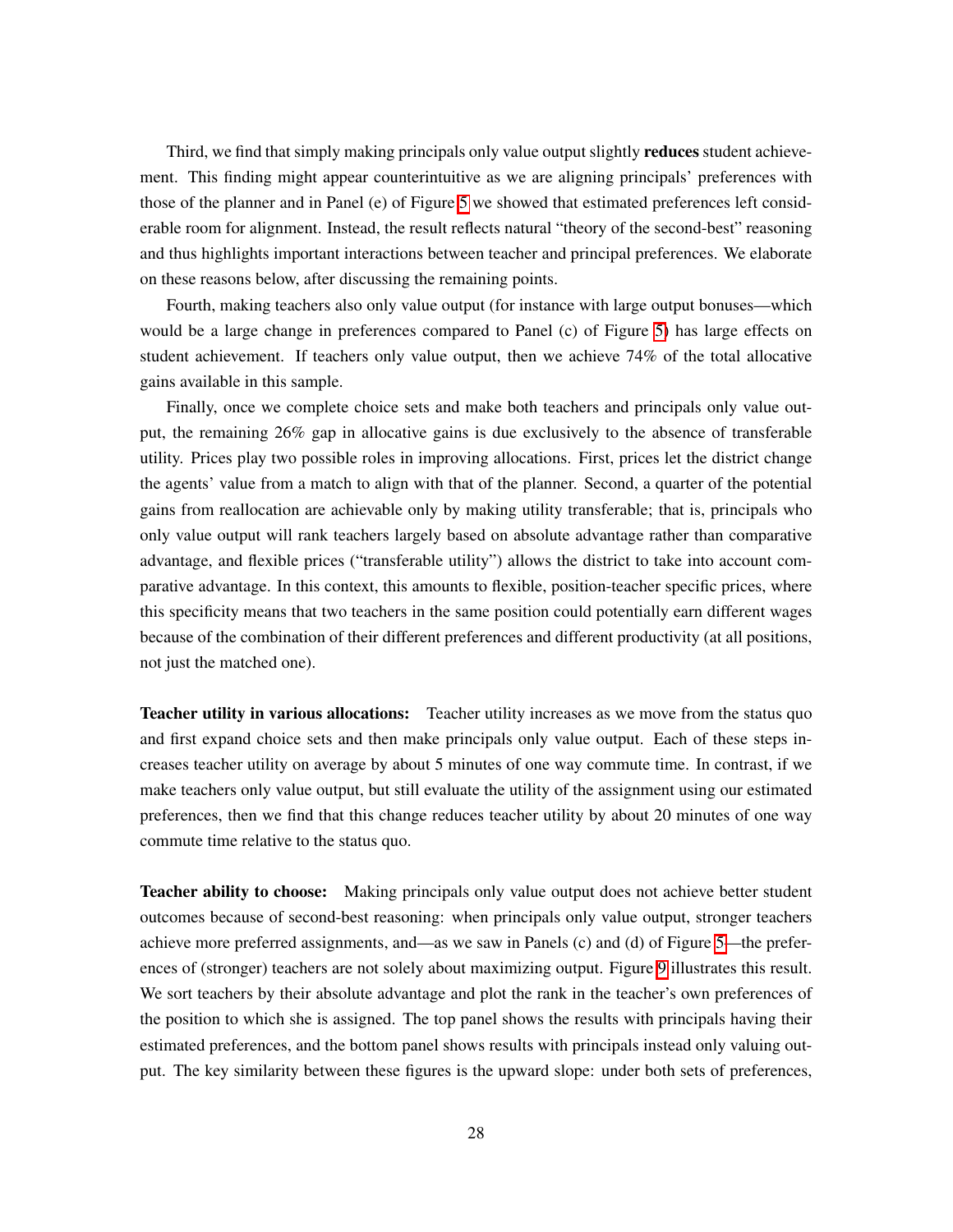Third, we find that simply making principals only value output slightly **reduces** student achievement. This finding might appear counterintuitive as we are aligning principals' preferences with those of the planner and in Panel (e) of Figure 5 we showed that estimated preferences left considerable room for alignment. Instead, the result reflects natural "theory of the second-best" reasoning and thus highlights important interactions between teacher and principal preferences. We elaborate on these reasons below, after discussing the remaining points.

Fourth, making teachers also only value output (for instance with large output bonuses—which would be a large change in preferences compared to Panel (c) of Figure 5) has large effects on student achievement. If teachers only value output, then we achieve 74% of the total allocative gains available in this sample.

Finally, once we complete choice sets and make both teachers and principals only value output, the remaining 26% gap in allocative gains is due exclusively to the absence of transferable utility. Prices play two possible roles in improving allocations. First, prices let the district change the agents' value from a match to align with that of the planner. Second, a quarter of the potential gains from reallocation are achievable only by making utility transferable; that is, principals who only value output will rank teachers largely based on absolute advantage rather than comparative advantage, and flexible prices ("transferable utility") allows the district to take into account comparative advantage. In this context, this amounts to flexible, position-teacher specific prices, where this specificity means that two teachers in the same position could potentially earn different wages because of the combination of their different preferences and different productivity (at all positions, not just the matched one).

**Teacher utility in various allocations:** Teacher utility increases as we move from the status quo and first expand choice sets and then make principals only value output. Each of these steps increases teacher utility on average by about 5 minutes of one way commute time. In contrast, if we make teachers only value output, but still evaluate the utility of the assignment using our estimated preferences, then we find that this change reduces teacher utility by about 20 minutes of one way commute time relative to the status quo.

**Teacher ability to choose:** Making principals only value output does not achieve better student outcomes because of second-best reasoning: when principals only value output, stronger teachers achieve more preferred assignments, and—as we saw in Panels (c) and (d) of Figure 5—the preferences of (stronger) teachers are not solely about maximizing output. Figure 9 illustrates this result. We sort teachers by their absolute advantage and plot the rank in the teacher's own preferences of the position to which she is assigned. The top panel shows the results with principals having their estimated preferences, and the bottom panel shows results with principals instead only valuing output. The key similarity between these figures is the upward slope: under both sets of preferences,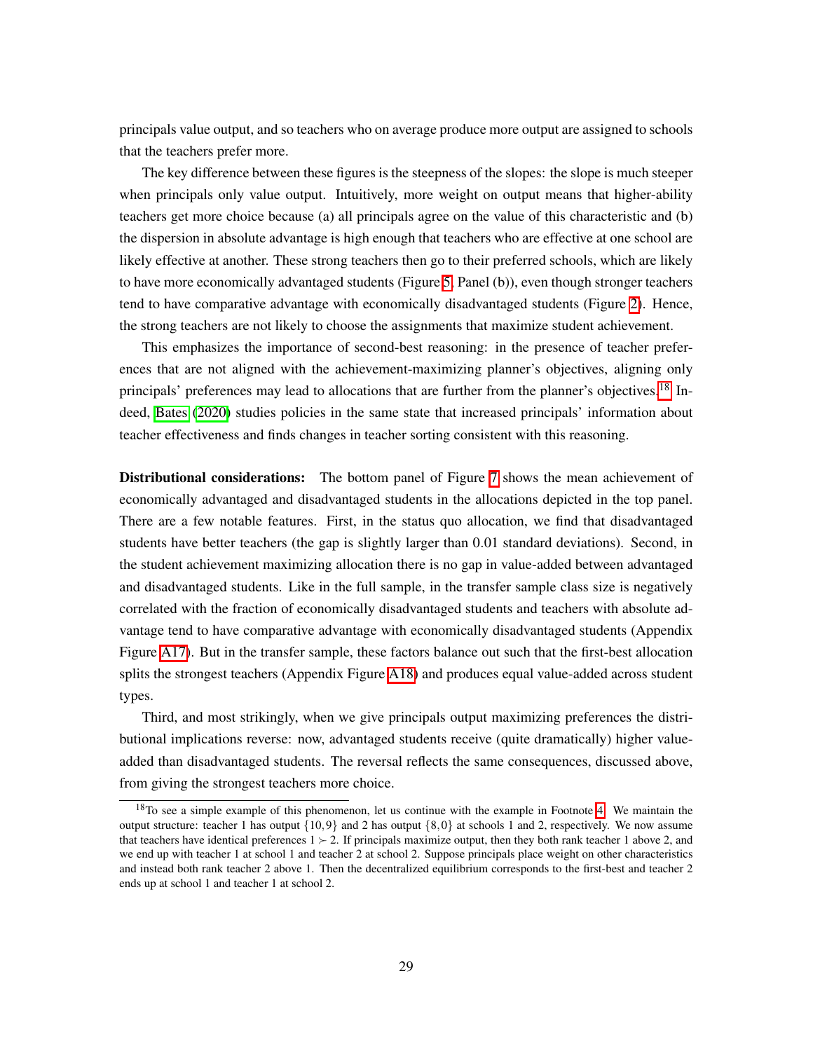principals value output, and so teachers who on average produce more output are assigned to schools that the teachers prefer more.

The key difference between these figures is the steepness of the slopes: the slope is much steeper when principals only value output. Intuitively, more weight on output means that higher-ability teachers get more choice because (a) all principals agree on the value of this characteristic and (b) the dispersion in absolute advantage is high enough that teachers who are effective at one school are likely effective at another. These strong teachers then go to their preferred schools, which are likely to have more economically advantaged students (Figure 5, Panel (b)), even though stronger teachers tend to have comparative advantage with economically disadvantaged students (Figure 2). Hence, the strong teachers are not likely to choose the assignments that maximize student achievement.

This emphasizes the importance of second-best reasoning: in the presence of teacher preferences that are not aligned with the achievement-maximizing planner's objectives, aligning only principals' preferences may lead to allocations that are further from the planner's objectives.[18] Indeed, Bates (2020) studies policies in the same state that increased principals' information about teacher effectiveness and finds changes in teacher sorting consistent with this reasoning.

**Distributional considerations:** The bottom panel of Figure 7 shows the mean achievement of economically advantaged and disadvantaged students in the allocations depicted in the top panel. There are a few notable features. First, in the status quo allocation, we find that disadvantaged students have better teachers (the gap is slightly larger than 0.01 standard deviations). Second, in the student achievement maximizing allocation there is no gap in value-added between advantaged and disadvantaged students. Like in the full sample, in the transfer sample class size is negatively correlated with the fraction of economically disadvantaged students and teachers with absolute advantage tend to have comparative advantage with economically disadvantaged students (Appendix Figure A17). But in the transfer sample, these factors balance out such that the first-best allocation splits the strongest teachers (Appendix Figure A18) and produces equal value-added across student types.

Third, and most strikingly, when we give principals output maximizing preferences the distributional implications reverse: now, advantaged students receive (quite dramatically) higher value-added than disadvantaged students. The reversal reflects the same consequences, discussed above, from giving the strongest teachers more choice.

[18] To see a simple example of this phenomenon, let us continue with the example in Footnote 4. We maintain the output structure: teacher 1 has output $\{10, 9\}$ and 2 has output $\{8, 0\}$ at schools 1 and 2, respectively. We now assume that teachers have identical preferences $1 \succ 2$. If principals maximize output, then they both rank teacher 1 above 2, and we end up with teacher 1 at school 1 and teacher 2 at school 2. Suppose principals place weight on other characteristics and instead both rank teacher 2 above 1. Then the decentralized equilibrium corresponds to the first-best and teacher 2 ends up at school 1 and teacher 1 at school 2.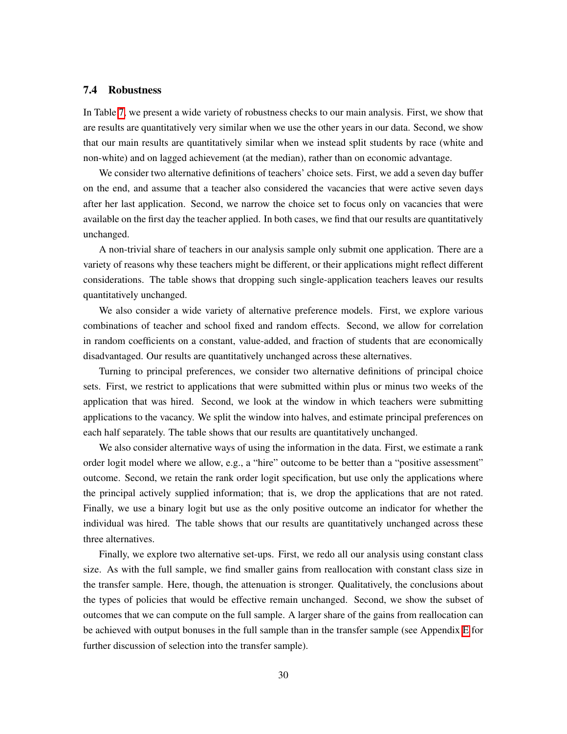### 7.4 Robustness

In Table 7, we present a wide variety of robustness checks to our main analysis. First, we show that are results are quantitatively very similar when we use the other years in our data. Second, we show that our main results are quantitatively similar when we instead split students by race (white and non-white) and on lagged achievement (at the median), rather than on economic advantage.

We consider two alternative definitions of teachers' choice sets. First, we add a seven day buffer on the end, and assume that a teacher also considered the vacancies that were active seven days after her last application. Second, we narrow the choice set to focus only on vacancies that were available on the first day the teacher applied. In both cases, we find that our results are quantitatively unchanged.

A non-trivial share of teachers in our analysis sample only submit one application. There are a variety of reasons why these teachers might be different, or their applications might reflect different considerations. The table shows that dropping such single-application teachers leaves our results quantitatively unchanged.

We also consider a wide variety of alternative preference models. First, we explore various combinations of teacher and school fixed and random effects. Second, we allow for correlation in random coefficients on a constant, value-added, and fraction of students that are economically disadvantaged. Our results are quantitatively unchanged across these alternatives.

Turning to principal preferences, we consider two alternative definitions of principal choice sets. First, we restrict to applications that were submitted within plus or minus two weeks of the application that was hired. Second, we look at the window in which teachers were submitting applications to the vacancy. We split the window into halves, and estimate principal preferences on each half separately. The table shows that our results are quantitatively unchanged.

We also consider alternative ways of using the information in the data. First, we estimate a rank order logit model where we allow, e.g., a "hire" outcome to be better than a "positive assessment" outcome. Second, we retain the rank order logit specification, but use only the applications where the principal actively supplied information; that is, we drop the applications that are not rated. Finally, we use a binary logit but use as the only positive outcome an indicator for whether the individual was hired. The table shows that our results are quantitatively unchanged across these three alternatives.

Finally, we explore two alternative set-ups. First, we redo all our analysis using constant class size. As with the full sample, we find smaller gains from reallocation with constant class size in the transfer sample. Here, though, the attenuation is stronger. Qualitatively, the conclusions about the types of policies that would be effective remain unchanged. Second, we show the subset of outcomes that we can compute on the full sample. A larger share of the gains from reallocation can be achieved with output bonuses in the full sample than in the transfer sample (see Appendix E for further discussion of selection into the transfer sample).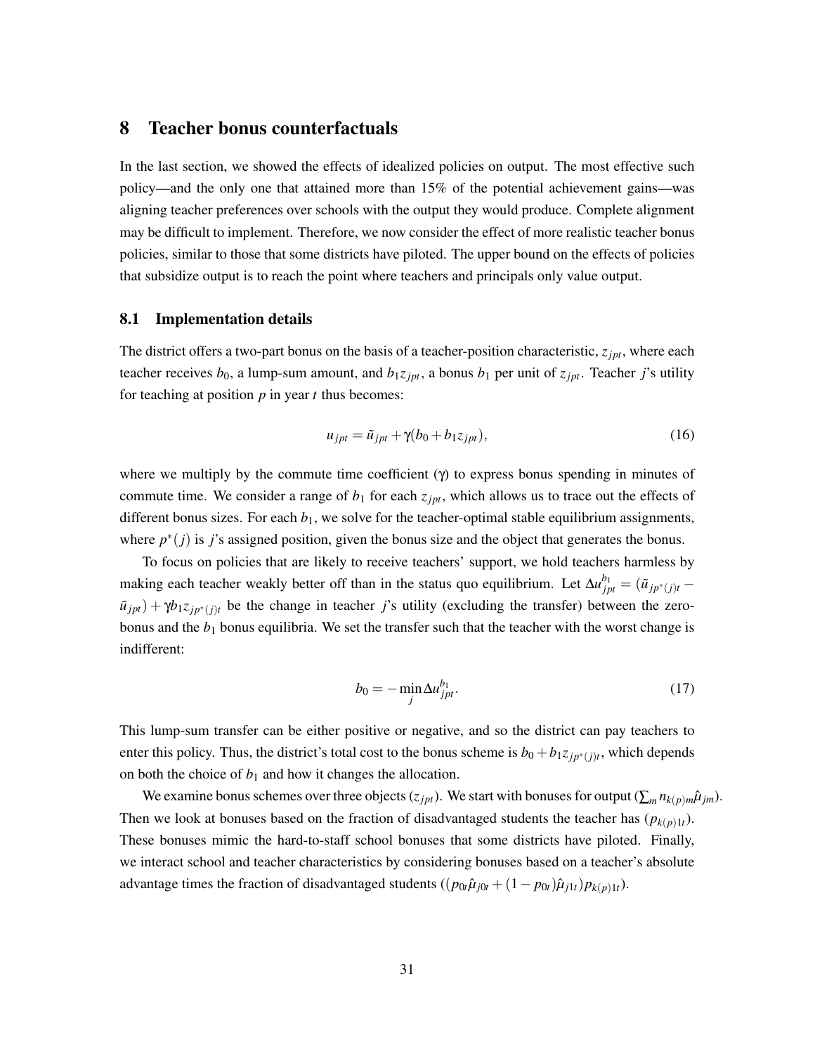# 8 Teacher bonus counterfactuals

In the last section, we showed the effects of idealized policies on output. The most effective such policy—and the only one that attained more than 15% of the potential achievement gains—was aligning teacher preferences over schools with the output they would produce. Complete alignment may be difficult to implement. Therefore, we now consider the effect of more realistic teacher bonus policies, similar to those that some districts have piloted. The upper bound on the effects of policies that subsidize output is to reach the point where teachers and principals only value output.

## 8.1 Implementation details

The district offers a two-part bonus on the basis of a teacher-position characteristic, $z_{jpt}$, where each teacher receives $b_0$, a lump-sum amount, and $b_1 z_{jpt}$, a bonus $b_1$ per unit of $z_{jpt}$. Teacher $j$'s utility for teaching at position $p$ in year $t$ thus becomes:

$$u_{jpt} = \tilde{u}_{jpt} + \gamma(b_0 + b_1 z_{jpt}), \tag{16}$$

where we multiply by the commute time coefficient ($\gamma$) to express bonus spending in minutes of commute time. We consider a range of $b_1$ for each $z_{jpt}$, which allows us to trace out the effects of different bonus sizes. For each $b_1$, we solve for the teacher-optimal stable equilibrium assignments, where $p^*(j)$ is $j$'s assigned position, given the bonus size and the object that generates the bonus.

To focus on policies that are likely to receive teachers' support, we hold teachers harmless by making each teacher weakly better off than in the status quo equilibrium. Let $\Delta u_{jpt}^{b_1} = (\tilde{u}_{jp^*(j)t} - \tilde{u}_{jpt}) + \gamma b_1 z_{jp^*(j)t}$ be the change in teacher $j$'s utility (excluding the transfer) between the zero-bonus and the $b_1$ bonus equilibria. We set the transfer such that the teacher with the worst change is indifferent:

$$b_0 = -\min_j \Delta u_{jpt}^{b_1}. \tag{17}$$

This lump-sum transfer can be either positive or negative, and so the district can pay teachers to enter this policy. Thus, the district's total cost to the bonus scheme is $b_0 + b_1 z_{jp^*(j)t}$, which depends on both the choice of $b_1$ and how it changes the allocation.

We examine bonus schemes over three objects ($z_{jpt}$). We start with bonuses for output ($\sum_m n_{k(p)m} \hat{\mu}_{jm}$). Then we look at bonuses based on the fraction of disadvantaged students the teacher has ($p_{k(p)1t}$). These bonuses mimic the hard-to-staff school bonuses that some districts have piloted. Finally, we interact school and teacher characteristics by considering bonuses based on a teacher's absolute advantage times the fraction of disadvantaged students ($(p_{0t}\hat{\mu}_{j0t} + (1 - p_{0t})\hat{\mu}_{j1t})p_{k(p)1t}$).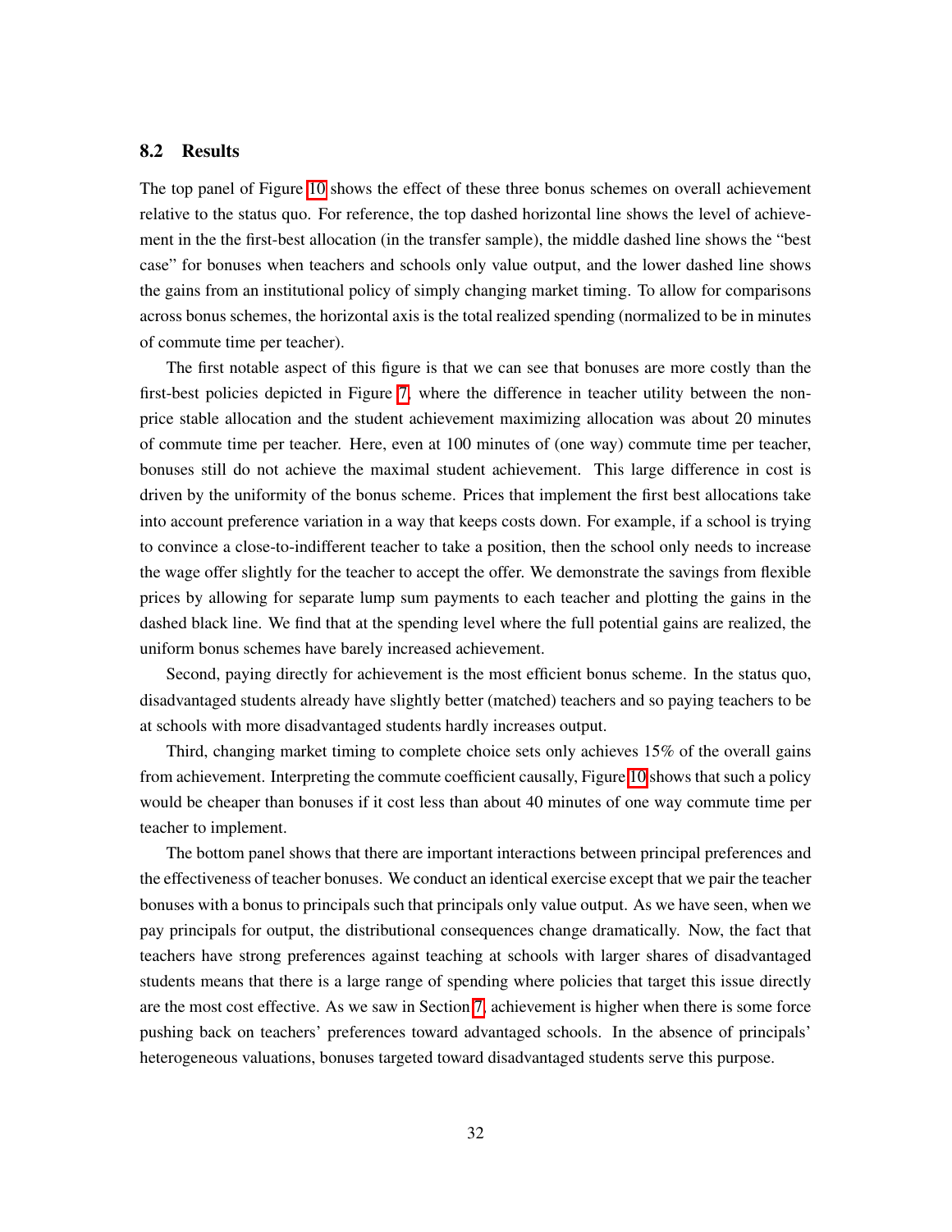### 8.2 Results

The top panel of Figure 10 shows the effect of these three bonus schemes on overall achievement relative to the status quo. For reference, the top dashed horizontal line shows the level of achievement in the the first-best allocation (in the transfer sample), the middle dashed line shows the "best case" for bonuses when teachers and schools only value output, and the lower dashed line shows the gains from an institutional policy of simply changing market timing. To allow for comparisons across bonus schemes, the horizontal axis is the total realized spending (normalized to be in minutes of commute time per teacher).

The first notable aspect of this figure is that we can see that bonuses are more costly than the first-best policies depicted in Figure 7, where the difference in teacher utility between the non-price stable allocation and the student achievement maximizing allocation was about 20 minutes of commute time per teacher. Here, even at 100 minutes of (one way) commute time per teacher, bonuses still do not achieve the maximal student achievement. This large difference in cost is driven by the uniformity of the bonus scheme. Prices that implement the first best allocations take into account preference variation in a way that keeps costs down. For example, if a school is trying to convince a close-to-indifferent teacher to take a position, then the school only needs to increase the wage offer slightly for the teacher to accept the offer. We demonstrate the savings from flexible prices by allowing for separate lump sum payments to each teacher and plotting the gains in the dashed black line. We find that at the spending level where the full potential gains are realized, the uniform bonus schemes have barely increased achievement.

Second, paying directly for achievement is the most efficient bonus scheme. In the status quo, disadvantaged students already have slightly better (matched) teachers and so paying teachers to be at schools with more disadvantaged students hardly increases output.

Third, changing market timing to complete choice sets only achieves 15% of the overall gains from achievement. Interpreting the commute coefficient causally, Figure 10 shows that such a policy would be cheaper than bonuses if it cost less than about 40 minutes of one way commute time per teacher to implement.

The bottom panel shows that there are important interactions between principal preferences and the effectiveness of teacher bonuses. We conduct an identical exercise except that we pair the teacher bonuses with a bonus to principals such that principals only value output. As we have seen, when we pay principals for output, the distributional consequences change dramatically. Now, the fact that teachers have strong preferences against teaching at schools with larger shares of disadvantaged students means that there is a large range of spending where policies that target this issue directly are the most cost effective. As we saw in Section 7, achievement is higher when there is some force pushing back on teachers' preferences toward advantaged schools. In the absence of principals' heterogeneous valuations, bonuses targeted toward disadvantaged students serve this purpose.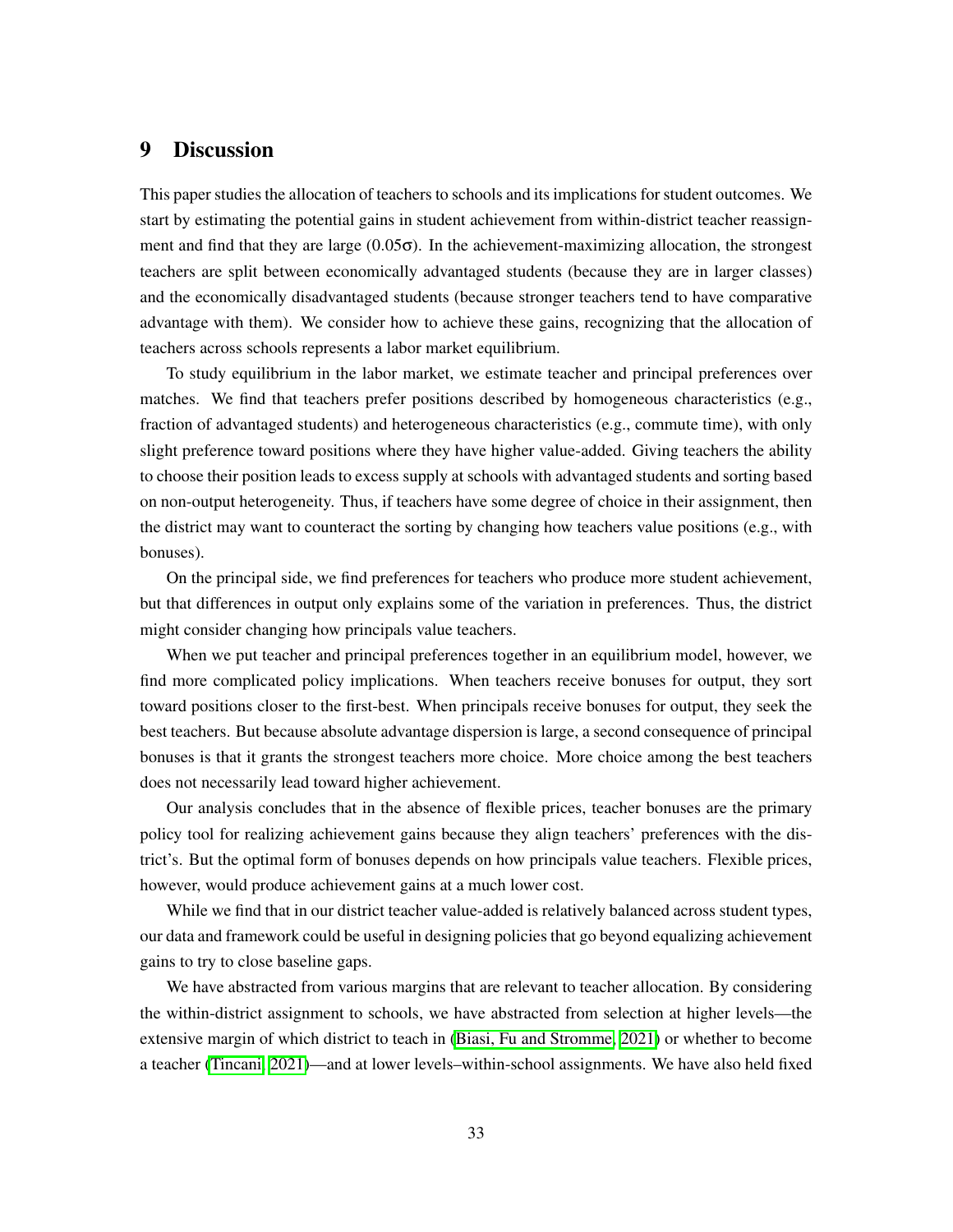# 9 Discussion

This paper studies the allocation of teachers to schools and its implications for student outcomes. We start by estimating the potential gains in student achievement from within-district teacher reassignment and find that they are large ($0.05\sigma$). In the achievement-maximizing allocation, the strongest teachers are split between economically advantaged students (because they are in larger classes) and the economically disadvantaged students (because stronger teachers tend to have comparative advantage with them). We consider how to achieve these gains, recognizing that the allocation of teachers across schools represents a labor market equilibrium.

To study equilibrium in the labor market, we estimate teacher and principal preferences over matches. We find that teachers prefer positions described by homogeneous characteristics (e.g., fraction of advantaged students) and heterogeneous characteristics (e.g., commute time), with only slight preference toward positions where they have higher value-added. Giving teachers the ability to choose their position leads to excess supply at schools with advantaged students and sorting based on non-output heterogeneity. Thus, if teachers have some degree of choice in their assignment, then the district may want to counteract the sorting by changing how teachers value positions (e.g., with bonuses).

On the principal side, we find preferences for teachers who produce more student achievement, but that differences in output only explains some of the variation in preferences. Thus, the district might consider changing how principals value teachers.

When we put teacher and principal preferences together in an equilibrium model, however, we find more complicated policy implications. When teachers receive bonuses for output, they sort toward positions closer to the first-best. When principals receive bonuses for output, they seek the best teachers. But because absolute advantage dispersion is large, a second consequence of principal bonuses is that it grants the strongest teachers more choice. More choice among the best teachers does not necessarily lead toward higher achievement.

Our analysis concludes that in the absence of flexible prices, teacher bonuses are the primary policy tool for realizing achievement gains because they align teachers' preferences with the district's. But the optimal form of bonuses depends on how principals value teachers. Flexible prices, however, would produce achievement gains at a much lower cost.

While we find that in our district teacher value-added is relatively balanced across student types, our data and framework could be useful in designing policies that go beyond equalizing achievement gains to try to close baseline gaps.

We have abstracted from various margins that are relevant to teacher allocation. By considering the within-district assignment to schools, we have abstracted from selection at higher levels—the extensive margin of which district to teach in (Biasi, Fu and Stromme, 2021) or whether to become a teacher (Tincani, 2021)—and at lower levels–within-school assignments. We have also held fixed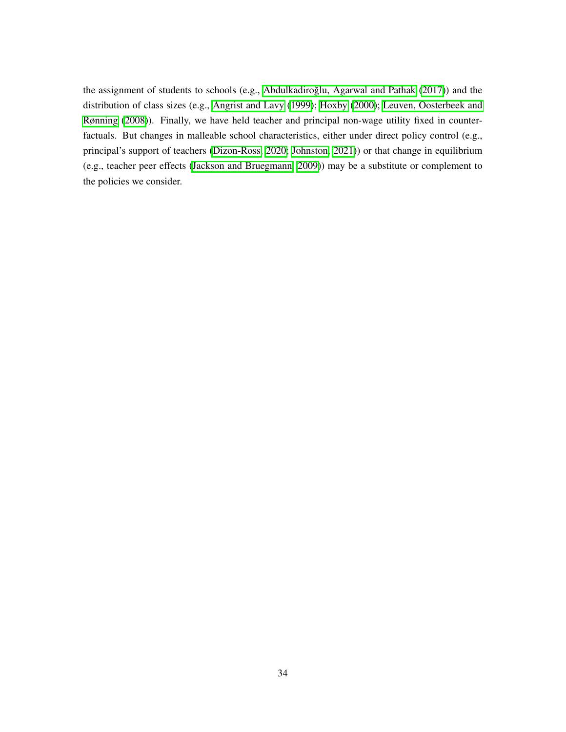the assignment of students to schools (e.g., Abdulkadiroğlu, Agarwal and Pathak (2017)) and the distribution of class sizes (e.g., Angrist and Lavy (1999); Hoxby (2000); Leuven, Oosterbeek and Rønning (2008)). Finally, we have held teacher and principal non-wage utility fixed in counterfactuals. But changes in malleable school characteristics, either under direct policy control (e.g., principal's support of teachers (Dizon-Ross, 2020; Johnston, 2021)) or that change in equilibrium (e.g., teacher peer effects (Jackson and Bruegmann, 2009)) may be a substitute or complement to the policies we consider.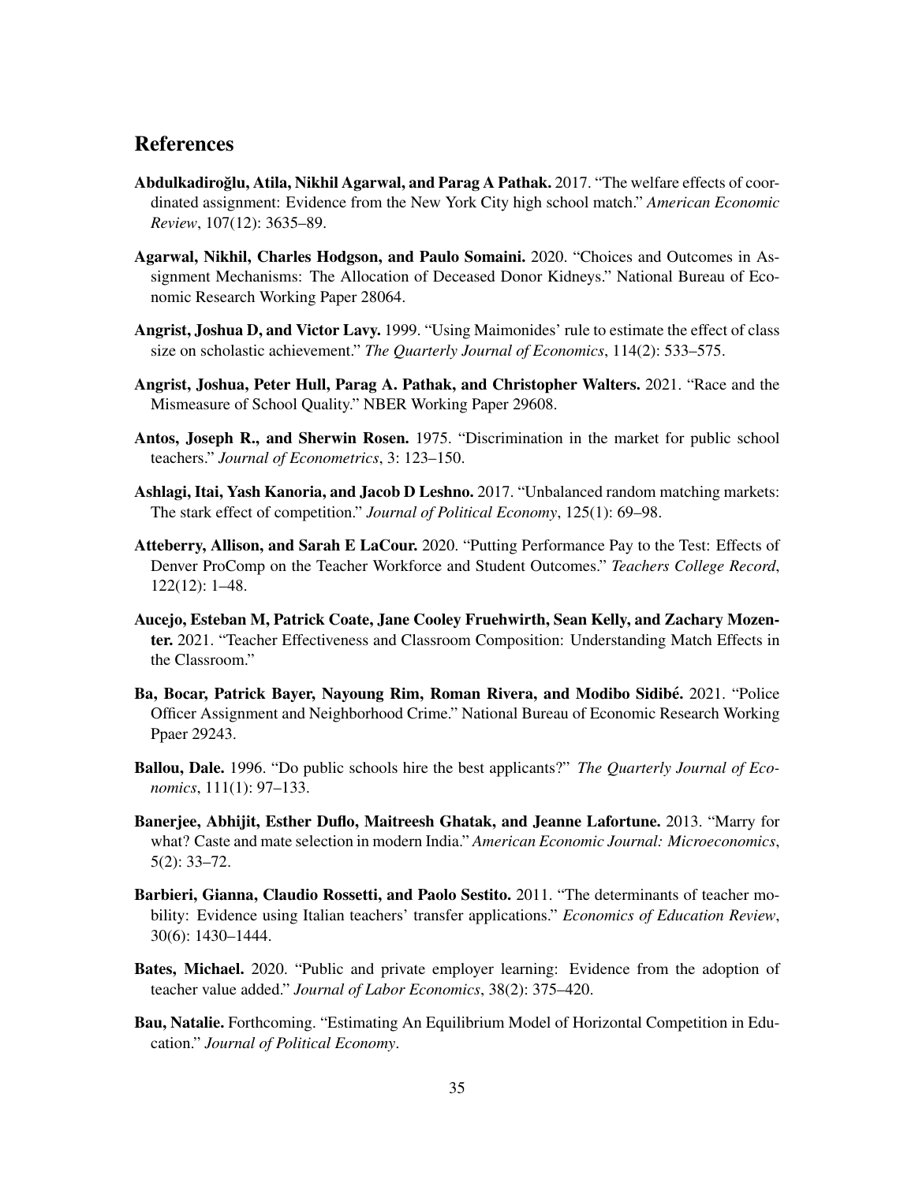## References

**Abdulkadiroğlu, Atila, Nikhil Agarwal, and Parag A Pathak.** 2017. "The welfare effects of coordinated assignment: Evidence from the New York City high school match." *American Economic Review*, 107(12): 3635–89.

**Agarwal, Nikhil, Charles Hodgson, and Paulo Somaini.** 2020. "Choices and Outcomes in Assignment Mechanisms: The Allocation of Deceased Donor Kidneys." National Bureau of Economic Research Working Paper 28064.

**Angrist, Joshua D, and Victor Lavy.** 1999. "Using Maimonides' rule to estimate the effect of class size on scholastic achievement." *The Quarterly Journal of Economics*, 114(2): 533–575.

**Angrist, Joshua, Peter Hull, Parag A. Pathak, and Christopher Walters.** 2021. "Race and the Mismeasure of School Quality." NBER Working Paper 29608.

**Antos, Joseph R., and Sherwin Rosen.** 1975. "Discrimination in the market for public school teachers." *Journal of Econometrics*, 3: 123–150.

**Ashlagi, Itai, Yash Kanoria, and Jacob D Leshno.** 2017. "Unbalanced random matching markets: The stark effect of competition." *Journal of Political Economy*, 125(1): 69–98.

**Atteberry, Allison, and Sarah E LaCour.** 2020. "Putting Performance Pay to the Test: Effects of Denver ProComp on the Teacher Workforce and Student Outcomes." *Teachers College Record*, 122(12): 1–48.

**Aucejo, Esteban M, Patrick Coate, Jane Cooley Fruehwirth, Sean Kelly, and Zachary Mozenter.** 2021. "Teacher Effectiveness and Classroom Composition: Understanding Match Effects in the Classroom."

**Ba, Bocar, Patrick Bayer, Nayoung Rim, Roman Rivera, and Modibo Sidibé.** 2021. "Police Officer Assignment and Neighborhood Crime." National Bureau of Economic Research Working Ppaer 29243.

**Ballou, Dale.** 1996. "Do public schools hire the best applicants?" *The Quarterly Journal of Economics*, 111(1): 97–133.

**Banerjee, Abhijit, Esther Duflo, Maitreesh Ghatak, and Jeanne Lafortune.** 2013. "Marry for what? Caste and mate selection in modern India." *American Economic Journal: Microeconomics*, 5(2): 33–72.

**Barbieri, Gianna, Claudio Rossetti, and Paolo Sestito.** 2011. "The determinants of teacher mobility: Evidence using Italian teachers' transfer applications." *Economics of Education Review*, 30(6): 1430–1444.

**Bates, Michael.** 2020. "Public and private employer learning: Evidence from the adoption of teacher value added." *Journal of Labor Economics*, 38(2): 375–420.

**Bau, Natalie.** Forthcoming. "Estimating An Equilibrium Model of Horizontal Competition in Education." *Journal of Political Economy*.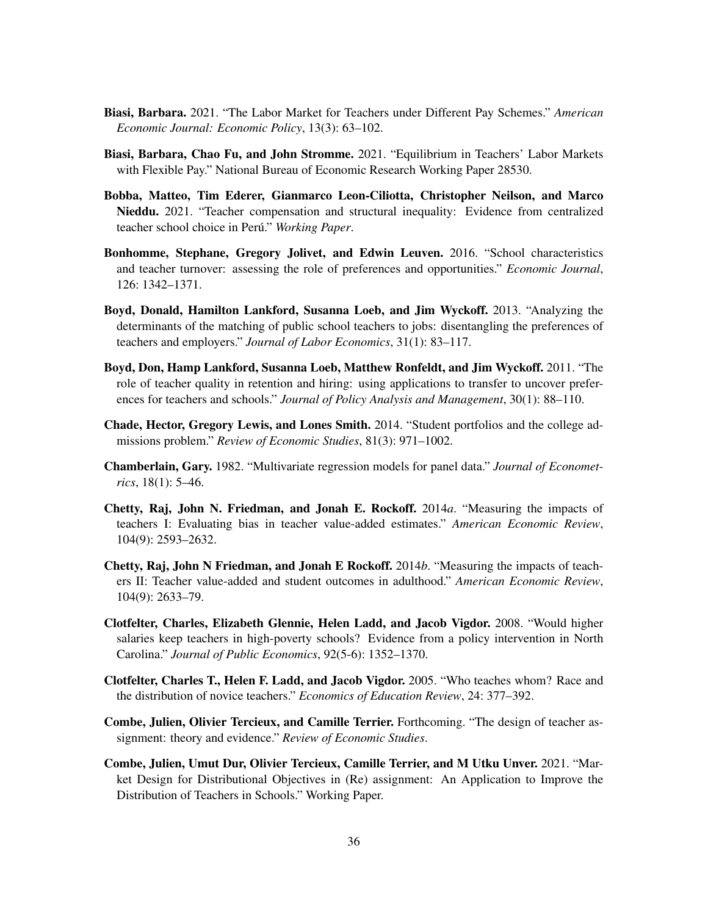**Biasi, Barbara.** 2021. "The Labor Market for Teachers under Different Pay Schemes." *American Economic Journal: Economic Policy*, 13(3): 63–102.

**Biasi, Barbara, Chao Fu, and John Stromme.** 2021. "Equilibrium in Teachers' Labor Markets with Flexible Pay." National Bureau of Economic Research Working Paper 28530.

**Bobba, Matteo, Tim Ederer, Gianmarco Leon-Ciliotta, Christopher Neilson, and Marco Nieddu.** 2021. "Teacher compensation and structural inequality: Evidence from centralized teacher school choice in Perú." *Working Paper*.

**Bonhomme, Stephane, Gregory Jolivet, and Edwin Leuven.** 2016. "School characteristics and teacher turnover: assessing the role of preferences and opportunities." *Economic Journal*, 126: 1342–1371.

**Boyd, Donald, Hamilton Lankford, Susanna Loeb, and Jim Wyckoff.** 2013. "Analyzing the determinants of the matching of public school teachers to jobs: disentangling the preferences of teachers and employers." *Journal of Labor Economics*, 31(1): 83–117.

**Boyd, Don, Hamp Lankford, Susanna Loeb, Matthew Ronfeldt, and Jim Wyckoff.** 2011. "The role of teacher quality in retention and hiring: using applications to transfer to uncover preferences for teachers and schools." *Journal of Policy Analysis and Management*, 30(1): 88–110.

**Chade, Hector, Gregory Lewis, and Lones Smith.** 2014. "Student portfolios and the college admissions problem." *Review of Economic Studies*, 81(3): 971–1002.

**Chamberlain, Gary.** 1982. "Multivariate regression models for panel data." *Journal of Econometrics*, 18(1): 5–46.

**Chetty, Raj, John N. Friedman, and Jonah E. Rockoff.** 2014*a*. "Measuring the impacts of teachers I: Evaluating bias in teacher value-added estimates." *American Economic Review*, 104(9): 2593–2632.

**Chetty, Raj, John N Friedman, and Jonah E Rockoff.** 2014*b*. "Measuring the impacts of teachers II: Teacher value-added and student outcomes in adulthood." *American Economic Review*, 104(9): 2633–79.

**Clotfelter, Charles, Elizabeth Glennie, Helen Ladd, and Jacob Vigdor.** 2008. "Would higher salaries keep teachers in high-poverty schools? Evidence from a policy intervention in North Carolina." *Journal of Public Economics*, 92(5-6): 1352–1370.

**Clotfelter, Charles T., Helen F. Ladd, and Jacob Vigdor.** 2005. "Who teaches whom? Race and the distribution of novice teachers." *Economics of Education Review*, 24: 377–392.

**Combe, Julien, Olivier Tercieux, and Camille Terrier.** Forthcoming. "The design of teacher assignment: theory and evidence." *Review of Economic Studies*.

**Combe, Julien, Umut Dur, Olivier Tercieux, Camille Terrier, and M Utku Unver.** 2021. "Market Design for Distributional Objectives in (Re) assignment: An Application to Improve the Distribution of Teachers in Schools." Working Paper.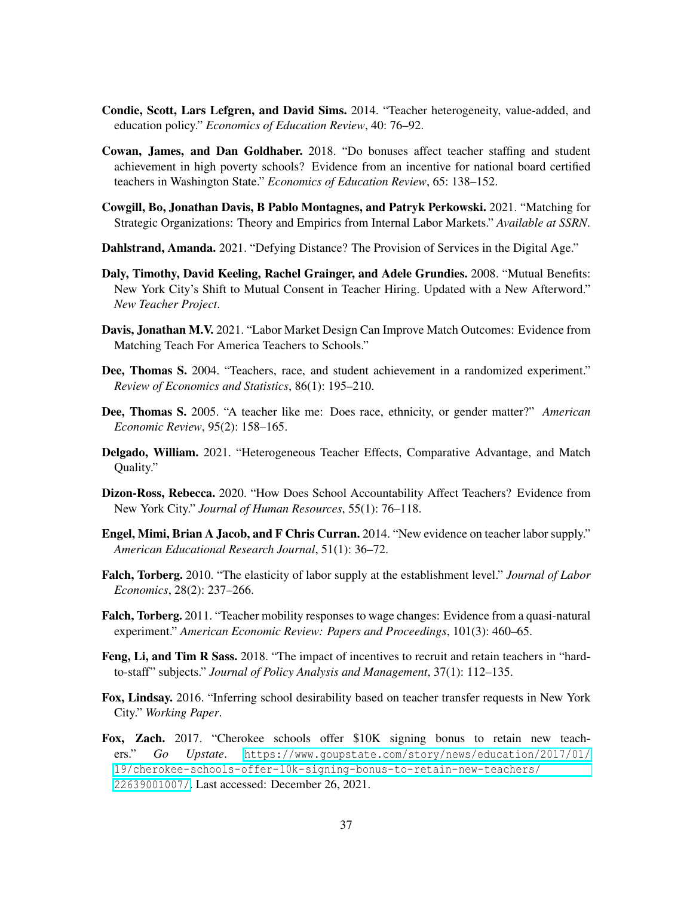**Condie, Scott, Lars Lefgren, and David Sims.** 2014. "Teacher heterogeneity, value-added, and education policy." *Economics of Education Review*, 40: 76–92.

**Cowan, James, and Dan Goldhaber.** 2018. "Do bonuses affect teacher staffing and student achievement in high poverty schools? Evidence from an incentive for national board certified teachers in Washington State." *Economics of Education Review*, 65: 138–152.

**Cowgill, Bo, Jonathan Davis, B Pablo Montagnes, and Patryk Perkowski.** 2021. "Matching for Strategic Organizations: Theory and Empirics from Internal Labor Markets." *Available at SSRN*.

**Dahlstrand, Amanda.** 2021. "Defying Distance? The Provision of Services in the Digital Age."

**Daly, Timothy, David Keeling, Rachel Grainger, and Adele Grundies.** 2008. "Mutual Benefits: New York City's Shift to Mutual Consent in Teacher Hiring. Updated with a New Afterword." *New Teacher Project*.

**Davis, Jonathan M.V.** 2021. "Labor Market Design Can Improve Match Outcomes: Evidence from Matching Teach For America Teachers to Schools."

**Dee, Thomas S.** 2004. "Teachers, race, and student achievement in a randomized experiment." *Review of Economics and Statistics*, 86(1): 195–210.

**Dee, Thomas S.** 2005. "A teacher like me: Does race, ethnicity, or gender matter?" *American Economic Review*, 95(2): 158–165.

**Delgado, William.** 2021. "Heterogeneous Teacher Effects, Comparative Advantage, and Match Quality."

**Dizon-Ross, Rebecca.** 2020. "How Does School Accountability Affect Teachers? Evidence from New York City." *Journal of Human Resources*, 55(1): 76–118.

**Engel, Mimi, Brian A Jacob, and F Chris Curran.** 2014. "New evidence on teacher labor supply." *American Educational Research Journal*, 51(1): 36–72.

**Falch, Torberg.** 2010. "The elasticity of labor supply at the establishment level." *Journal of Labor Economics*, 28(2): 237–266.

**Falch, Torberg.** 2011. "Teacher mobility responses to wage changes: Evidence from a quasi-natural experiment." *American Economic Review: Papers and Proceedings*, 101(3): 460–65.

**Feng, Li, and Tim R Sass.** 2018. "The impact of incentives to recruit and retain teachers in "hard-to-staff" subjects." *Journal of Policy Analysis and Management*, 37(1): 112–135.

**Fox, Lindsay.** 2016. "Inferring school desirability based on teacher transfer requests in New York City." *Working Paper*.

**Fox, Zach.** 2017. "Cherokee schools offer $10K signing bonus to retain new teachers." *Go Upstate*. https://www.goupstate.com/story/news/education/2017/01/19/cherokee-schools-offer-10k-signing-bonus-to-retain-new-teachers/22639001007/. Last accessed: December 26, 2021.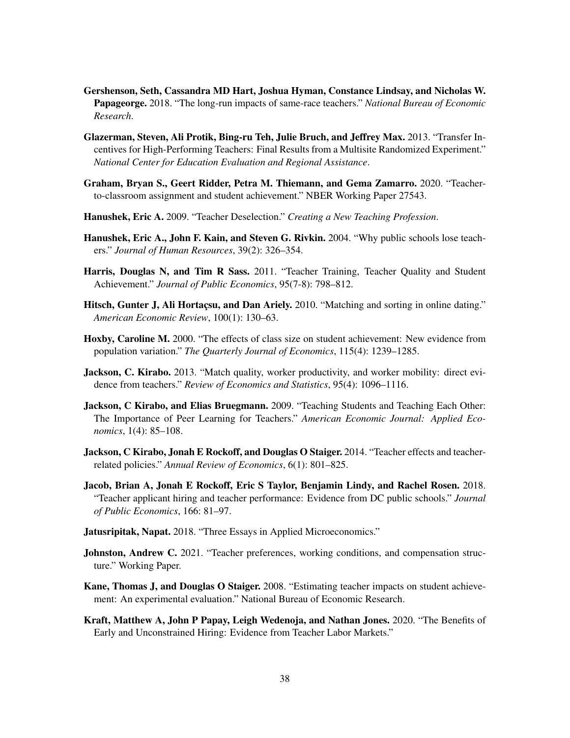**Gershenson, Seth, Cassandra MD Hart, Joshua Hyman, Constance Lindsay, and Nicholas W. Papageorge.** 2018. "The long-run impacts of same-race teachers." *National Bureau of Economic Research*.

**Glazerman, Steven, Ali Protik, Bing-ru Teh, Julie Bruch, and Jeffrey Max.** 2013. "Transfer Incentives for High-Performing Teachers: Final Results from a Multisite Randomized Experiment." *National Center for Education Evaluation and Regional Assistance*.

**Graham, Bryan S., Geert Ridder, Petra M. Thiemann, and Gema Zamarro.** 2020. "Teacher-to-classroom assignment and student achievement." NBER Working Paper 27543.

**Hanushek, Eric A.** 2009. "Teacher Deselection." *Creating a New Teaching Profession*.

**Hanushek, Eric A., John F. Kain, and Steven G. Rivkin.** 2004. "Why public schools lose teachers." *Journal of Human Resources*, 39(2): 326–354.

**Harris, Douglas N, and Tim R Sass.** 2011. "Teacher Training, Teacher Quality and Student Achievement." *Journal of Public Economics*, 95(7-8): 798–812.

**Hitsch, Gunter J, Ali Hortaçsu, and Dan Ariely.** 2010. "Matching and sorting in online dating." *American Economic Review*, 100(1): 130–63.

**Hoxby, Caroline M.** 2000. "The effects of class size on student achievement: New evidence from population variation." *The Quarterly Journal of Economics*, 115(4): 1239–1285.

**Jackson, C. Kirabo.** 2013. "Match quality, worker productivity, and worker mobility: direct evidence from teachers." *Review of Economics and Statistics*, 95(4): 1096–1116.

**Jackson, C Kirabo, and Elias Bruegmann.** 2009. "Teaching Students and Teaching Each Other: The Importance of Peer Learning for Teachers." *American Economic Journal: Applied Economics*, 1(4): 85–108.

**Jackson, C Kirabo, Jonah E Rockoff, and Douglas O Staiger.** 2014. "Teacher effects and teacher-related policies." *Annual Review of Economics*, 6(1): 801–825.

**Jacob, Brian A, Jonah E Rockoff, Eric S Taylor, Benjamin Lindy, and Rachel Rosen.** 2018. "Teacher applicant hiring and teacher performance: Evidence from DC public schools." *Journal of Public Economics*, 166: 81–97.

**Jatusripitak, Napat.** 2018. "Three Essays in Applied Microeconomics."

**Johnston, Andrew C.** 2021. "Teacher preferences, working conditions, and compensation structure." Working Paper.

**Kane, Thomas J, and Douglas O Staiger.** 2008. "Estimating teacher impacts on student achievement: An experimental evaluation." National Bureau of Economic Research.

**Kraft, Matthew A, John P Papay, Leigh Wedenoja, and Nathan Jones.** 2020. "The Benefits of Early and Unconstrained Hiring: Evidence from Teacher Labor Markets."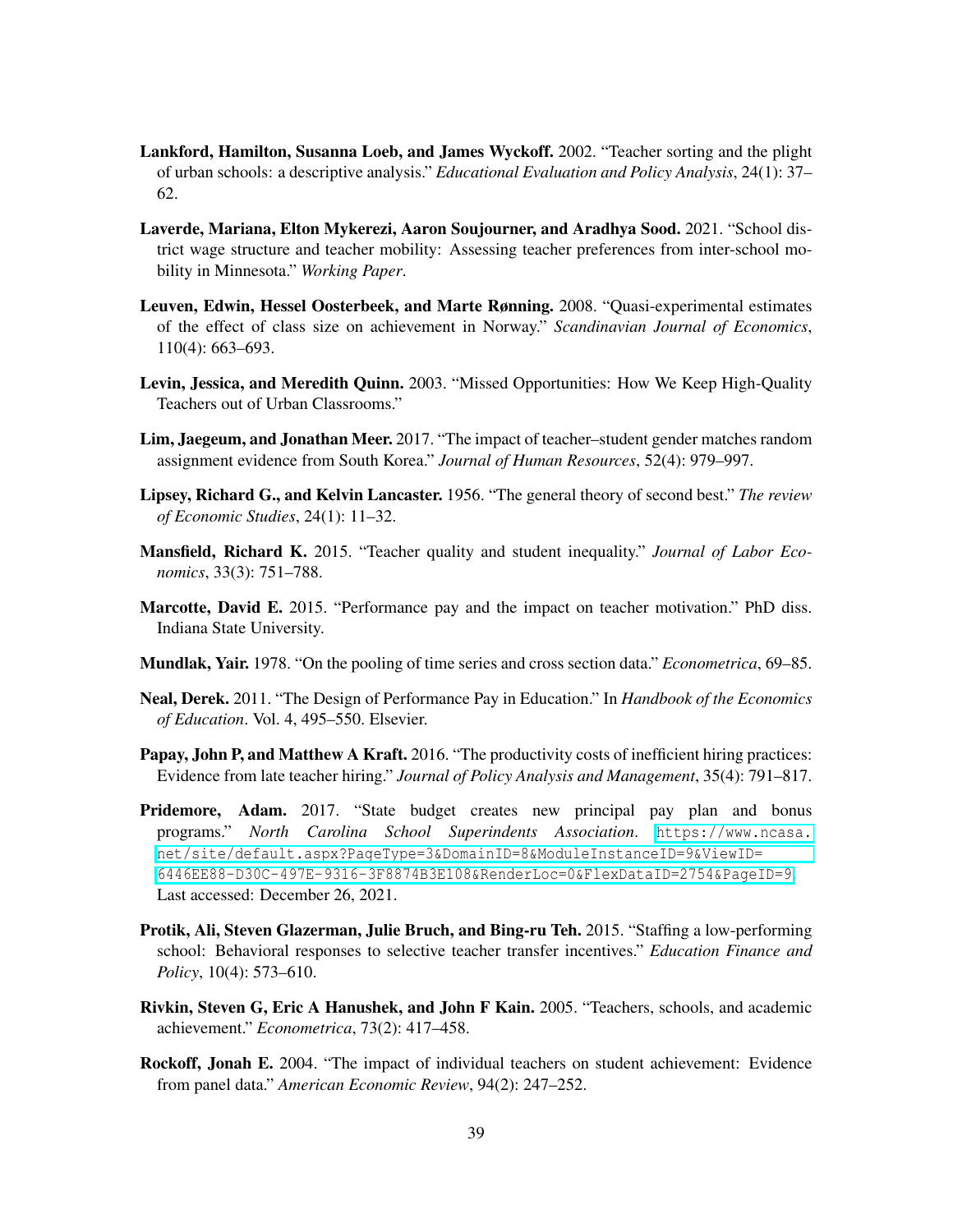**Lankford, Hamilton, Susanna Loeb, and James Wyckoff.** 2002. "Teacher sorting and the plight of urban schools: a descriptive analysis." *Educational Evaluation and Policy Analysis*, 24(1): 37–62.

**Laverde, Mariana, Elton Mykerezi, Aaron Soujourner, and Aradhya Sood.** 2021. "School district wage structure and teacher mobility: Assessing teacher preferences from inter-school mobility in Minnesota." *Working Paper*.

**Leuven, Edwin, Hessel Oosterbeek, and Marte Rønning.** 2008. "Quasi-experimental estimates of the effect of class size on achievement in Norway." *Scandinavian Journal of Economics*, 110(4): 663–693.

**Levin, Jessica, and Meredith Quinn.** 2003. "Missed Opportunities: How We Keep High-Quality Teachers out of Urban Classrooms."

**Lim, Jaegeum, and Jonathan Meer.** 2017. "The impact of teacher–student gender matches random assignment evidence from South Korea." *Journal of Human Resources*, 52(4): 979–997.

**Lipsey, Richard G., and Kelvin Lancaster.** 1956. "The general theory of second best." *The review of Economic Studies*, 24(1): 11–32.

**Mansfield, Richard K.** 2015. "Teacher quality and student inequality." *Journal of Labor Economics*, 33(3): 751–788.

**Marcotte, David E.** 2015. "Performance pay and the impact on teacher motivation." PhD diss. Indiana State University.

**Mundlak, Yair.** 1978. "On the pooling of time series and cross section data." *Econometrica*, 69–85.

**Neal, Derek.** 2011. "The Design of Performance Pay in Education." In *Handbook of the Economics of Education*. Vol. 4, 495–550. Elsevier.

**Papay, John P, and Matthew A Kraft.** 2016. "The productivity costs of inefficient hiring practices: Evidence from late teacher hiring." *Journal of Policy Analysis and Management*, 35(4): 791–817.

**Pridemore, Adam.** 2017. "State budget creates new principal pay plan and bonus programs." *North Carolina School Superindents Association*. https://www.ncasa.net/site/default.aspx?PageType=3&DomainID=8&ModuleInstanceID=9&ViewID=6446EE88-D30C-497E-9316-3F8874B3E108&RenderLoc=0&FlexDataID=2754&PageID=9. Last accessed: December 26, 2021.

**Protik, Ali, Steven Glazerman, Julie Bruch, and Bing-ru Teh.** 2015. "Staffing a low-performing school: Behavioral responses to selective teacher transfer incentives." *Education Finance and Policy*, 10(4): 573–610.

**Rivkin, Steven G, Eric A Hanushek, and John F Kain.** 2005. "Teachers, schools, and academic achievement." *Econometrica*, 73(2): 417–458.

**Rockoff, Jonah E.** 2004. "The impact of individual teachers on student achievement: Evidence from panel data." *American Economic Review*, 94(2): 247–252.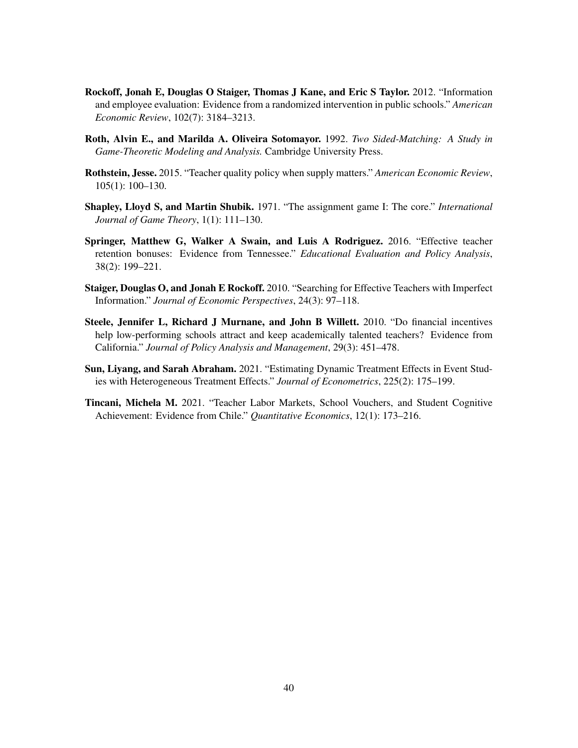**Rockoff, Jonah E, Douglas O Staiger, Thomas J Kane, and Eric S Taylor.** 2012. "Information and employee evaluation: Evidence from a randomized intervention in public schools." *American Economic Review*, 102(7): 3184–3213.

**Roth, Alvin E., and Marilda A. Oliveira Sotomayor.** 1992. *Two Sided-Matching: A Study in Game-Theoretic Modeling and Analysis.* Cambridge University Press.

**Rothstein, Jesse.** 2015. "Teacher quality policy when supply matters." *American Economic Review*, 105(1): 100–130.

**Shapley, Lloyd S, and Martin Shubik.** 1971. "The assignment game I: The core." *International Journal of Game Theory*, 1(1): 111–130.

**Springer, Matthew G, Walker A Swain, and Luis A Rodriguez.** 2016. "Effective teacher retention bonuses: Evidence from Tennessee." *Educational Evaluation and Policy Analysis*, 38(2): 199–221.

**Staiger, Douglas O, and Jonah E Rockoff.** 2010. "Searching for Effective Teachers with Imperfect Information." *Journal of Economic Perspectives*, 24(3): 97–118.

**Steele, Jennifer L, Richard J Murnane, and John B Willett.** 2010. "Do financial incentives help low-performing schools attract and keep academically talented teachers? Evidence from California." *Journal of Policy Analysis and Management*, 29(3): 451–478.

**Sun, Liyang, and Sarah Abraham.** 2021. "Estimating Dynamic Treatment Effects in Event Studies with Heterogeneous Treatment Effects." *Journal of Econometrics*, 225(2): 175–199.

**Tincani, Michela M.** 2021. "Teacher Labor Markets, School Vouchers, and Student Cognitive Achievement: Evidence from Chile." *Quantitative Economics*, 12(1): 173–216.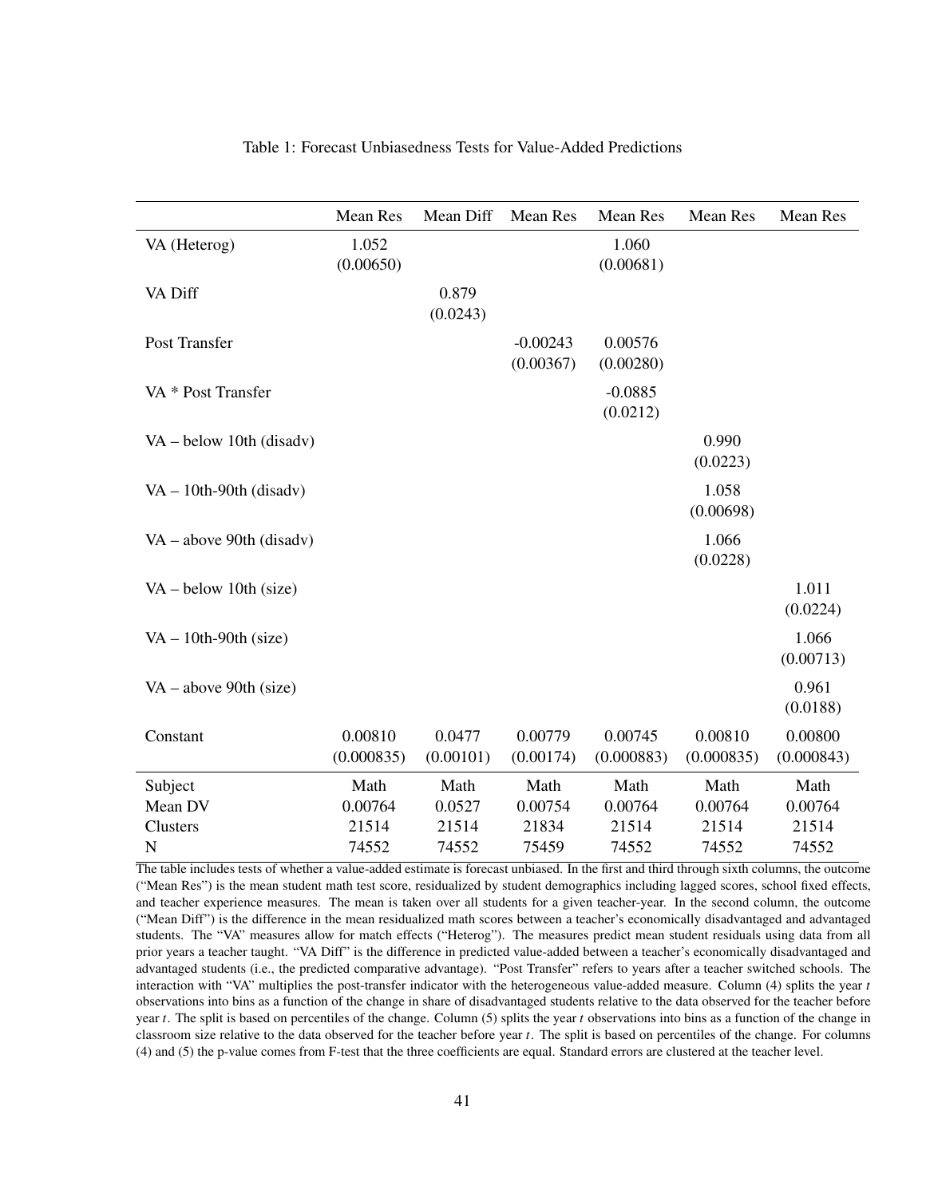Table 1: Forecast Unbiasedness Tests for Value-Added Predictions

| | Mean Res | Mean Diff | Mean Res | Mean Res | Mean Res | Mean Res |
|---|---|---|---|---|---|---|
| VA (Heterog) | 1.052<br>(0.00650) | | | 1.060<br>(0.00681) | | |
| VA Diff | | 0.879<br>(0.0243) | | | | |
| Post Transfer | | | -0.00243<br>(0.00367) | 0.00576<br>(0.00280) | | |
| VA * Post Transfer | | | | -0.0885<br>(0.0212) | | |
| VA – below 10th (disadv) | | | | | 0.990<br>(0.0223) | |
| VA – 10th-90th (disadv) | | | | | 1.058<br>(0.00698) | |
| VA – above 90th (disadv) | | | | | 1.066<br>(0.0228) | |
| VA – below 10th (size) | | | | | | 1.011<br>(0.0224) |
| VA – 10th-90th (size) | | | | | | 1.066<br>(0.00713) |
| VA – above 90th (size) | | | | | | 0.961<br>(0.0188) |
| Constant | 0.00810<br>(0.000835) | 0.0477<br>(0.00101) | 0.00779<br>(0.00174) | 0.00745<br>(0.000883) | 0.00810<br>(0.000835) | 0.00800<br>(0.000843) |
| Subject | Math | Math | Math | Math | Math | Math |
| Mean DV | 0.00764 | 0.0527 | 0.00754 | 0.00764 | 0.00764 | 0.00764 |
| Clusters | 21514 | 21514 | 21834 | 21514 | 21514 | 21514 |
| N | 74552 | 74552 | 75459 | 74552 | 74552 | 74552 |

The table includes tests of whether a value-added estimate is forecast unbiased. In the first and third through sixth columns, the outcome ("Mean Res") is the mean student math test score, residualized by student demographics including lagged scores, school fixed effects, and teacher experience measures. The mean is taken over all students for a given teacher-year. In the second column, the outcome ("Mean Diff") is the difference in the mean residualized math scores between a teacher's economically disadvantaged and advantaged students. The "VA" measures allow for match effects ("Heterog"). The measures predict mean student residuals using data from all prior years a teacher taught. "VA Diff" is the difference in predicted value-added between a teacher's economically disadvantaged and advantaged students (i.e., the predicted comparative advantage). "Post Transfer" refers to years after a teacher switched schools. The interaction with "VA" multiplies the post-transfer indicator with the heterogeneous value-added measure. Column (4) splits the year $t$ observations into bins as a function of the change in share of disadvantaged students relative to the data observed for the teacher before year $t$. The split is based on percentiles of the change. Column (5) splits the year $t$ observations into bins as a function of the change in classroom size relative to the data observed for the teacher before year $t$. The split is based on percentiles of the change. For columns (4) and (5) the p-value comes from F-test that the three coefficients are equal. Standard errors are clustered at the teacher level.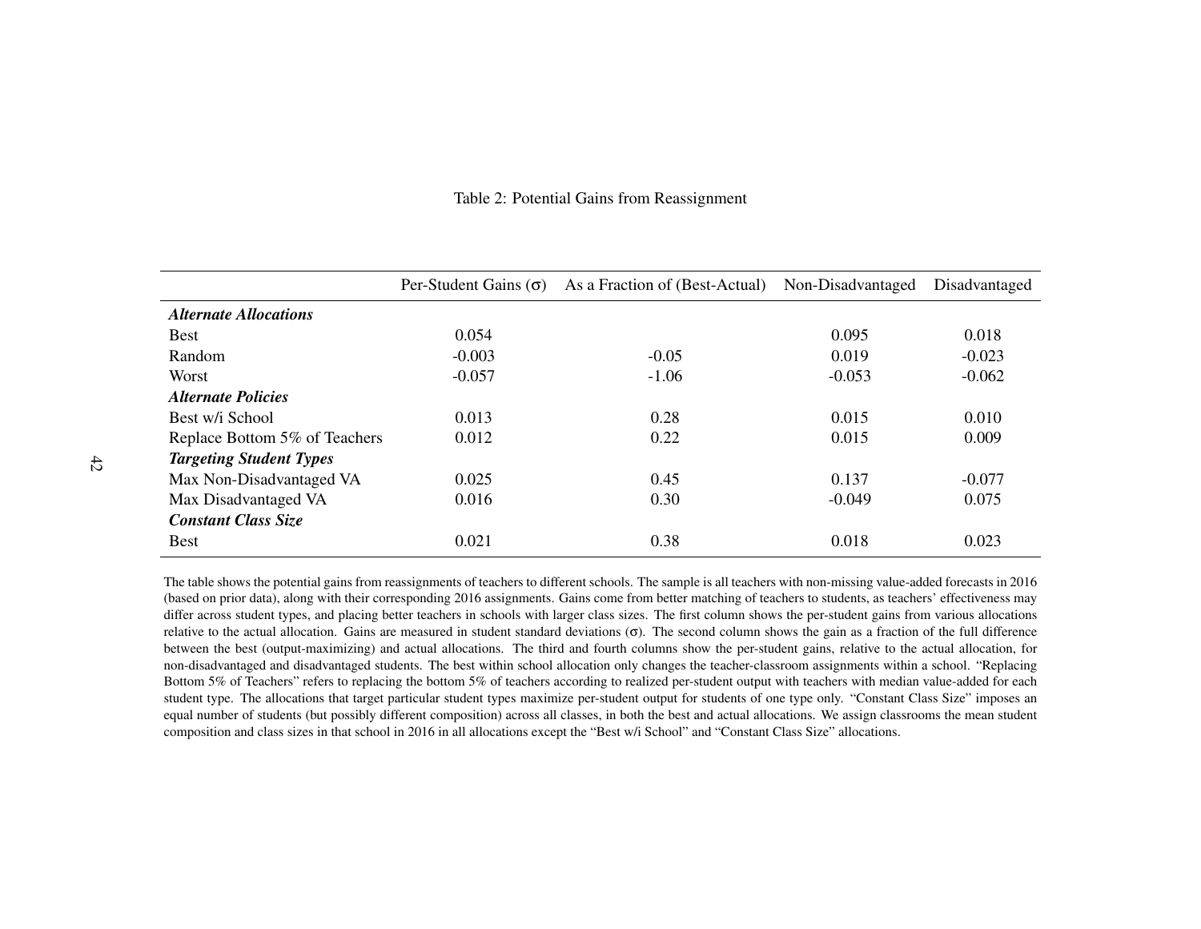Table 2: Potential Gains from Reassignment

| | Per-Student Gains (σ) | As a Fraction of (Best-Actual) | Non-Disadvantaged | Disadvantaged |
|---|---|---|---|---|
| ***Alternate Allocations*** | | | | |
| Best | 0.054 | | 0.095 | 0.018 |
| Random | -0.003 | -0.05 | 0.019 | -0.023 |
| Worst | -0.057 | -1.06 | -0.053 | -0.062 |
| ***Alternate Policies*** | | | | |
| Best w/i School | 0.013 | 0.28 | 0.015 | 0.010 |
| Replace Bottom 5% of Teachers | 0.012 | 0.22 | 0.015 | 0.009 |
| ***Targeting Student Types*** | | | | |
| Max Non-Disadvantaged VA | 0.025 | 0.45 | 0.137 | -0.077 |
| Max Disadvantaged VA | 0.016 | 0.30 | -0.049 | 0.075 |
| ***Constant Class Size*** | | | | |
| Best | 0.021 | 0.38 | 0.018 | 0.023 |

The table shows the potential gains from reassignments of teachers to different schools. The sample is all teachers with non-missing value-added forecasts in 2016 (based on prior data), along with their corresponding 2016 assignments. Gains come from better matching of teachers to students, as teachers' effectiveness may differ across student types, and placing better teachers in schools with larger class sizes. The first column shows the per-student gains from various allocations relative to the actual allocation. Gains are measured in student standard deviations ($\sigma$). The second column shows the gain as a fraction of the full difference between the best (output-maximizing) and actual allocations. The third and fourth columns show the per-student gains, relative to the actual allocation, for non-disadvantaged and disadvantaged students. The best within school allocation only changes the teacher-classroom assignments within a school. "Replacing Bottom 5% of Teachers" refers to replacing the bottom 5% of teachers according to realized per-student output with teachers with median value-added for each student type. The allocations that target particular student types maximize per-student output for students of one type only. "Constant Class Size" imposes an equal number of students (but possibly different composition) across all classes, in both the best and actual allocations. We assign classrooms the mean student composition and class sizes in that school in 2016 in all allocations except the "Best w/i School" and "Constant Class Size" allocations.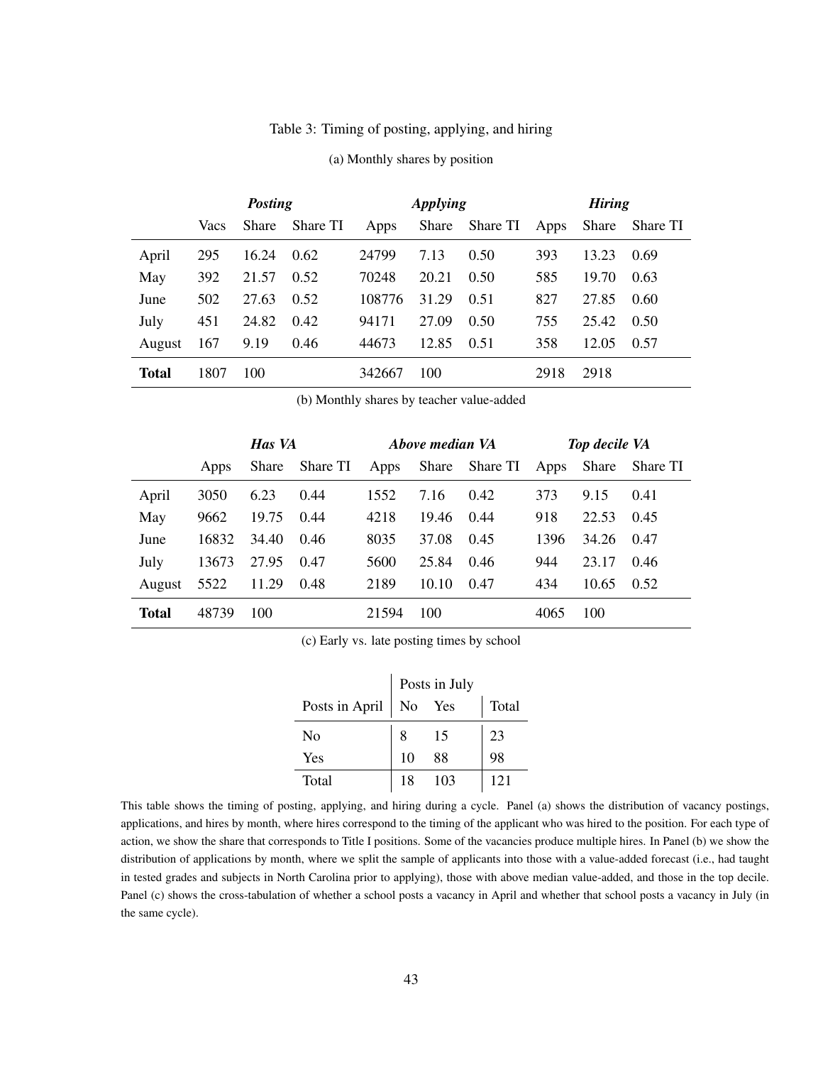Table 3: Timing of posting, applying, and hiring

(a) Monthly shares by position

| | ***Posting*** | | | ***Applying*** | | | ***Hiring*** | | |
|---|---|---|---|---|---|---|---|---|---|
| | Vacs | Share | Share TI | Apps | Share | Share TI | Apps | Share | Share TI |
| April | 295 | 16.24 | 0.62 | 24799 | 7.13 | 0.50 | 393 | 13.23 | 0.69 |
| May | 392 | 21.57 | 0.52 | 70248 | 20.21 | 0.50 | 585 | 19.70 | 0.63 |
| June | 502 | 27.63 | 0.52 | 108776 | 31.29 | 0.51 | 827 | 27.85 | 0.60 |
| July | 451 | 24.82 | 0.42 | 94171 | 27.09 | 0.50 | 755 | 25.42 | 0.50 |
| August | 167 | 9.19 | 0.46 | 44673 | 12.85 | 0.51 | 358 | 12.05 | 0.57 |
| **Total** | 1807 | 100 | | 342667 | 100 | | 2918 | 2918 | |

(b) Monthly shares by teacher value-added

| | ***Has VA*** | | | ***Above median VA*** | | | ***Top decile VA*** | | |
|---|---|---|---|---|---|---|---|---|---|
| | Apps | Share | Share TI | Apps | Share | Share TI | Apps | Share | Share TI |
| April | 3050 | 6.23 | 0.44 | 1552 | 7.16 | 0.42 | 373 | 9.15 | 0.41 |
| May | 9662 | 19.75 | 0.44 | 4218 | 19.46 | 0.44 | 918 | 22.53 | 0.45 |
| June | 16832 | 34.40 | 0.46 | 8035 | 37.08 | 0.45 | 1396 | 34.26 | 0.47 |
| July | 13673 | 27.95 | 0.47 | 5600 | 25.84 | 0.46 | 944 | 23.17 | 0.46 |
| August | 5522 | 11.29 | 0.48 | 2189 | 10.10 | 0.47 | 434 | 10.65 | 0.52 |
| **Total** | 48739 | 100 | | 21594 | 100 | | 4065 | 100 | |

(c) Early vs. late posting times by school

| | Posts in July | | |
|---|---|---|---|
| Posts in April | No | Yes | Total |
| No | 8 | 15 | 23 |
| Yes | 10 | 88 | 98 |
| Total | 18 | 103 | 121 |

This table shows the timing of posting, applying, and hiring during a cycle. Panel (a) shows the distribution of vacancy postings, applications, and hires by month, where hires correspond to the timing of the applicant who was hired to the position. For each type of action, we show the share that corresponds to Title I positions. Some of the vacancies produce multiple hires. In Panel (b) we show the distribution of applications by month, where we split the sample of applicants into those with a value-added forecast (i.e., had taught in tested grades and subjects in North Carolina prior to applying), those with above median value-added, and those in the top decile. Panel (c) shows the cross-tabulation of whether a school posts a vacancy in April and whether that school posts a vacancy in July (in the same cycle).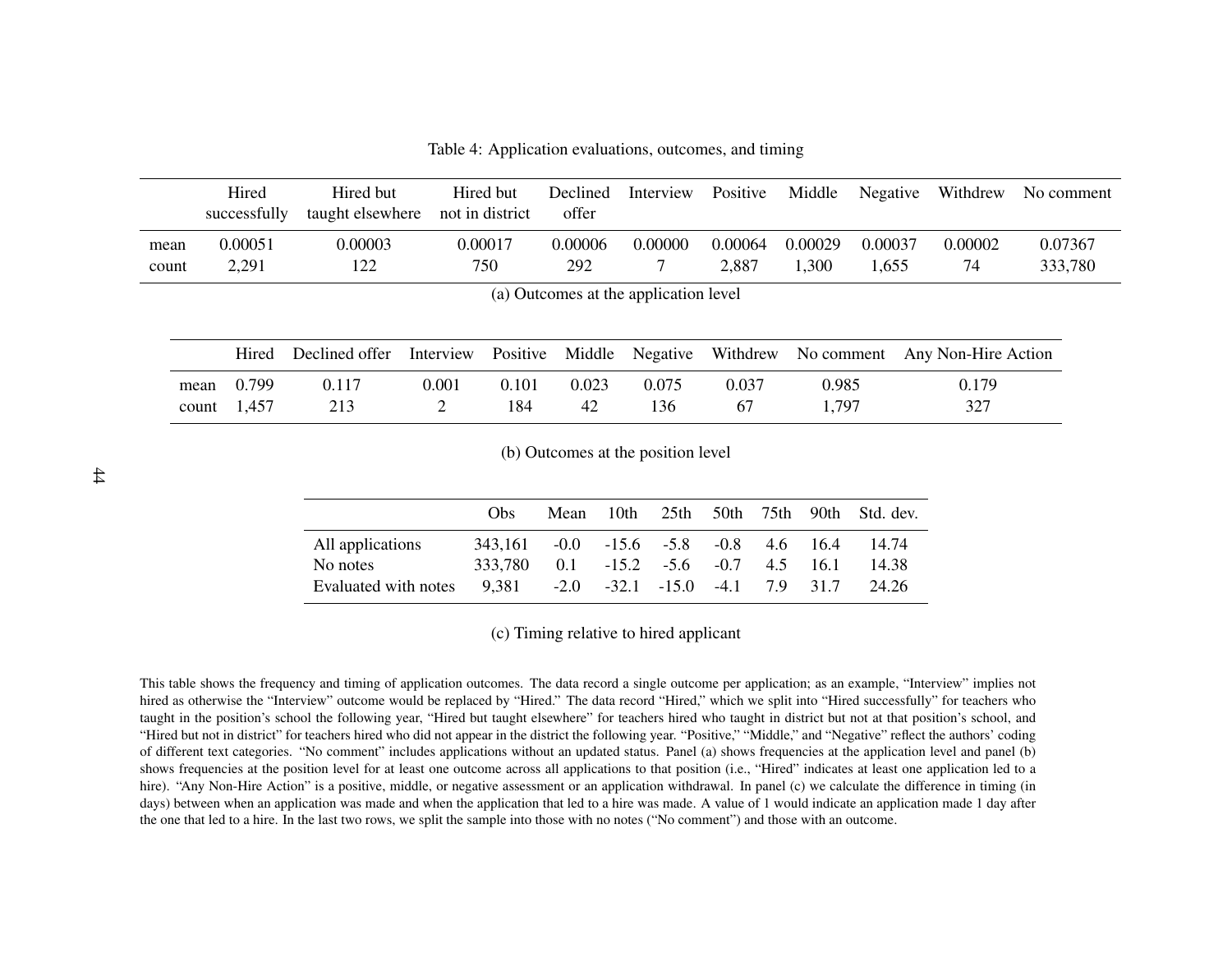Table 4: Application evaluations, outcomes, and timing

| | Hired successfully | Hired but taught elsewhere | Hired but not in district | Declined offer | Interview | Positive | Middle | Negative | Withdrew | No comment |
|---|---|---|---|---|---|---|---|---|---|---|
| mean | 0.00051 | 0.00003 | 0.00017 | 0.00006 | 0.00000 | 0.00064 | 0.00029 | 0.00037 | 0.00002 | 0.07367 |
| count | 2,291 | 122 | 750 | 292 | 7 | 2,887 | 1,300 | 1,655 | 74 | 333,780 |

(a) Outcomes at the application level

| | Hired | Declined offer | Interview | Positive | Middle | Negative | Withdrew | No comment | Any Non-Hire Action |
|---|---|---|---|---|---|---|---|---|---|
| mean | 0.799 | 0.117 | 0.001 | 0.101 | 0.023 | 0.075 | 0.037 | 0.985 | 0.179 |
| count | 1,457 | 213 | 2 | 184 | 42 | 136 | 67 | 1,797 | 327 |

(b) Outcomes at the position level

| | Obs | Mean | 10th | 25th | 50th | 75th | 90th | Std. dev. |
|---|---|---|---|---|---|---|---|---|
| All applications | 343,161 | -0.0 | -15.6 | -5.8 | -0.8 | 4.6 | 16.4 | 14.74 |
| No notes | 333,780 | 0.1 | -15.2 | -5.6 | -0.7 | 4.5 | 16.1 | 14.38 |
| Evaluated with notes | 9,381 | -2.0 | -32.1 | -15.0 | -4.1 | 7.9 | 31.7 | 24.26 |

(c) Timing relative to hired applicant

This table shows the frequency and timing of application outcomes. The data record a single outcome per application; as an example, "Interview" implies not hired as otherwise the "Interview" outcome would be replaced by "Hired." The data record "Hired," which we split into "Hired successfully" for teachers who taught in the position's school the following year, "Hired but taught elsewhere" for teachers hired who taught in district but not at that position's school, and "Hired but not in district" for teachers hired who did not appear in the district the following year. "Positive," "Middle," and "Negative" reflect the authors' coding of different text categories. "No comment" includes applications without an updated status. Panel (a) shows frequencies at the application level and panel (b) shows frequencies at the position level for at least one outcome across all applications to that position (i.e., "Hired" indicates at least one application led to a hire). "Any Non-Hire Action" is a positive, middle, or negative assessment or an application withdrawal. In panel (c) we calculate the difference in timing (in days) between when an application was made and when the application that led to a hire was made. A value of 1 would indicate an application made 1 day after the one that led to a hire. In the last two rows, we split the sample into those with no notes ("No comment") and those with an outcome.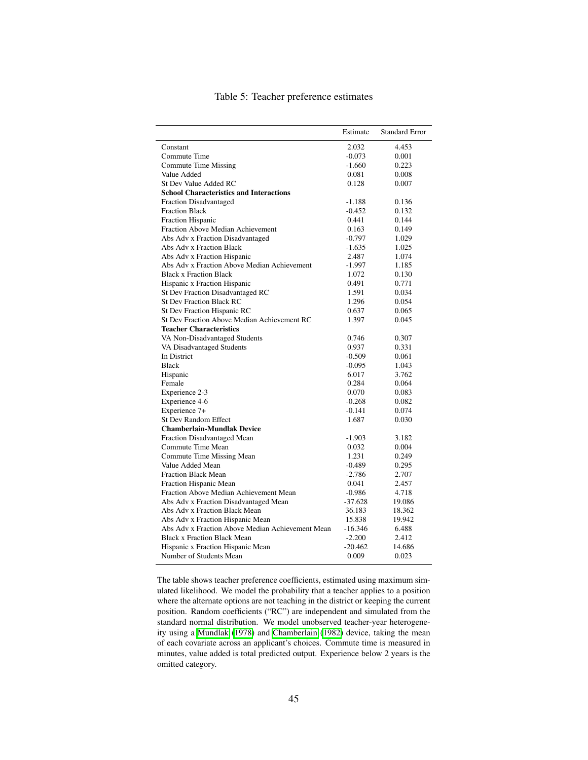Table 5: Teacher preference estimates

| | Estimate | Standard Error |
|---|---|---|
| Constant | 2.032 | 4.453 |
| Commute Time | -0.073 | 0.001 |
| Commute Time Missing | -1.660 | 0.223 |
| Value Added | 0.081 | 0.008 |
| St Dev Value Added RC | 0.128 | 0.007 |
| **School Characteristics and Interactions** | | |
| Fraction Disadvantaged | -1.188 | 0.136 |
| Fraction Black | -0.452 | 0.132 |
| Fraction Hispanic | 0.441 | 0.144 |
| Fraction Above Median Achievement | 0.163 | 0.149 |
| Abs Adv x Fraction Disadvantaged | -0.797 | 1.029 |
| Abs Adv x Fraction Black | -1.635 | 1.025 |
| Abs Adv x Fraction Hispanic | 2.487 | 1.074 |
| Abs Adv x Fraction Above Median Achievement | -1.997 | 1.185 |
| Black x Fraction Black | 1.072 | 0.130 |
| Hispanic x Fraction Hispanic | 0.491 | 0.771 |
| St Dev Fraction Disadvantaged RC | 1.591 | 0.034 |
| St Dev Fraction Black RC | 1.296 | 0.054 |
| St Dev Fraction Hispanic RC | 0.637 | 0.065 |
| St Dev Fraction Above Median Achievement RC | 1.397 | 0.045 |
| **Teacher Characteristics** | | |
| VA Non-Disadvantaged Students | 0.746 | 0.307 |
| VA Disadvantaged Students | 0.937 | 0.331 |
| In District | -0.509 | 0.061 |
| Black | -0.095 | 1.043 |
| Hispanic | 6.017 | 3.762 |
| Female | 0.284 | 0.064 |
| Experience 2-3 | 0.070 | 0.083 |
| Experience 4-6 | -0.268 | 0.082 |
| Experience 7+ | -0.141 | 0.074 |
| St Dev Random Effect | 1.687 | 0.030 |
| **Chamberlain-Mundlak Device** | | |
| Fraction Disadvantaged Mean | -1.903 | 3.182 |
| Commute Time Mean | 0.032 | 0.004 |
| Commute Time Missing Mean | 1.231 | 0.249 |
| Value Added Mean | -0.489 | 0.295 |
| Fraction Black Mean | -2.786 | 2.707 |
| Fraction Hispanic Mean | 0.041 | 2.457 |
| Fraction Above Median Achievement Mean | -0.986 | 4.718 |
| Abs Adv x Fraction Disadvantaged Mean | -37.628 | 19.086 |
| Abs Adv x Fraction Black Mean | 36.183 | 18.362 |
| Abs Adv x Fraction Hispanic Mean | 15.838 | 19.942 |
| Abs Adv x Fraction Above Median Achievement Mean | -16.346 | 6.488 |
| Black x Fraction Black Mean | -2.200 | 2.412 |
| Hispanic x Fraction Hispanic Mean | -20.462 | 14.686 |
| Number of Students Mean | 0.009 | 0.023 |

The table shows teacher preference coefficients, estimated using maximum simulated likelihood. We model the probability that a teacher applies to a position where the alternate options are not teaching in the district or keeping the current position. Random coefficients ("RC") are independent and simulated from the standard normal distribution. We model unobserved teacher-year heterogeneity using a Mundlak (1978) and Chamberlain (1982) device, taking the mean of each covariate across an applicant's choices. Commute time is measured in minutes, value added is total predicted output. Experience below 2 years is the omitted category.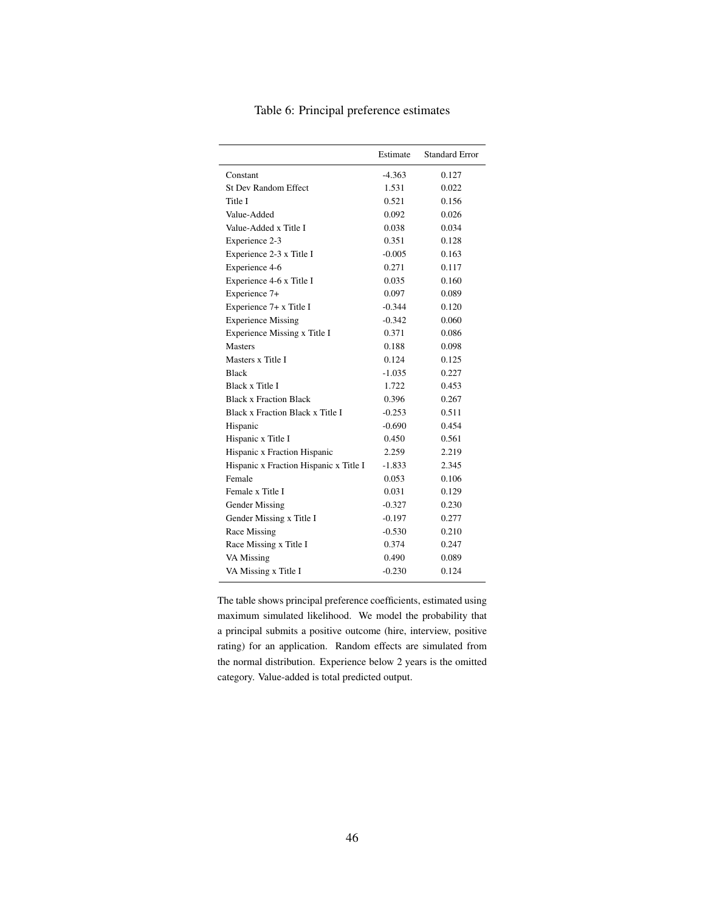Table 6: Principal preference estimates

| | Estimate | Standard Error |
|---|---|---|
| Constant | -4.363 | 0.127 |
| St Dev Random Effect | 1.531 | 0.022 |
| Title I | 0.521 | 0.156 |
| Value-Added | 0.092 | 0.026 |
| Value-Added x Title I | 0.038 | 0.034 |
| Experience 2-3 | 0.351 | 0.128 |
| Experience 2-3 x Title I | -0.005 | 0.163 |
| Experience 4-6 | 0.271 | 0.117 |
| Experience 4-6 x Title I | 0.035 | 0.160 |
| Experience 7+ | 0.097 | 0.089 |
| Experience 7+ x Title I | -0.344 | 0.120 |
| Experience Missing | -0.342 | 0.060 |
| Experience Missing x Title I | 0.371 | 0.086 |
| Masters | 0.188 | 0.098 |
| Masters x Title I | 0.124 | 0.125 |
| Black | -1.035 | 0.227 |
| Black x Title I | 1.722 | 0.453 |
| Black x Fraction Black | 0.396 | 0.267 |
| Black x Fraction Black x Title I | -0.253 | 0.511 |
| Hispanic | -0.690 | 0.454 |
| Hispanic x Title I | 0.450 | 0.561 |
| Hispanic x Fraction Hispanic | 2.259 | 2.219 |
| Hispanic x Fraction Hispanic x Title I | -1.833 | 2.345 |
| Female | 0.053 | 0.106 |
| Female x Title I | 0.031 | 0.129 |
| Gender Missing | -0.327 | 0.230 |
| Gender Missing x Title I | -0.197 | 0.277 |
| Race Missing | -0.530 | 0.210 |
| Race Missing x Title I | 0.374 | 0.247 |
| VA Missing | 0.490 | 0.089 |
| VA Missing x Title I | -0.230 | 0.124 |

The table shows principal preference coefficients, estimated using maximum simulated likelihood. We model the probability that a principal submits a positive outcome (hire, interview, positive rating) for an application. Random effects are simulated from the normal distribution. Experience below 2 years is the omitted category. Value-added is total predicted output.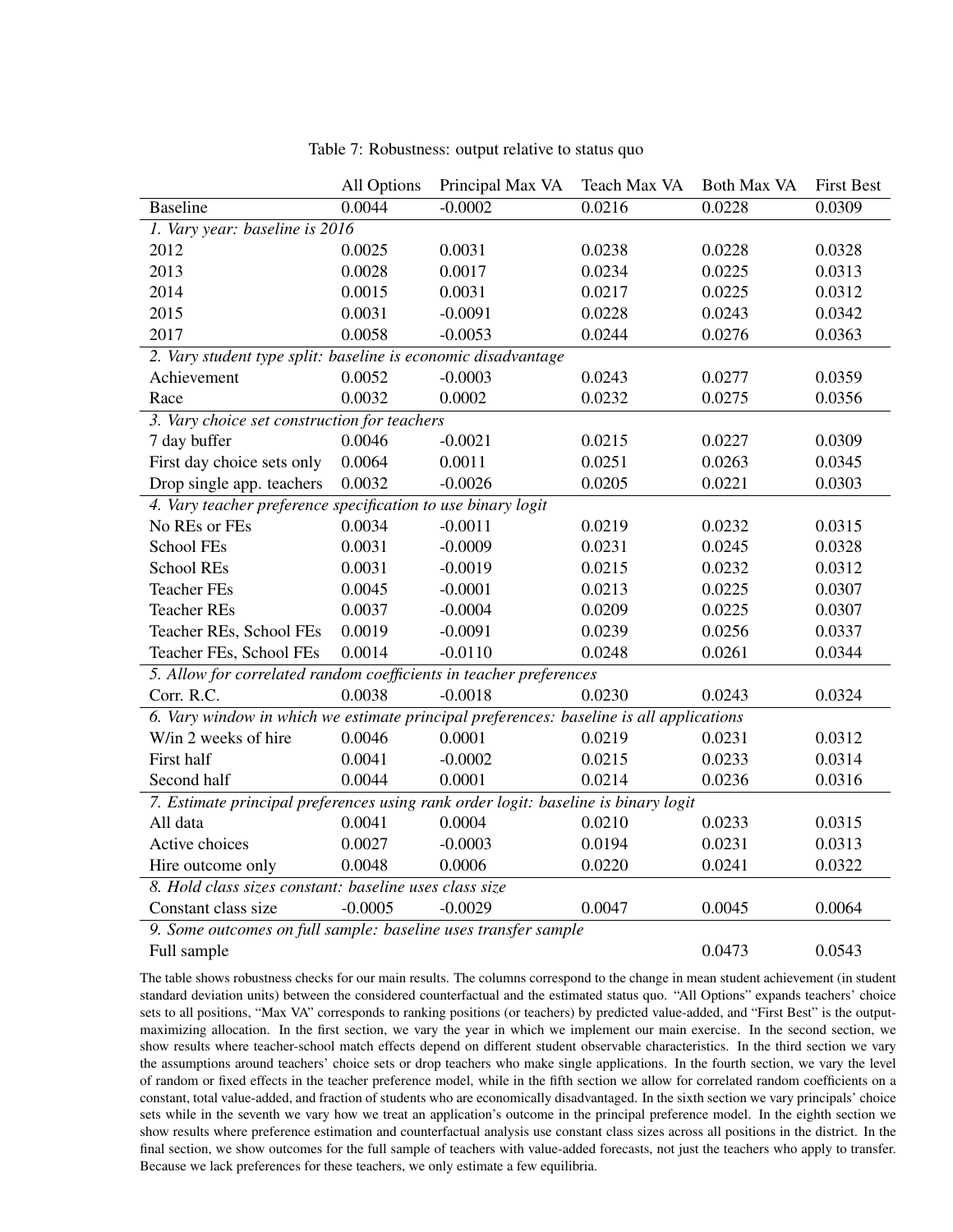Table 7: Robustness: output relative to status quo

| | All Options | Principal Max VA | Teach Max VA | Both Max VA | First Best |
|---|---|---|---|---|---|
| Baseline | 0.0044 | -0.0002 | 0.0216 | 0.0228 | 0.0309 |
| *1. Vary year: baseline is 2016* | | | | | |
| 2012 | 0.0025 | 0.0031 | 0.0238 | 0.0228 | 0.0328 |
| 2013 | 0.0028 | 0.0017 | 0.0234 | 0.0225 | 0.0313 |
| 2014 | 0.0015 | 0.0031 | 0.0217 | 0.0225 | 0.0312 |
| 2015 | 0.0031 | -0.0091 | 0.0228 | 0.0243 | 0.0342 |
| 2017 | 0.0058 | -0.0053 | 0.0244 | 0.0276 | 0.0363 |
| *2. Vary student type split: baseline is economic disadvantage* | | | | | |
| Achievement | 0.0052 | -0.0003 | 0.0243 | 0.0277 | 0.0359 |
| Race | 0.0032 | 0.0002 | 0.0232 | 0.0275 | 0.0356 |
| *3. Vary choice set construction for teachers* | | | | | |
| 7 day buffer | 0.0046 | -0.0021 | 0.0215 | 0.0227 | 0.0309 |
| First day choice sets only | 0.0064 | 0.0011 | 0.0251 | 0.0263 | 0.0345 |
| Drop single app. teachers | 0.0032 | -0.0026 | 0.0205 | 0.0221 | 0.0303 |
| *4. Vary teacher preference specification to use binary logit* | | | | | |
| No REs or FEs | 0.0034 | -0.0011 | 0.0219 | 0.0232 | 0.0315 |
| School FEs | 0.0031 | -0.0009 | 0.0231 | 0.0245 | 0.0328 |
| School REs | 0.0031 | -0.0019 | 0.0215 | 0.0232 | 0.0312 |
| Teacher FEs | 0.0045 | -0.0001 | 0.0213 | 0.0225 | 0.0307 |
| Teacher REs | 0.0037 | -0.0004 | 0.0209 | 0.0225 | 0.0307 |
| Teacher REs, School FEs | 0.0019 | -0.0091 | 0.0239 | 0.0256 | 0.0337 |
| Teacher FEs, School FEs | 0.0014 | -0.0110 | 0.0248 | 0.0261 | 0.0344 |
| *5. Allow for correlated random coefficients in teacher preferences* | | | | | |
| Corr. R.C. | 0.0038 | -0.0018 | 0.0230 | 0.0243 | 0.0324 |
| *6. Vary window in which we estimate principal preferences: baseline is all applications* | | | | | |
| W/in 2 weeks of hire | 0.0046 | 0.0001 | 0.0219 | 0.0231 | 0.0312 |
| First half | 0.0041 | -0.0002 | 0.0215 | 0.0233 | 0.0314 |
| Second half | 0.0044 | 0.0001 | 0.0214 | 0.0236 | 0.0316 |
| *7. Estimate principal preferences using rank order logit: baseline is binary logit* | | | | | |
| All data | 0.0041 | 0.0004 | 0.0210 | 0.0233 | 0.0315 |
| Active choices | 0.0027 | -0.0003 | 0.0194 | 0.0231 | 0.0313 |
| Hire outcome only | 0.0048 | 0.0006 | 0.0220 | 0.0241 | 0.0322 |
| *8. Hold class sizes constant: baseline uses class size* | | | | | |
| Constant class size | -0.0005 | -0.0029 | 0.0047 | 0.0045 | 0.0064 |
| *9. Some outcomes on full sample: baseline uses transfer sample* | | | | | |
| Full sample | | | | 0.0473 | 0.0543 |

The table shows robustness checks for our main results. The columns correspond to the change in mean student achievement (in student standard deviation units) between the considered counterfactual and the estimated status quo. "All Options" expands teachers' choice sets to all positions, "Max VA" corresponds to ranking positions (or teachers) by predicted value-added, and "First Best" is the output-maximizing allocation. In the first section, we vary the year in which we implement our main exercise. In the second section, we show results where teacher-school match effects depend on different student observable characteristics. In the third section we vary the assumptions around teachers' choice sets or drop teachers who make single applications. In the fourth section, we vary the level of random or fixed effects in the teacher preference model, while in the fifth section we allow for correlated random coefficients on a constant, total value-added, and fraction of students who are economically disadvantaged. In the sixth section we vary principals' choice sets while in the seventh we vary how we treat an application's outcome in the principal preference model. In the eighth section we show results where preference estimation and counterfactual analysis use constant class sizes across all positions in the district. In the final section, we show outcomes for the full sample of teachers with value-added forecasts, not just the teachers who apply to transfer. Because we lack preferences for these teachers, we only estimate a few equilibria.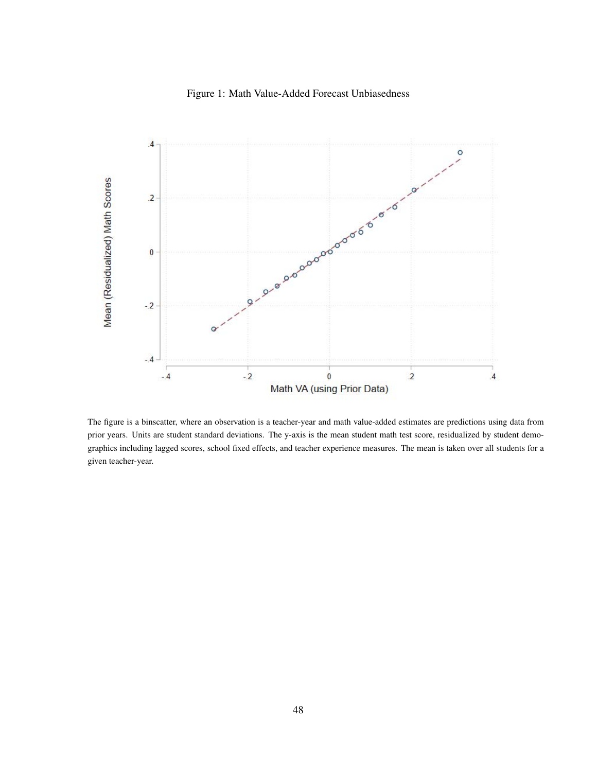Figure 1: Math Value-Added Forecast Unbiasedness

The figure is a binscatter, where an observation is a teacher-year and math value-added estimates are predictions using data from prior years. Units are student standard deviations. The y-axis is the mean student math test score, residualized by student demographics including lagged scores, school fixed effects, and teacher experience measures. The mean is taken over all students for a given teacher-year.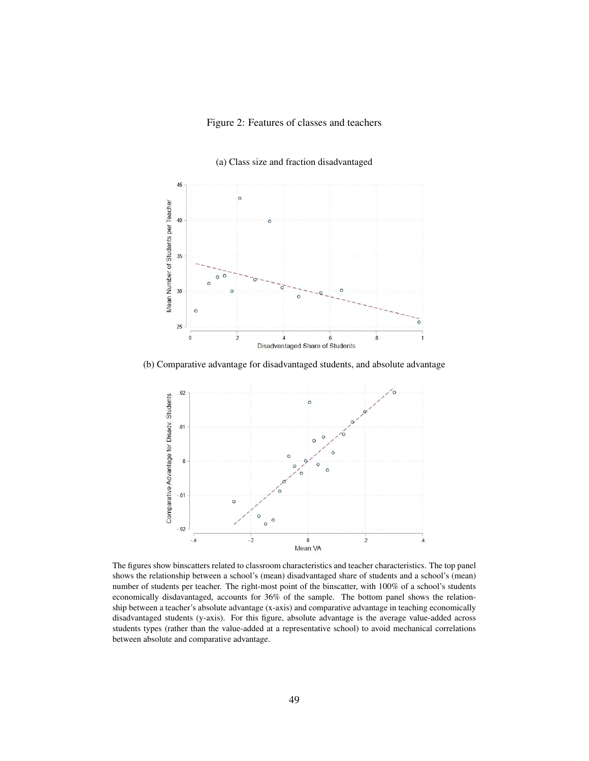Figure 2: Features of classes and teachers

(a) Class size and fraction disadvantaged

(b) Comparative advantage for disadvantaged students, and absolute advantage

The figures show binscatters related to classroom characteristics and teacher characteristics. The top panel shows the relationship between a school's (mean) disadvantaged share of students and a school's (mean) number of students per teacher. The right-most point of the binscatter, with 100% of a school's students economically disadvantaged, accounts for 36% of the sample. The bottom panel shows the relationship between a teacher's absolute advantage (x-axis) and comparative advantage in teaching economically disadvantaged students (y-axis). For this figure, absolute advantage is the average value-added across students types (rather than the value-added at a representative school) to avoid mechanical correlations between absolute and comparative advantage.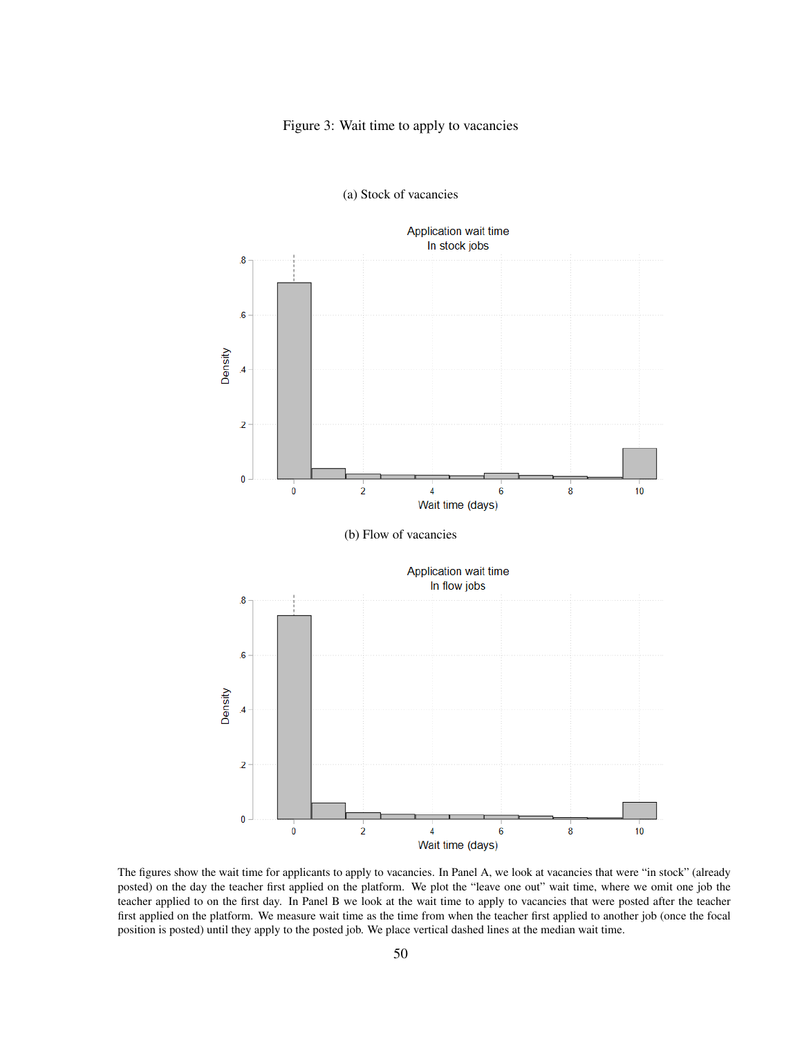Figure 3: Wait time to apply to vacancies

(a) Stock of vacancies

(b) Flow of vacancies

The figures show the wait time for applicants to apply to vacancies. In Panel A, we look at vacancies that were "in stock" (already posted) on the day the teacher first applied on the platform. We plot the "leave one out" wait time, where we omit one job the teacher applied to on the first day. In Panel B we look at the wait time to apply to vacancies that were posted after the teacher first applied on the platform. We measure wait time as the time from when the teacher first applied to another job (once the focal position is posted) until they apply to the posted job. We place vertical dashed lines at the median wait time.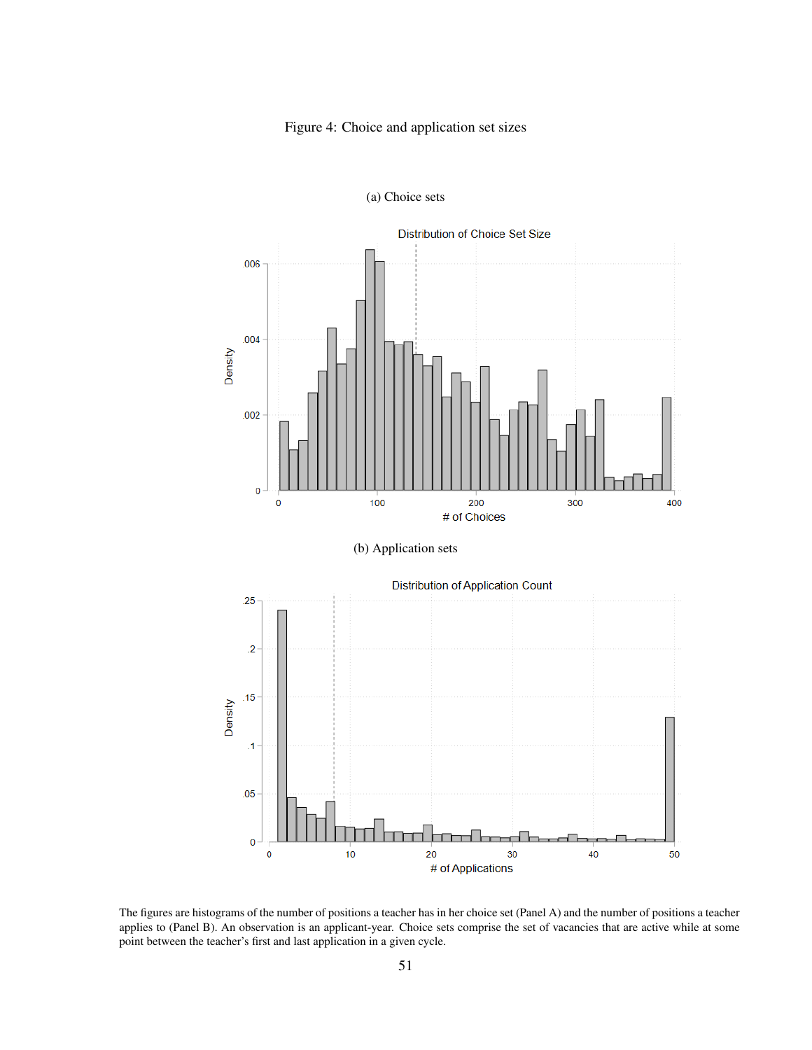Figure 4: Choice and application set sizes

(a) Choice sets

(b) Application sets

The figures are histograms of the number of positions a teacher has in her choice set (Panel A) and the number of positions a teacher applies to (Panel B). An observation is an applicant-year. Choice sets comprise the set of vacancies that are active while at some point between the teacher's first and last application in a given cycle.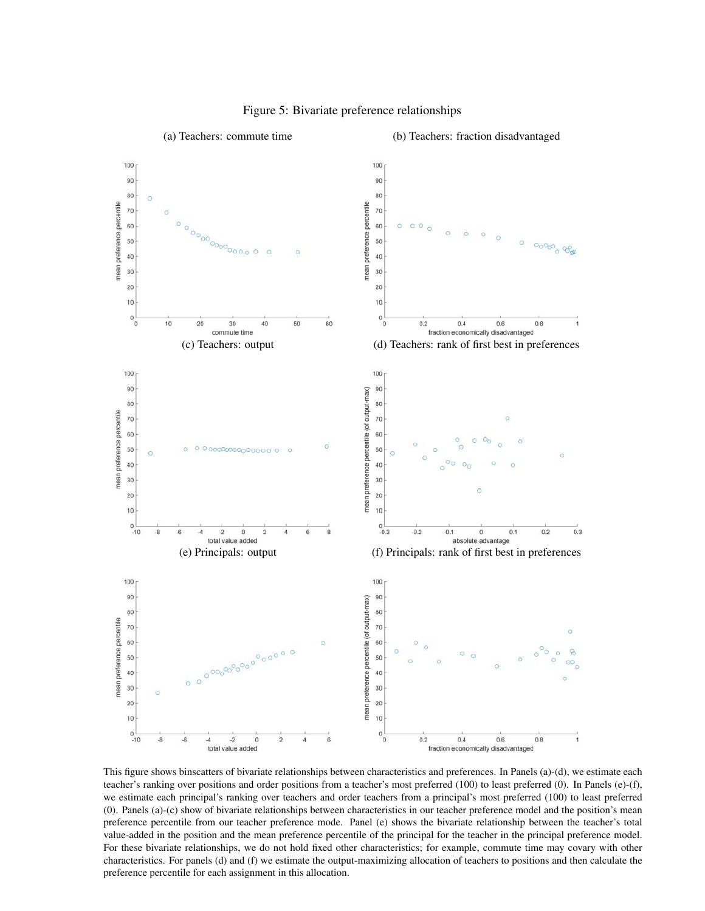Figure 5: Bivariate preference relationships

(a) Teachers: commute time

(b) Teachers: fraction disadvantaged

(c) Teachers: output

(d) Teachers: rank of first best in preferences

(e) Principals: output

(f) Principals: rank of first best in preferences

This figure shows binscatters of bivariate relationships between characteristics and preferences. In Panels (a)-(d), we estimate each teacher's ranking over positions and order positions from a teacher's most preferred (100) to least preferred (0). In Panels (e)-(f), we estimate each principal's ranking over teachers and order teachers from a principal's most preferred (100) to least preferred (0). Panels (a)-(c) show of bivariate relationships between characteristics in our teacher preference model and the position's mean preference percentile from our teacher preference mode. Panel (e) shows the bivariate relationship between the teacher's total value-added in the position and the mean preference percentile of the principal for the teacher in the principal preference model. For these bivariate relationships, we do not hold fixed other characteristics; for example, commute time may covary with other characteristics. For panels (d) and (f) we estimate the output-maximizing allocation of teachers to positions and then calculate the preference percentile for each assignment in this allocation.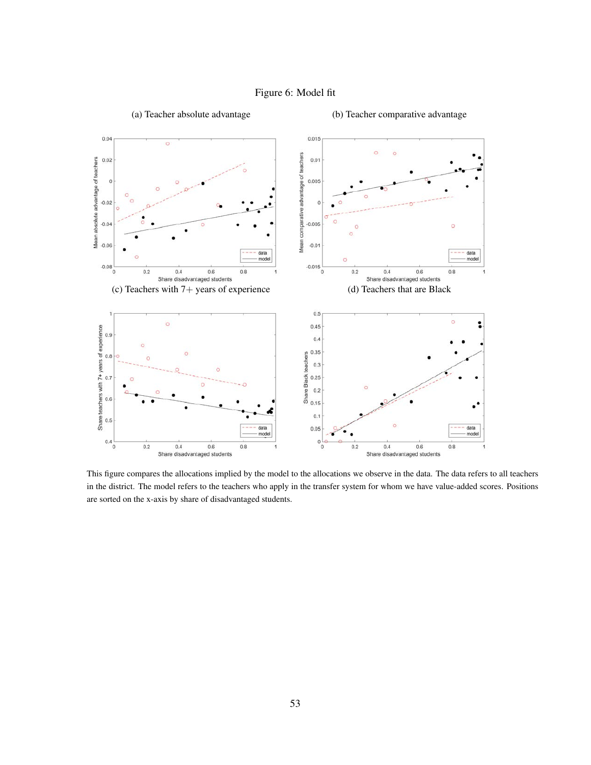Figure 6: Model fit

(a) Teacher absolute advantage

(b) Teacher comparative advantage

(c) Teachers with 7+ years of experience

(d) Teachers that are Black

This figure compares the allocations implied by the model to the allocations we observe in the data. The data refers to all teachers in the district. The model refers to the teachers who apply in the transfer system for whom we have value-added scores. Positions are sorted on the x-axis by share of disadvantaged students.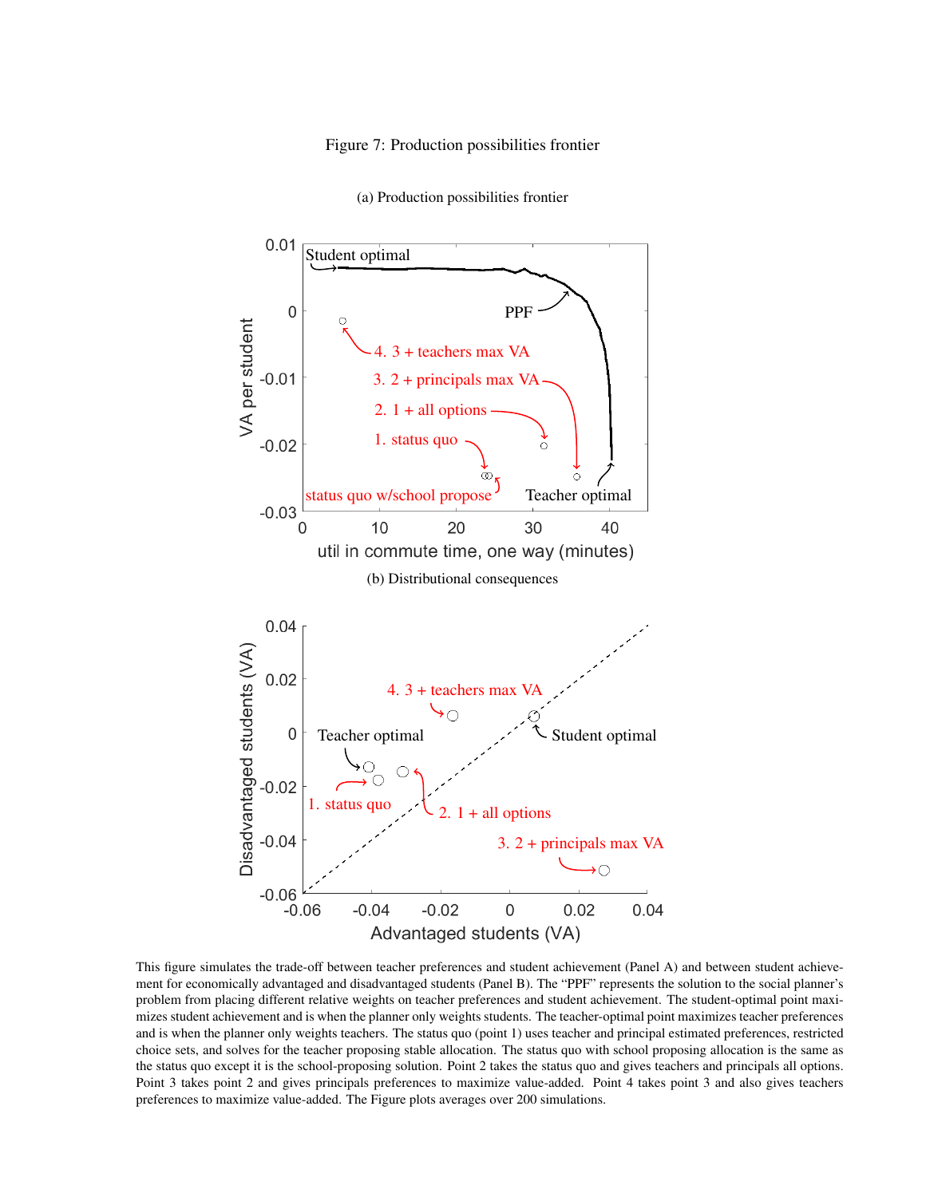Figure 7: Production possibilities frontier

(a) Production possibilities frontier

(b) Distributional consequences

This figure simulates the trade-off between teacher preferences and student achievement (Panel A) and between student achievement for economically advantaged and disadvantaged students (Panel B). The "PPF" represents the solution to the social planner's problem from placing different relative weights on teacher preferences and student achievement. The student-optimal point maximizes student achievement and is when the planner only weights students. The teacher-optimal point maximizes teacher preferences and is when the planner only weights teachers. The status quo (point 1) uses teacher and principal estimated preferences, restricted choice sets, and solves for the teacher proposing stable allocation. The status quo with school proposing allocation is the same as the status quo except it is the school-proposing solution. Point 2 takes the status quo and gives teachers and principals all options. Point 3 takes point 2 and gives principals preferences to maximize value-added. Point 4 takes point 3 and also gives teachers preferences to maximize value-added. The Figure plots averages over 200 simulations.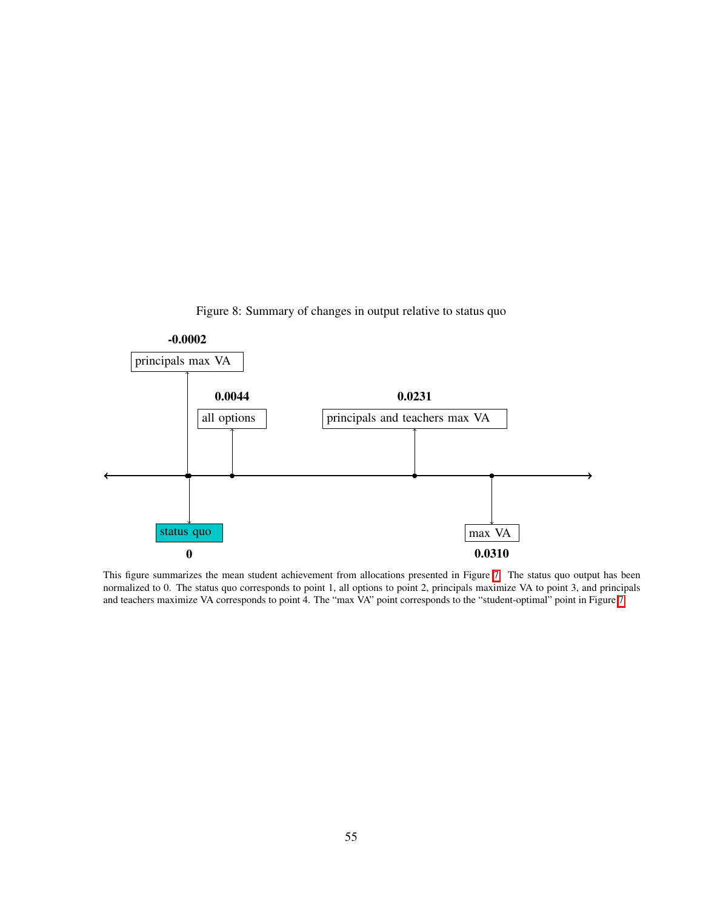Figure 8: Summary of changes in output relative to status quo

**-0.0002**

principals max VA

**0.0044**

all options

**0.0231**

principals and teachers max VA

status quo

**0**

max VA

**0.0310**

This figure summarizes the mean student achievement from allocations presented in Figure 7. The status quo output has been normalized to 0. The status quo corresponds to point 1, all options to point 2, principals maximize VA to point 3, and principals and teachers maximize VA corresponds to point 4. The "max VA" point corresponds to the "student-optimal" point in Figure 7.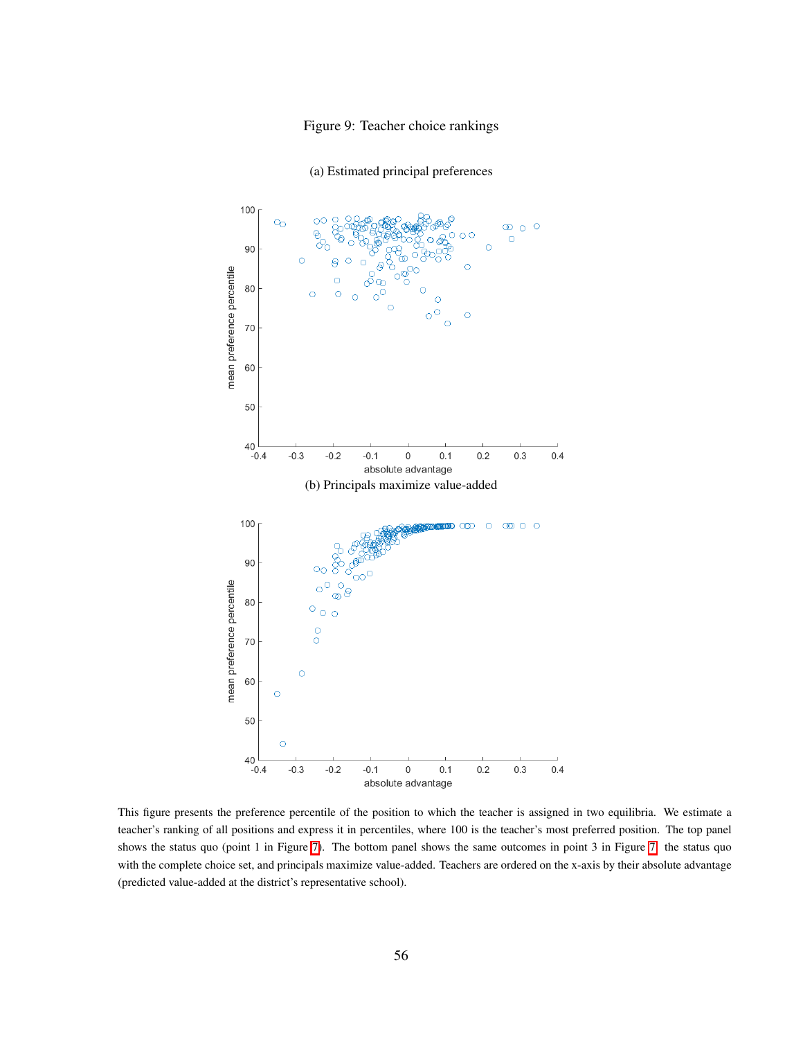Figure 9: Teacher choice rankings

(a) Estimated principal preferences

(b) Principals maximize value-added

This figure presents the preference percentile of the position to which the teacher is assigned in two equilibria. We estimate a teacher's ranking of all positions and express it in percentiles, where 100 is the teacher's most preferred position. The top panel shows the status quo (point 1 in Figure 7). The bottom panel shows the same outcomes in point 3 in Figure 7, the status quo with the complete choice set, and principals maximize value-added. Teachers are ordered on the x-axis by their absolute advantage (predicted value-added at the district's representative school).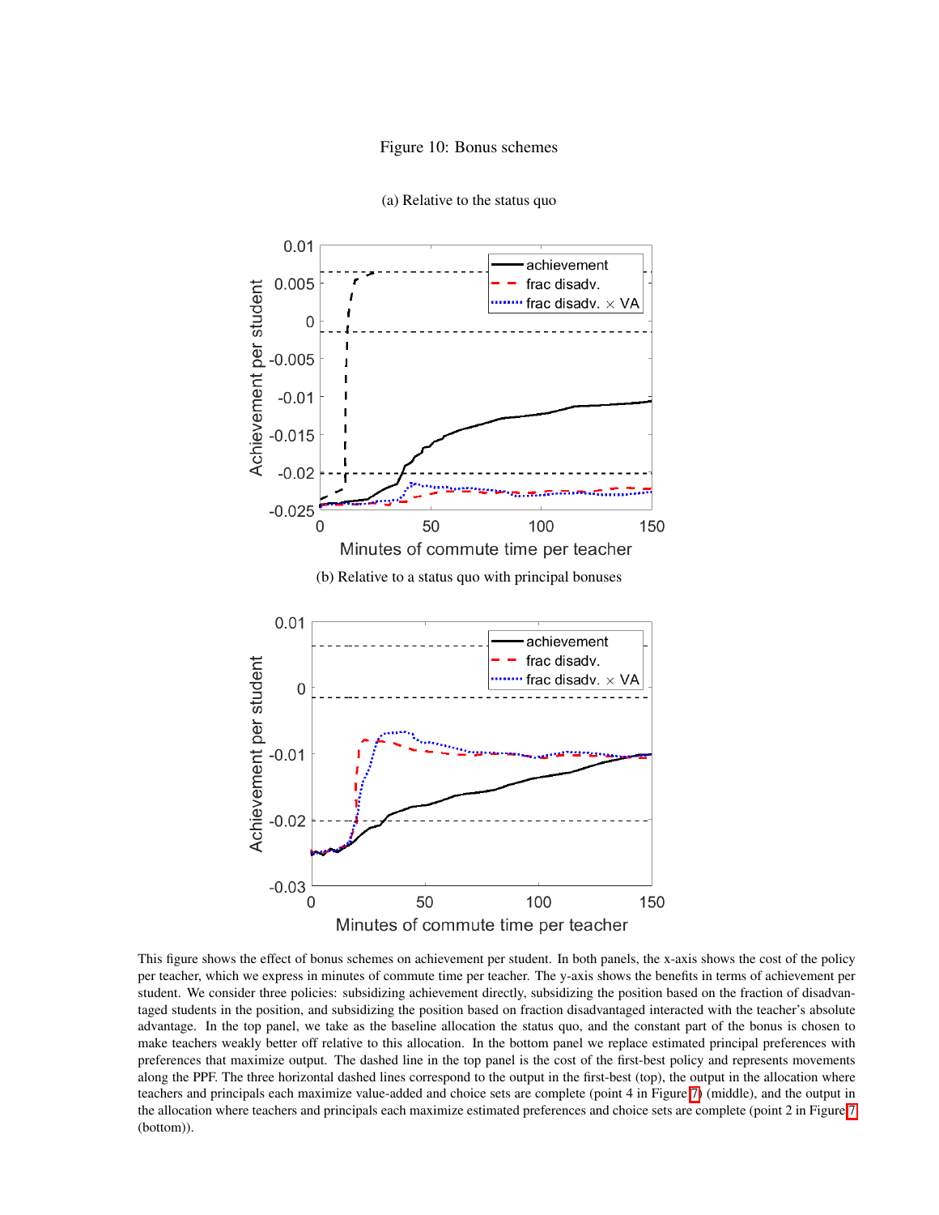Figure 10: Bonus schemes

(a) Relative to the status quo

0.01
0.005
0
-0.005
-0.01
-0.015
-0.02
-0.025
Achievement per student
0
50
100
150
Minutes of commute time per teacher
achievement
frac disadv.
frac disadv. × VA

(b) Relative to a status quo with principal bonuses

0.01
0
-0.01
-0.02
-0.03
Achievement per student
0
50
100
150
Minutes of commute time per teacher
achievement
frac disadv.
frac disadv. × VA

This figure shows the effect of bonus schemes on achievement per student. In both panels, the x-axis shows the cost of the policy per teacher, which we express in minutes of commute time per teacher. The y-axis shows the benefits in terms of achievement per student. We consider three policies: subsidizing achievement directly, subsidizing the position based on the fraction of disadvantaged students in the position, and subsidizing the position based on fraction disadvantaged interacted with the teacher's absolute advantage. In the top panel, we take as the baseline allocation the status quo, and the constant part of the bonus is chosen to make teachers weakly better off relative to this allocation. In the bottom panel we replace estimated principal preferences with preferences that maximize output. The dashed line in the top panel is the cost of the first-best policy and represents movements along the PPF. The three horizontal dashed lines correspond to the output in the first-best (top), the output in the allocation where teachers and principals each maximize value-added and choice sets are complete (point 4 in Figure 7) (middle), and the output in the allocation where teachers and principals each maximize estimated preferences and choice sets are complete (point 2 in Figure 7 (bottom)).